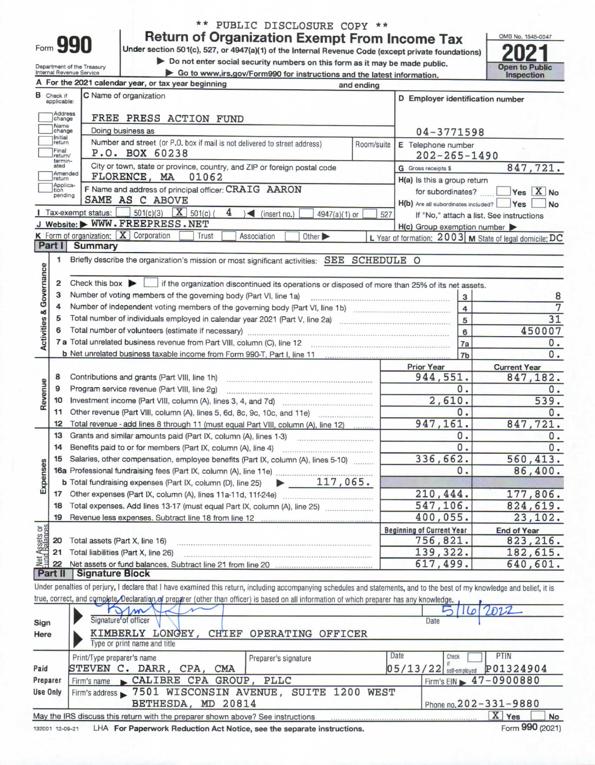** PUBLIC DISCLOSURE COPY **

# Form 990 — Return of Organization Exempt From Income Tax

Under section 501(c), 527, or 4947(a)(1) of the Internal Revenue Code (except private foundations)

▶ Do not enter social security numbers on this form as it may be made public.

▶ Go to www.irs.gov/Form990 for instructions and the latest information.

Department of the Treasury
Internal Revenue Service

OMB No. 1545-0047

**2021**

**Open to Public Inspection**

**A** For the 2021 calendar year, or tax year beginning and ending

**B** Check if applicable:
- [ ] Address change
- [ ] Name change
- [ ] Initial return
- [ ] Final return/terminated
- [ ] Amended return
- [ ] Application pending

**C** Name of organization: FREE PRESS ACTION FUND

Doing business as

Number and street (or P.O. box if mail is not delivered to street address): P.O. BOX 60238 — Room/suite

City or town, state or province, country, and ZIP or foreign postal code: FLORENCE, MA 01062

**D** Employer identification number: 04-3771598

**E** Telephone number: 202-265-1490

**G** Gross receipts $ 847,721.

**F** Name and address of principal officer: CRAIG AARON
SAME AS C ABOVE

**H(a)** Is this a group return for subordinates? [ ] Yes [X] No

**H(b)** Are all subordinates included? [ ] Yes [ ] No
If "No," attach a list. See instructions

**H(c)** Group exemption number ▶

**I** Tax-exempt status: [ ] 501(c)(3) [X] 501(c) ( 4 ) ◀ (insert no.) [ ] 4947(a)(1) or [ ] 527

**J** Website: ▶ WWW.FREEPRESS.NET

**K** Form of organization: [X] Corporation [ ] Trust [ ] Association [ ] Other ▶

**L** Year of formation: 2003 **M** State of legal domicile: DC

## Part I Summary

### Activities & Governance

1. Briefly describe the organization's mission or most significant activities: SEE SCHEDULE O
2. Check this box ▶ [ ] if the organization discontinued its operations or disposed of more than 25% of its net assets.

| | Line | Value |
|---|---|---|
| 3 Number of voting members of the governing body (Part VI, line 1a) | 3 | 8 |
| 4 Number of independent voting members of the governing body (Part VI, line 1b) | 4 | 7 |
| 5 Total number of individuals employed in calendar year 2021 (Part V, line 2a) | 5 | 31 |
| 6 Total number of volunteers (estimate if necessary) | 6 | 450007 |
| 7a Total unrelated business revenue from Part VIII, column (C), line 12 | 7a | 0. |
| b Net unrelated business taxable income from Form 990-T, Part I, line 11 | 7b | 0. |

### Revenue / Expenses

| | Prior Year | Current Year |
|---|---|---|
| 8 Contributions and grants (Part VIII, line 1h) | 944,551. | 847,182. |
| 9 Program service revenue (Part VIII, line 2g) | 0. | 0. |
| 10 Investment income (Part VIII, column (A), lines 3, 4, and 7d) | 2,610. | 539. |
| 11 Other revenue (Part VIII, column (A), lines 5, 6d, 8c, 9c, 10c, and 11e) | 0. | 0. |
| 12 Total revenue - add lines 8 through 11 (must equal Part VIII, column (A), line 12) | 947,161. | 847,721. |
| 13 Grants and similar amounts paid (Part IX, column (A), lines 1-3) | 0. | 0. |
| 14 Benefits paid to or for members (Part IX, column (A), line 4) | 0. | 0. |
| 15 Salaries, other compensation, employee benefits (Part IX, column (A), lines 5-10) | 336,662. | 560,413. |
| 16a Professional fundraising fees (Part IX, column (A), line 11e) | 0. | 86,400. |
| b Total fundraising expenses (Part IX, column (D), line 25) ▶ 117,065. | | |
| 17 Other expenses (Part IX, column (A), lines 11a-11d, 11f-24e) | 210,444. | 177,806. |
| 18 Total expenses. Add lines 13-17 (must equal Part IX, column (A), line 25) | 547,106. | 824,619. |
| 19 Revenue less expenses. Subtract line 18 from line 12 | 400,055. | 23,102. |

### Net Assets or Fund Balances

| | Beginning of Current Year | End of Year |
|---|---|---|
| 20 Total assets (Part X, line 16) | 756,821. | 823,216. |
| 21 Total liabilities (Part X, line 26) | 139,322. | 182,615. |
| 22 Net assets or fund balances. Subtract line 21 from line 20 | 617,499. | 640,601. |

## Part II Signature Block

Under penalties of perjury, I declare that I have examined this return, including accompanying schedules and statements, and to the best of my knowledge and belief, it is true, correct, and complete. Declaration of preparer (other than officer) is based on all information of which preparer has any knowledge.

**Sign Here**

Signature of officer — Date: 5/16/2022

KIMBERLY LONGEY, CHIEF OPERATING OFFICER
Type or print name and title

**Paid Preparer Use Only**

| Print/Type preparer's name | Preparer's signature | Date | Check [ ] if self-employed | PTIN |
|---|---|---|---|---|
| STEVEN C. DARR, CPA, CMA | | 05/13/22 | | P01324904 |

Firm's name ▶ CALIBRE CPA GROUP, PLLC — Firm's EIN ▶ 47-0900880

Firm's address ▶ 7501 WISCONSIN AVENUE, SUITE 1200 WEST, BETHESDA, MD 20814 — Phone no. 202-331-9880

May the IRS discuss this return with the preparer shown above? See instructions [X] Yes [ ] No

132001 12-09-21 LHA For Paperwork Reduction Act Notice, see the separate instructions. Form 990 (2021)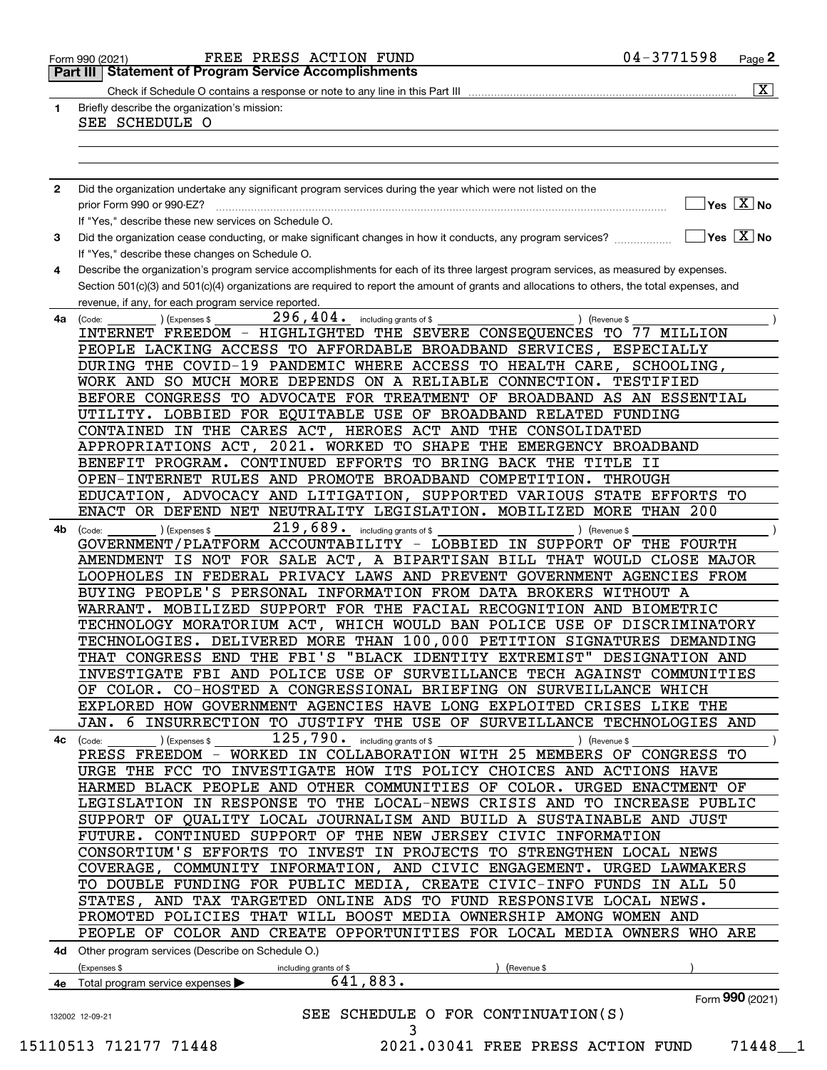Form 990 (2021) FREE PRESS ACTION FUND 04-3771598

## Part III Statement of Program Service Accomplishments

Check if Schedule O contains a response or note to any line in this Part III .......... [X]

**1** Briefly describe the organization's mission:

SEE SCHEDULE O

**2** Did the organization undertake any significant program services during the year which were not listed on the prior Form 990 or 990-EZ? .......... [ ] Yes [X] No

If "Yes," describe these new services on Schedule O.

**3** Did the organization cease conducting, or make significant changes in how it conducts, any program services? .......... [ ] Yes [X] No

If "Yes," describe these changes on Schedule O.

**4** Describe the organization's program service accomplishments for each of its three largest program services, as measured by expenses. Section 501(c)(3) and 501(c)(4) organizations are required to report the amount of grants and allocations to others, the total expenses, and revenue, if any, for each program service reported.

**4a** (Code: ) (Expenses $ 296,404. including grants of $ ) (Revenue $ )

INTERNET FREEDOM - HIGHLIGHTED THE SEVERE CONSEQUENCES TO 77 MILLION PEOPLE LACKING ACCESS TO AFFORDABLE BROADBAND SERVICES, ESPECIALLY DURING THE COVID-19 PANDEMIC WHERE ACCESS TO HEALTH CARE, SCHOOLING, WORK AND SO MUCH MORE DEPENDS ON A RELIABLE CONNECTION. TESTIFIED BEFORE CONGRESS TO ADVOCATE FOR TREATMENT OF BROADBAND AS AN ESSENTIAL UTILITY. LOBBIED FOR EQUITABLE USE OF BROADBAND RELATED FUNDING CONTAINED IN THE CARES ACT, HEROES ACT AND THE CONSOLIDATED APPROPRIATIONS ACT, 2021. WORKED TO SHAPE THE EMERGENCY BROADBAND BENEFIT PROGRAM. CONTINUED EFFORTS TO BRING BACK THE TITLE II OPEN-INTERNET RULES AND PROMOTE BROADBAND COMPETITION. THROUGH EDUCATION, ADVOCACY AND LITIGATION, SUPPORTED VARIOUS STATE EFFORTS TO ENACT OR DEFEND NET NEUTRALITY LEGISLATION. MOBILIZED MORE THAN 200

**4b** (Code: ) (Expenses $ 219,689. including grants of $ ) (Revenue $ )

GOVERNMENT/PLATFORM ACCOUNTABILITY - LOBBIED IN SUPPORT OF THE FOURTH AMENDMENT IS NOT FOR SALE ACT, A BIPARTISAN BILL THAT WOULD CLOSE MAJOR LOOPHOLES IN FEDERAL PRIVACY LAWS AND PREVENT GOVERNMENT AGENCIES FROM BUYING PEOPLE'S PERSONAL INFORMATION FROM DATA BROKERS WITHOUT A WARRANT. MOBILIZED SUPPORT FOR THE FACIAL RECOGNITION AND BIOMETRIC TECHNOLOGY MORATORIUM ACT, WHICH WOULD BAN POLICE USE OF DISCRIMINATORY TECHNOLOGIES. DELIVERED MORE THAN 100,000 PETITION SIGNATURES DEMANDING THAT CONGRESS END THE FBI'S "BLACK IDENTITY EXTREMIST" DESIGNATION AND INVESTIGATE FBI AND POLICE USE OF SURVEILLANCE TECH AGAINST COMMUNITIES OF COLOR. CO-HOSTED A CONGRESSIONAL BRIEFING ON SURVEILLANCE WHICH EXPLORED HOW GOVERNMENT AGENCIES HAVE LONG EXPLOITED CRISES LIKE THE JAN. 6 INSURRECTION TO JUSTIFY THE USE OF SURVEILLANCE TECHNOLOGIES AND

**4c** (Code: ) (Expenses $ 125,790. including grants of $ ) (Revenue $ )

PRESS FREEDOM - WORKED IN COLLABORATION WITH 25 MEMBERS OF CONGRESS TO URGE THE FCC TO INVESTIGATE HOW ITS POLICY CHOICES AND ACTIONS HAVE HARMED BLACK PEOPLE AND OTHER COMMUNITIES OF COLOR. URGED ENACTMENT OF LEGISLATION IN RESPONSE TO THE LOCAL-NEWS CRISIS AND TO INCREASE PUBLIC SUPPORT OF QUALITY LOCAL JOURNALISM AND BUILD A SUSTAINABLE AND JUST FUTURE. CONTINUED SUPPORT OF THE NEW JERSEY CIVIC INFORMATION CONSORTIUM'S EFFORTS TO INVEST IN PROJECTS TO STRENGTHEN LOCAL NEWS COVERAGE, COMMUNITY INFORMATION, AND CIVIC ENGAGEMENT. URGED LAWMAKERS TO DOUBLE FUNDING FOR PUBLIC MEDIA, CREATE CIVIC-INFO FUNDS IN ALL 50 STATES, AND TAX TARGETED ONLINE ADS TO FUND RESPONSIVE LOCAL NEWS. PROMOTED POLICIES THAT WILL BOOST MEDIA OWNERSHIP AMONG WOMEN AND PEOPLE OF COLOR AND CREATE OPPORTUNITIES FOR LOCAL MEDIA OWNERS WHO ARE

**4d** Other program services (Describe on Schedule O.)

(Expenses $ including grants of $ ) (Revenue $ )

**4e** Total program service expenses ▶ 641,883.

Form **990** (2021)

SEE SCHEDULE O FOR CONTINUATION(S)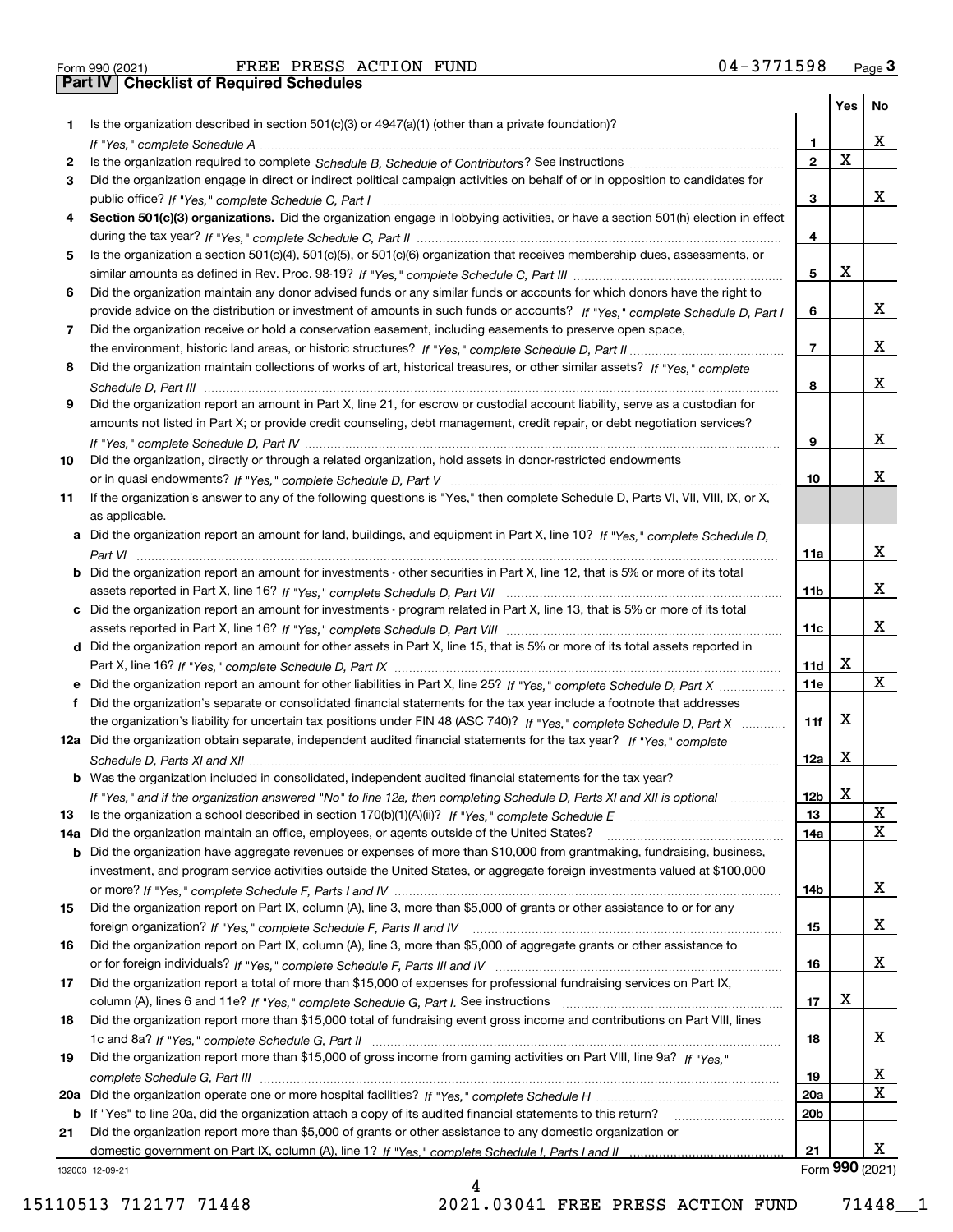Form 990 (2021) FREE PRESS ACTION FUND 04-3771598 Page **3**

## Part IV Checklist of Required Schedules

| | | | Yes | No |
|---|---|---|---|---|
| **1** | Is the organization described in section 501(c)(3) or 4947(a)(1) (other than a private foundation)? *If "Yes," complete Schedule A* | **1** | | X |
| **2** | Is the organization required to complete *Schedule B, Schedule of Contributors*? See instructions | **2** | X | |
| **3** | Did the organization engage in direct or indirect political campaign activities on behalf of or in opposition to candidates for public office? *If "Yes," complete Schedule C, Part I* | **3** | | X |
| **4** | **Section 501(c)(3) organizations.** Did the organization engage in lobbying activities, or have a section 501(h) election in effect during the tax year? *If "Yes," complete Schedule C, Part II* | **4** | | |
| **5** | Is the organization a section 501(c)(4), 501(c)(5), or 501(c)(6) organization that receives membership dues, assessments, or similar amounts as defined in Rev. Proc. 98-19? *If "Yes," complete Schedule C, Part III* | **5** | X | |
| **6** | Did the organization maintain any donor advised funds or any similar funds or accounts for which donors have the right to provide advice on the distribution or investment of amounts in such funds or accounts? *If "Yes," complete Schedule D, Part I* | **6** | | X |
| **7** | Did the organization receive or hold a conservation easement, including easements to preserve open space, the environment, historic land areas, or historic structures? *If "Yes," complete Schedule D, Part II* | **7** | | X |
| **8** | Did the organization maintain collections of works of art, historical treasures, or other similar assets? *If "Yes," complete Schedule D, Part III* | **8** | | X |
| **9** | Did the organization report an amount in Part X, line 21, for escrow or custodial account liability, serve as a custodian for amounts not listed in Part X; or provide credit counseling, debt management, credit repair, or debt negotiation services? *If "Yes," complete Schedule D, Part IV* | **9** | | X |
| **10** | Did the organization, directly or through a related organization, hold assets in donor-restricted endowments or in quasi endowments? *If "Yes," complete Schedule D, Part V* | **10** | | X |
| **11** | If the organization's answer to any of the following questions is "Yes," then complete Schedule D, Parts VI, VII, VIII, IX, or X, as applicable. | | | |
| **a** | Did the organization report an amount for land, buildings, and equipment in Part X, line 10? *If "Yes," complete Schedule D, Part VI* | **11a** | | X |
| **b** | Did the organization report an amount for investments - other securities in Part X, line 12, that is 5% or more of its total assets reported in Part X, line 16? *If "Yes," complete Schedule D, Part VII* | **11b** | | X |
| **c** | Did the organization report an amount for investments - program related in Part X, line 13, that is 5% or more of its total assets reported in Part X, line 16? *If "Yes," complete Schedule D, Part VIII* | **11c** | | X |
| **d** | Did the organization report an amount for other assets in Part X, line 15, that is 5% or more of its total assets reported in Part X, line 16? *If "Yes," complete Schedule D, Part IX* | **11d** | X | |
| **e** | Did the organization report an amount for other liabilities in Part X, line 25? *If "Yes," complete Schedule D, Part X* | **11e** | | X |
| **f** | Did the organization's separate or consolidated financial statements for the tax year include a footnote that addresses the organization's liability for uncertain tax positions under FIN 48 (ASC 740)? *If "Yes," complete Schedule D, Part X* | **11f** | X | |
| **12a** | Did the organization obtain separate, independent audited financial statements for the tax year? *If "Yes," complete Schedule D, Parts XI and XII* | **12a** | X | |
| **b** | Was the organization included in consolidated, independent audited financial statements for the tax year? *If "Yes," and if the organization answered "No" to line 12a, then completing Schedule D, Parts XI and XII is optional* | **12b** | X | |
| **13** | Is the organization a school described in section 170(b)(1)(A)(ii)? *If "Yes," complete Schedule E* | **13** | | X |
| **14a** | Did the organization maintain an office, employees, or agents outside of the United States? | **14a** | | X |
| **b** | Did the organization have aggregate revenues or expenses of more than $10,000 from grantmaking, fundraising, business, investment, and program service activities outside the United States, or aggregate foreign investments valued at $100,000 or more? *If "Yes," complete Schedule F, Parts I and IV* | **14b** | | X |
| **15** | Did the organization report on Part IX, column (A), line 3, more than $5,000 of grants or other assistance to or for any foreign organization? *If "Yes," complete Schedule F, Parts II and IV* | **15** | | X |
| **16** | Did the organization report on Part IX, column (A), line 3, more than $5,000 of aggregate grants or other assistance to or for foreign individuals? *If "Yes," complete Schedule F, Parts III and IV* | **16** | | X |
| **17** | Did the organization report a total of more than $15,000 of expenses for professional fundraising services on Part IX, column (A), lines 6 and 11e? *If "Yes," complete Schedule G, Part I.* See instructions | **17** | X | |
| **18** | Did the organization report more than $15,000 total of fundraising event gross income and contributions on Part VIII, lines 1c and 8a? *If "Yes," complete Schedule G, Part II* | **18** | | X |
| **19** | Did the organization report more than $15,000 of gross income from gaming activities on Part VIII, line 9a? *If "Yes," complete Schedule G, Part III* | **19** | | X |
| **20a** | Did the organization operate one or more hospital facilities? *If "Yes," complete Schedule H* | **20a** | | X |
| **b** | If "Yes" to line 20a, did the organization attach a copy of its audited financial statements to this return? | **20b** | | |
| **21** | Did the organization report more than $5,000 of grants or other assistance to any domestic organization or domestic government on Part IX, column (A), line 1? *If "Yes," complete Schedule I, Parts I and II* | **21** | | X |

132003 12-09-21 Form **990** (2021)

15110513 712177 71448 2021.03041 FREE PRESS ACTION FUND 71448__1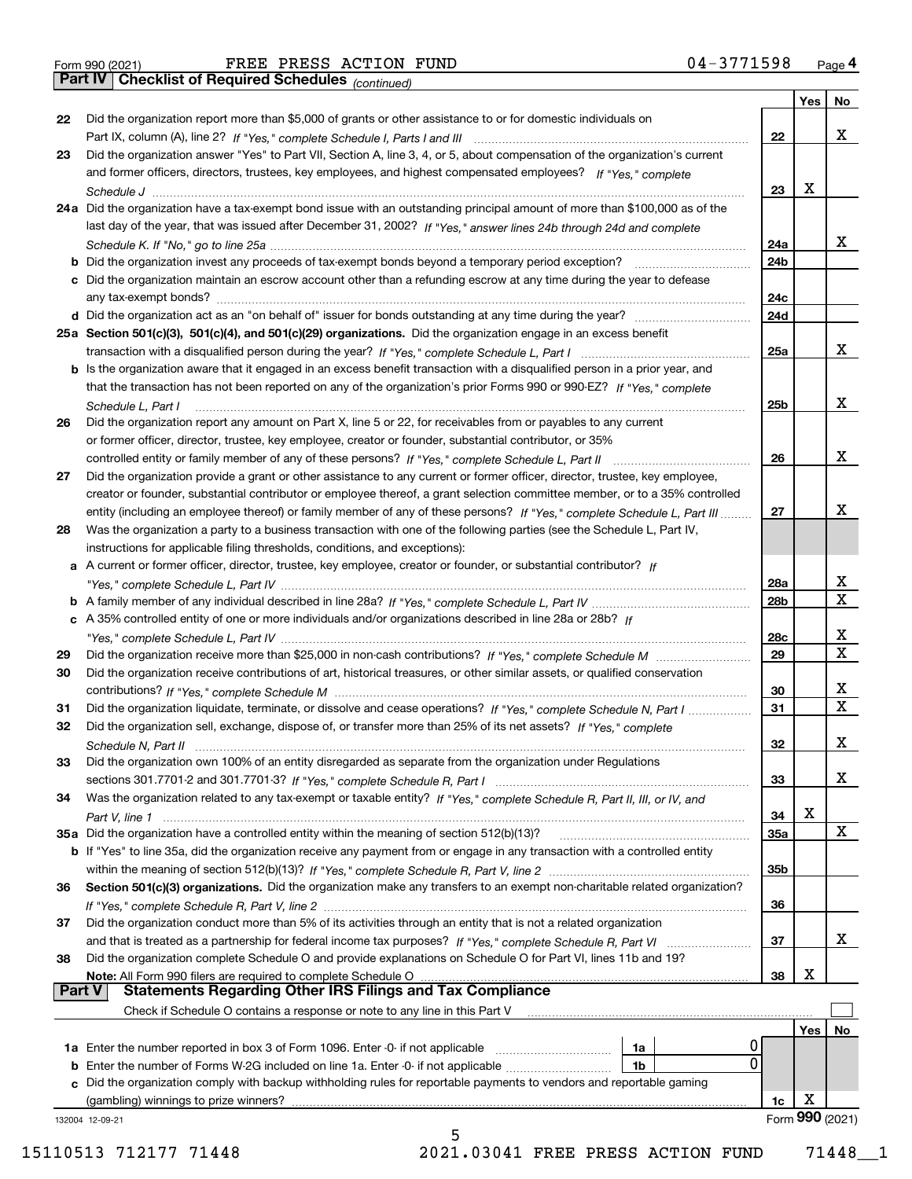Form 990 (2021) FREE PRESS ACTION FUND 04-3771598 Page 4

**Part IV | Checklist of Required Schedules** *(continued)*

| | | | Yes | No |
|---|---|---|---|---|
| 22 | Did the organization report more than \$5,000 of grants or other assistance to or for domestic individuals on Part IX, column (A), line 2? *If "Yes," complete Schedule I, Parts I and III* | 22 | | X |
| 23 | Did the organization answer "Yes" to Part VII, Section A, line 3, 4, or 5, about compensation of the organization's current and former officers, directors, trustees, key employees, and highest compensated employees? *If "Yes," complete Schedule J* | 23 | X | |
| 24a | Did the organization have a tax-exempt bond issue with an outstanding principal amount of more than \$100,000 as of the last day of the year, that was issued after December 31, 2002? *If "Yes," answer lines 24b through 24d and complete Schedule K. If "No," go to line 25a* | 24a | | X |
| b | Did the organization invest any proceeds of tax-exempt bonds beyond a temporary period exception? | 24b | | |
| c | Did the organization maintain an escrow account other than a refunding escrow at any time during the year to defease any tax-exempt bonds? | 24c | | |
| d | Did the organization act as an "on behalf of" issuer for bonds outstanding at any time during the year? | 24d | | |
| 25a | **Section 501(c)(3), 501(c)(4), and 501(c)(29) organizations.** Did the organization engage in an excess benefit transaction with a disqualified person during the year? *If "Yes," complete Schedule L, Part I* | 25a | | X |
| b | Is the organization aware that it engaged in an excess benefit transaction with a disqualified person in a prior year, and that the transaction has not been reported on any of the organization's prior Forms 990 or 990-EZ? *If "Yes," complete Schedule L, Part I* | 25b | | X |
| 26 | Did the organization report any amount on Part X, line 5 or 22, for receivables from or payables to any current or former officer, director, trustee, key employee, creator or founder, substantial contributor, or 35% controlled entity or family member of any of these persons? *If "Yes," complete Schedule L, Part II* | 26 | | X |
| 27 | Did the organization provide a grant or other assistance to any current or former officer, director, trustee, key employee, creator or founder, substantial contributor or employee thereof, a grant selection committee member, or to a 35% controlled entity (including an employee thereof) or family member of any of these persons? *If "Yes," complete Schedule L, Part III* | 27 | | X |
| 28 | Was the organization a party to a business transaction with one of the following parties (see the Schedule L, Part IV, instructions for applicable filing thresholds, conditions, and exceptions): | | | |
| a | A current or former officer, director, trustee, key employee, creator or founder, or substantial contributor? *If "Yes," complete Schedule L, Part IV* | 28a | | X |
| b | A family member of any individual described in line 28a? *If "Yes," complete Schedule L, Part IV* | 28b | | X |
| c | A 35% controlled entity of one or more individuals and/or organizations described in line 28a or 28b? *If "Yes," complete Schedule L, Part IV* | 28c | | X |
| 29 | Did the organization receive more than \$25,000 in non-cash contributions? *If "Yes," complete Schedule M* | 29 | | X |
| 30 | Did the organization receive contributions of art, historical treasures, or other similar assets, or qualified conservation contributions? *If "Yes," complete Schedule M* | 30 | | X |
| 31 | Did the organization liquidate, terminate, or dissolve and cease operations? *If "Yes," complete Schedule N, Part I* | 31 | | X |
| 32 | Did the organization sell, exchange, dispose of, or transfer more than 25% of its net assets? *If "Yes," complete Schedule N, Part II* | 32 | | X |
| 33 | Did the organization own 100% of an entity disregarded as separate from the organization under Regulations sections 301.7701-2 and 301.7701-3? *If "Yes," complete Schedule R, Part I* | 33 | | X |
| 34 | Was the organization related to any tax-exempt or taxable entity? *If "Yes," complete Schedule R, Part II, III, or IV, and Part V, line 1* | 34 | X | |
| 35a | Did the organization have a controlled entity within the meaning of section 512(b)(13)? | 35a | | X |
| b | If "Yes" to line 35a, did the organization receive any payment from or engage in any transaction with a controlled entity within the meaning of section 512(b)(13)? *If "Yes," complete Schedule R, Part V, line 2* | 35b | | |
| 36 | **Section 501(c)(3) organizations.** Did the organization make any transfers to an exempt non-charitable related organization? *If "Yes," complete Schedule R, Part V, line 2* | 36 | | |
| 37 | Did the organization conduct more than 5% of its activities through an entity that is not a related organization and that is treated as a partnership for federal income tax purposes? *If "Yes," complete Schedule R, Part VI* | 37 | | X |
| 38 | Did the organization complete Schedule O and provide explanations on Schedule O for Part VI, lines 11b and 19? **Note:** All Form 990 filers are required to complete Schedule O | 38 | X | |

**Part V | Statements Regarding Other IRS Filings and Tax Compliance**

Check if Schedule O contains a response or note to any line in this Part V ☐

| | | | | | Yes | No |
|---|---|---|---|---|---|---|
| 1a | Enter the number reported in box 3 of Form 1096. Enter -0- if not applicable | 1a | 0 | | | |
| b | Enter the number of Forms W-2G included on line 1a. Enter -0- if not applicable | 1b | 0 | | | |
| c | Did the organization comply with backup withholding rules for reportable payments to vendors and reportable gaming (gambling) winnings to prize winners? | | | 1c | X | |

132004 12-09-21 Form **990** (2021)

15110513 712177 71448 2021.03041 FREE PRESS ACTION FUND 71448__1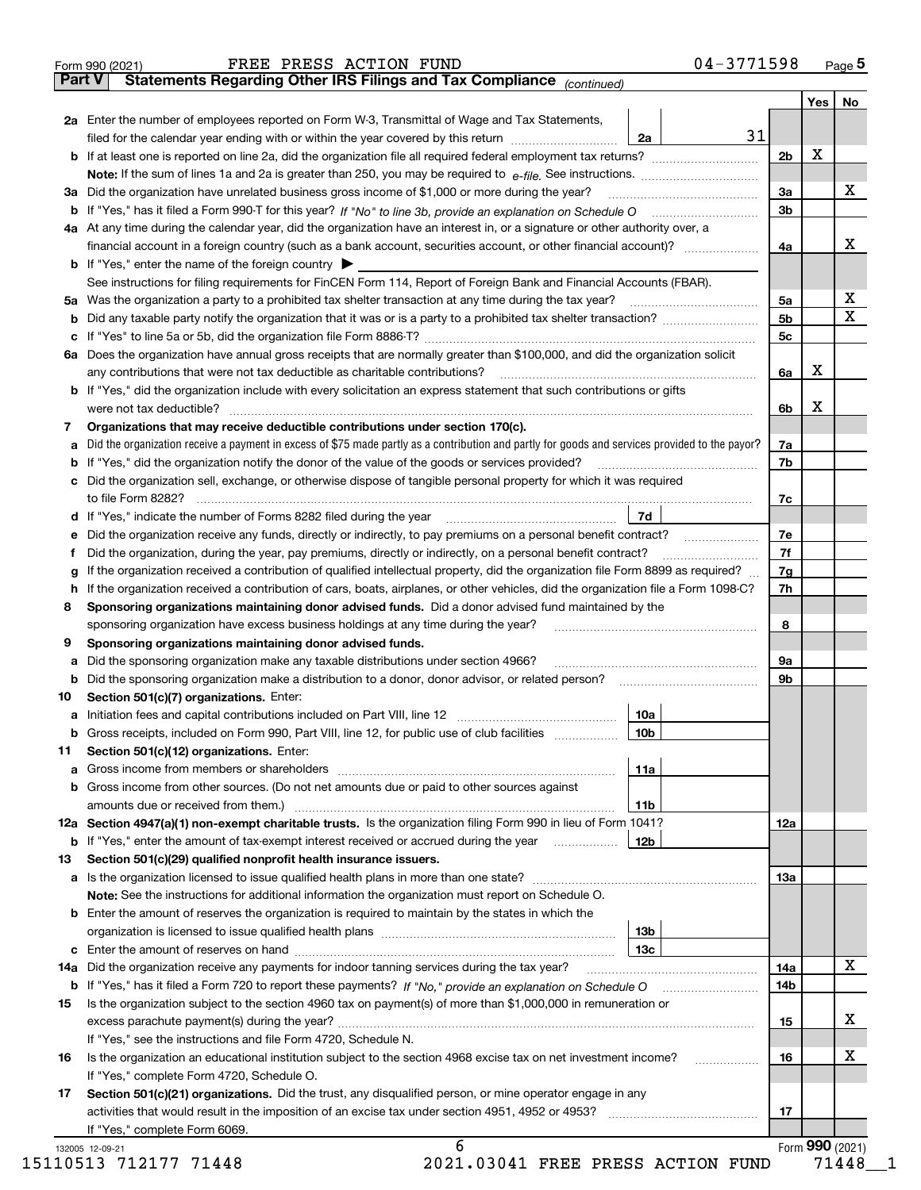Form 990 (2021) FREE PRESS ACTION FUND 04-3771598 Page 5

## Part V Statements Regarding Other IRS Filings and Tax Compliance *(continued)*

| | | | | Yes | No |
|---|---|---|---|---|---|
| **2a** | Enter the number of employees reported on Form W-3, Transmittal of Wage and Tax Statements, filed for the calendar year ending with or within the year covered by this return | **2a** 31 | | | |
| **b** | If at least one is reported on line 2a, did the organization file all required federal employment tax returns? | | **2b** | X | |
| | **Note:** If the sum of lines 1a and 2a is greater than 250, you may be required to *e-file.* See instructions. | | | | |
| **3a** | Did the organization have unrelated business gross income of $1,000 or more during the year? | | **3a** | | X |
| **b** | If "Yes," has it filed a Form 990-T for this year? *If "No" to line 3b, provide an explanation on Schedule O* | | **3b** | | |
| **4a** | At any time during the calendar year, did the organization have an interest in, or a signature or other authority over, a financial account in a foreign country (such as a bank account, securities account, or other financial account)? | | **4a** | | X |
| **b** | If "Yes," enter the name of the foreign country ▶ | | | | |
| | See instructions for filing requirements for FinCEN Form 114, Report of Foreign Bank and Financial Accounts (FBAR). | | | | |
| **5a** | Was the organization a party to a prohibited tax shelter transaction at any time during the tax year? | | **5a** | | X |
| **b** | Did any taxable party notify the organization that it was or is a party to a prohibited tax shelter transaction? | | **5b** | | X |
| **c** | If "Yes" to line 5a or 5b, did the organization file Form 8886-T? | | **5c** | | |
| **6a** | Does the organization have annual gross receipts that are normally greater than $100,000, and did the organization solicit any contributions that were not tax deductible as charitable contributions? | | **6a** | X | |
| **b** | If "Yes," did the organization include with every solicitation an express statement that such contributions or gifts were not tax deductible? | | **6b** | X | |
| **7** | **Organizations that may receive deductible contributions under section 170(c).** | | | | |
| **a** | Did the organization receive a payment in excess of $75 made partly as a contribution and partly for goods and services provided to the payor? | | **7a** | | |
| **b** | If "Yes," did the organization notify the donor of the value of the goods or services provided? | | **7b** | | |
| **c** | Did the organization sell, exchange, or otherwise dispose of tangible personal property for which it was required to file Form 8282? | | **7c** | | |
| **d** | If "Yes," indicate the number of Forms 8282 filed during the year | **7d** | | | |
| **e** | Did the organization receive any funds, directly or indirectly, to pay premiums on a personal benefit contract? | | **7e** | | |
| **f** | Did the organization, during the year, pay premiums, directly or indirectly, on a personal benefit contract? | | **7f** | | |
| **g** | If the organization received a contribution of qualified intellectual property, did the organization file Form 8899 as required? | | **7g** | | |
| **h** | If the organization received a contribution of cars, boats, airplanes, or other vehicles, did the organization file a Form 1098-C? | | **7h** | | |
| **8** | **Sponsoring organizations maintaining donor advised funds.** Did a donor advised fund maintained by the sponsoring organization have excess business holdings at any time during the year? | | **8** | | |
| **9** | **Sponsoring organizations maintaining donor advised funds.** | | | | |
| **a** | Did the sponsoring organization make any taxable distributions under section 4966? | | **9a** | | |
| **b** | Did the sponsoring organization make a distribution to a donor, donor advisor, or related person? | | **9b** | | |
| **10** | **Section 501(c)(7) organizations.** Enter: | | | | |
| **a** | Initiation fees and capital contributions included on Part VIII, line 12 | **10a** | | | |
| **b** | Gross receipts, included on Form 990, Part VIII, line 12, for public use of club facilities | **10b** | | | |
| **11** | **Section 501(c)(12) organizations.** Enter: | | | | |
| **a** | Gross income from members or shareholders | **11a** | | | |
| **b** | Gross income from other sources. (Do not net amounts due or paid to other sources against amounts due or received from them.) | **11b** | | | |
| **12a** | **Section 4947(a)(1) non-exempt charitable trusts.** Is the organization filing Form 990 in lieu of Form 1041? | | **12a** | | |
| **b** | If "Yes," enter the amount of tax-exempt interest received or accrued during the year | **12b** | | | |
| **13** | **Section 501(c)(29) qualified nonprofit health insurance issuers.** | | | | |
| **a** | Is the organization licensed to issue qualified health plans in more than one state? | | **13a** | | |
| | **Note:** See the instructions for additional information the organization must report on Schedule O. | | | | |
| **b** | Enter the amount of reserves the organization is required to maintain by the states in which the organization is licensed to issue qualified health plans | **13b** | | | |
| **c** | Enter the amount of reserves on hand | **13c** | | | |
| **14a** | Did the organization receive any payments for indoor tanning services during the tax year? | | **14a** | | X |
| **b** | If "Yes," has it filed a Form 720 to report these payments? *If "No," provide an explanation on Schedule O* | | **14b** | | |
| **15** | Is the organization subject to the section 4960 tax on payment(s) of more than $1,000,000 in remuneration or excess parachute payment(s) during the year? | | **15** | | X |
| | If "Yes," see the instructions and file Form 4720, Schedule N. | | | | |
| **16** | Is the organization an educational institution subject to the section 4968 excise tax on net investment income? | | **16** | | X |
| | If "Yes," complete Form 4720, Schedule O. | | | | |
| **17** | **Section 501(c)(21) organizations.** Did the trust, any disqualified person, or mine operator engage in any activities that would result in the imposition of an excise tax under section 4951, 4952 or 4953? | | **17** | | |
| | If "Yes," complete Form 6069. | | | | |

Form **990** (2021)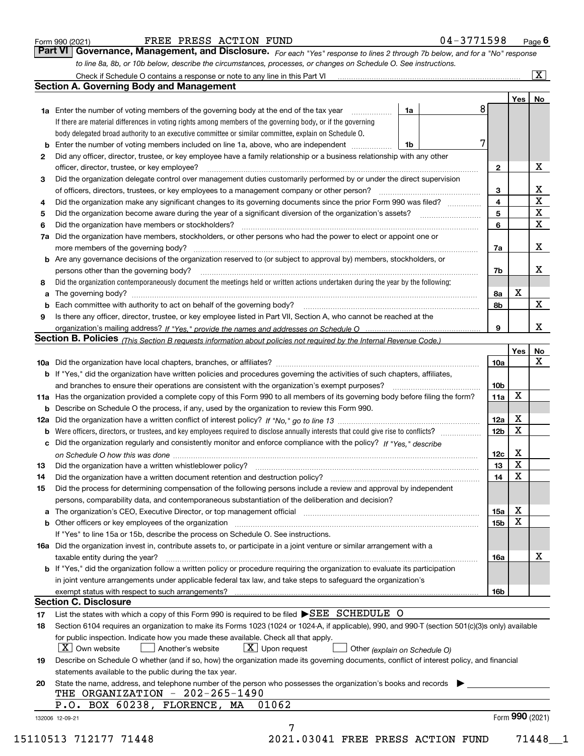Form 990 (2021) FREE PRESS ACTION FUND 04-3771598 Page 6

## Part VI Governance, Management, and Disclosure.

*For each "Yes" response to lines 2 through 7b below, and for a "No" response to line 8a, 8b, or 10b below, describe the circumstances, processes, or changes on Schedule O. See instructions.*

Check if Schedule O contains a response or note to any line in this Part VI [X]

### Section A. Governing Body and Management

| | | | | Yes | No |
|---|---|---|---|---|---|
| 1a | Enter the number of voting members of the governing body at the end of the tax year. If there are material differences in voting rights among members of the governing body, or if the governing body delegated broad authority to an executive committee or similar committee, explain on Schedule O. | 1a | 8 | | |
| b | Enter the number of voting members included on line 1a, above, who are independent | 1b | 7 | | |
| 2 | Did any officer, director, trustee, or key employee have a family relationship or a business relationship with any other officer, director, trustee, or key employee? | | 2 | | X |
| 3 | Did the organization delegate control over management duties customarily performed by or under the direct supervision of officers, directors, trustees, or key employees to a management company or other person? | | 3 | | X |
| 4 | Did the organization make any significant changes to its governing documents since the prior Form 990 was filed? | | 4 | | X |
| 5 | Did the organization become aware during the year of a significant diversion of the organization's assets? | | 5 | | X |
| 6 | Did the organization have members or stockholders? | | 6 | | X |
| 7a | Did the organization have members, stockholders, or other persons who had the power to elect or appoint one or more members of the governing body? | | 7a | | X |
| b | Are any governance decisions of the organization reserved to (or subject to approval by) members, stockholders, or persons other than the governing body? | | 7b | | X |
| 8 | Did the organization contemporaneously document the meetings held or written actions undertaken during the year by the following: | | | | |
| a | The governing body? | | 8a | X | |
| b | Each committee with authority to act on behalf of the governing body? | | 8b | | X |
| 9 | Is there any officer, director, trustee, or key employee listed in Part VII, Section A, who cannot be reached at the organization's mailing address? *If "Yes," provide the names and addresses on Schedule O* | | 9 | | X |

### Section B. Policies *(This Section B requests information about policies not required by the Internal Revenue Code.)*

| | | | Yes | No |
|---|---|---|---|---|
| 10a | Did the organization have local chapters, branches, or affiliates? | 10a | | X |
| b | If "Yes," did the organization have written policies and procedures governing the activities of such chapters, affiliates, and branches to ensure their operations are consistent with the organization's exempt purposes? | 10b | | |
| 11a | Has the organization provided a complete copy of this Form 990 to all members of its governing body before filing the form? | 11a | X | |
| b | Describe on Schedule O the process, if any, used by the organization to review this Form 990. | | | |
| 12a | Did the organization have a written conflict of interest policy? *If "No," go to line 13* | 12a | X | |
| b | Were officers, directors, or trustees, and key employees required to disclose annually interests that could give rise to conflicts? | 12b | X | |
| c | Did the organization regularly and consistently monitor and enforce compliance with the policy? *If "Yes," describe on Schedule O how this was done* | 12c | X | |
| 13 | Did the organization have a written whistleblower policy? | 13 | X | |
| 14 | Did the organization have a written document retention and destruction policy? | 14 | X | |
| 15 | Did the process for determining compensation of the following persons include a review and approval by independent persons, comparability data, and contemporaneous substantiation of the deliberation and decision? | | | |
| a | The organization's CEO, Executive Director, or top management official | 15a | X | |
| b | Other officers or key employees of the organization | 15b | X | |
| | If "Yes" to line 15a or 15b, describe the process on Schedule O. See instructions. | | | |
| 16a | Did the organization invest in, contribute assets to, or participate in a joint venture or similar arrangement with a taxable entity during the year? | 16a | | X |
| b | If "Yes," did the organization follow a written policy or procedure requiring the organization to evaluate its participation in joint venture arrangements under applicable federal tax law, and take steps to safeguard the organization's exempt status with respect to such arrangements? | 16b | | |

### Section C. Disclosure

17 List the states with which a copy of this Form 990 is required to be filed ▶SEE SCHEDULE O

18 Section 6104 requires an organization to make its Forms 1023 (1024 or 1024-A, if applicable), 990, and 990-T (section 501(c)(3)s only) available for public inspection. Indicate how you made these available. Check all that apply.

[X] Own website [ ] Another's website [X] Upon request [ ] Other *(explain on Schedule O)*

19 Describe on Schedule O whether (and if so, how) the organization made its governing documents, conflict of interest policy, and financial statements available to the public during the tax year.

20 State the name, address, and telephone number of the person who possesses the organization's books and records ▶

THE ORGANIZATION - 202-265-1490
P.O. BOX 60238, FLORENCE, MA 01062

Form 990 (2021)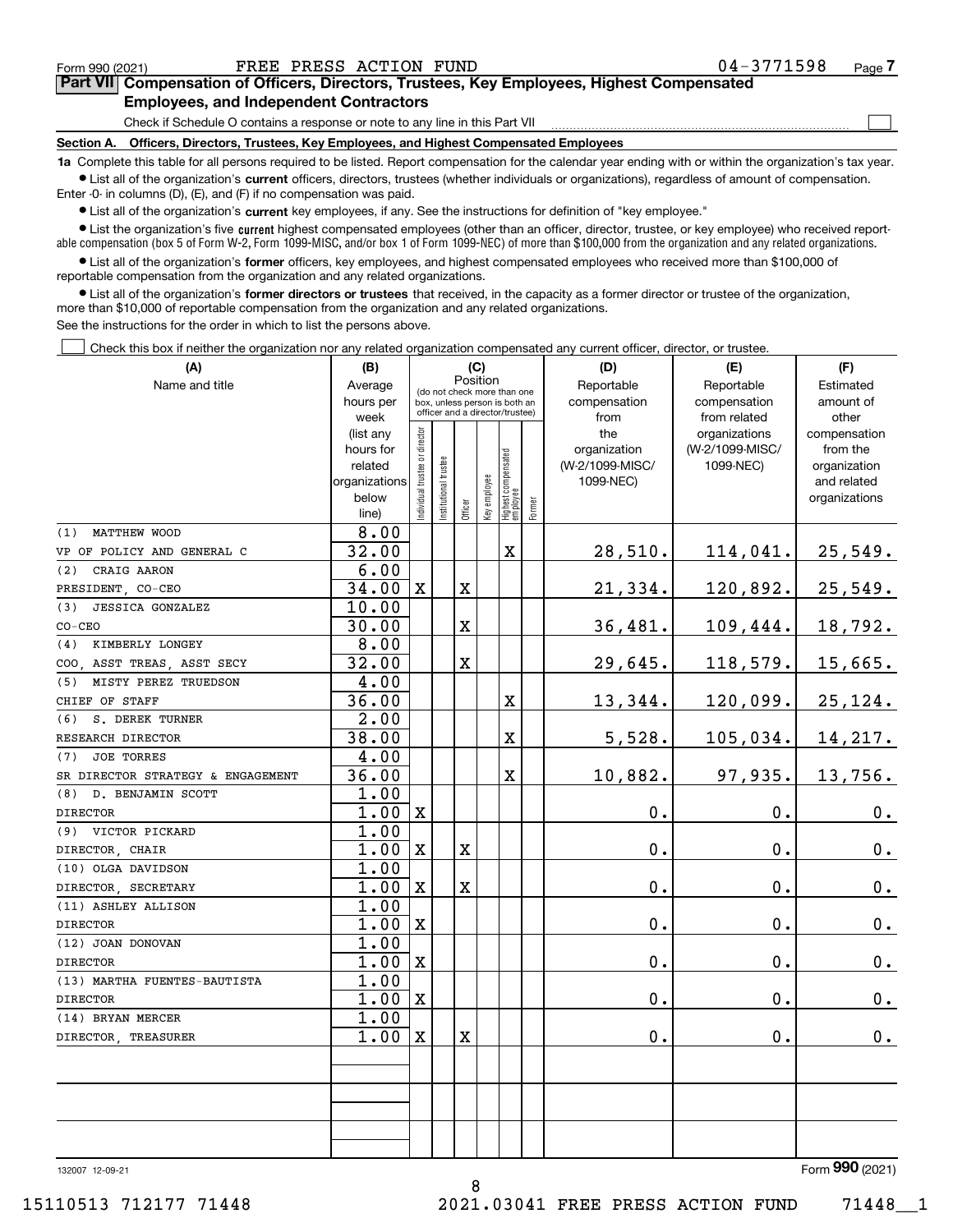Form 990 (2021) FREE PRESS ACTION FUND 04-3771598 Page 7

## Part VII Compensation of Officers, Directors, Trustees, Key Employees, Highest Compensated Employees, and Independent Contractors

Check if Schedule O contains a response or note to any line in this Part VII ☐

### Section A. Officers, Directors, Trustees, Key Employees, and Highest Compensated Employees

**1a** Complete this table for all persons required to be listed. Report compensation for the calendar year ending with or within the organization's tax year.

- List all of the organization's **current** officers, directors, trustees (whether individuals or organizations), regardless of amount of compensation. Enter -0- in columns (D), (E), and (F) if no compensation was paid.
- List all of the organization's **current** key employees, if any. See the instructions for definition of "key employee."
- List the organization's five **current** highest compensated employees (other than an officer, director, trustee, or key employee) who received reportable compensation (box 5 of Form W-2, Form 1099-MISC, and/or box 1 of Form 1099-NEC) of more than $100,000 from the organization and any related organizations.
- List all of the organization's **former** officers, key employees, and highest compensated employees who received more than $100,000 of reportable compensation from the organization and any related organizations.
- List all of the organization's **former directors or trustees** that received, in the capacity as a former director or trustee of the organization, more than $10,000 of reportable compensation from the organization and any related organizations.

See the instructions for the order in which to list the persons above.

☐ Check this box if neither the organization nor any related organization compensated any current officer, director, or trustee.

| (A) Name and title | (B) Average hours per week (list any hours for related organizations below line) | (C) Position: Individual trustee or director | Institutional trustee | Officer | Key employee | Highest compensated employee | Former | (D) Reportable compensation from the organization (W-2/1099-MISC/1099-NEC) | (E) Reportable compensation from related organizations (W-2/1099-MISC/1099-NEC) | (F) Estimated amount of other compensation from the organization and related organizations |
|---|---|---|---|---|---|---|---|---|---|---|
| (1) MATTHEW WOOD<br>VP OF POLICY AND GENERAL C | 8.00<br>32.00 | | | | | X | | 28,510. | 114,041. | 25,549. |
| (2) CRAIG AARON<br>PRESIDENT, CO-CEO | 6.00<br>34.00 | X | | X | | | | 21,334. | 120,892. | 25,549. |
| (3) JESSICA GONZALEZ<br>CO-CEO | 10.00<br>30.00 | | | X | | | | 36,481. | 109,444. | 18,792. |
| (4) KIMBERLY LONGEY<br>COO, ASST TREAS, ASST SECY | 8.00<br>32.00 | | | X | | | | 29,645. | 118,579. | 15,665. |
| (5) MISTY PEREZ TRUEDSON<br>CHIEF OF STAFF | 4.00<br>36.00 | | | | | X | | 13,344. | 120,099. | 25,124. |
| (6) S. DEREK TURNER<br>RESEARCH DIRECTOR | 2.00<br>38.00 | | | | | X | | 5,528. | 105,034. | 14,217. |
| (7) JOE TORRES<br>SR DIRECTOR STRATEGY & ENGAGEMENT | 4.00<br>36.00 | | | | | X | | 10,882. | 97,935. | 13,756. |
| (8) D. BENJAMIN SCOTT<br>DIRECTOR | 1.00<br>1.00 | X | | | | | | 0. | 0. | 0. |
| (9) VICTOR PICKARD<br>DIRECTOR, CHAIR | 1.00<br>1.00 | X | | X | | | | 0. | 0. | 0. |
| (10) OLGA DAVIDSON<br>DIRECTOR, SECRETARY | 1.00<br>1.00 | X | | X | | | | 0. | 0. | 0. |
| (11) ASHLEY ALLISON<br>DIRECTOR | 1.00<br>1.00 | X | | | | | | 0. | 0. | 0. |
| (12) JOAN DONOVAN<br>DIRECTOR | 1.00<br>1.00 | X | | | | | | 0. | 0. | 0. |
| (13) MARTHA FUENTES-BAUTISTA<br>DIRECTOR | 1.00<br>1.00 | X | | | | | | 0. | 0. | 0. |
| (14) BRYAN MERCER<br>DIRECTOR, TREASURER | 1.00<br>1.00 | X | | X | | | | 0. | 0. | 0. |

Form **990** (2021)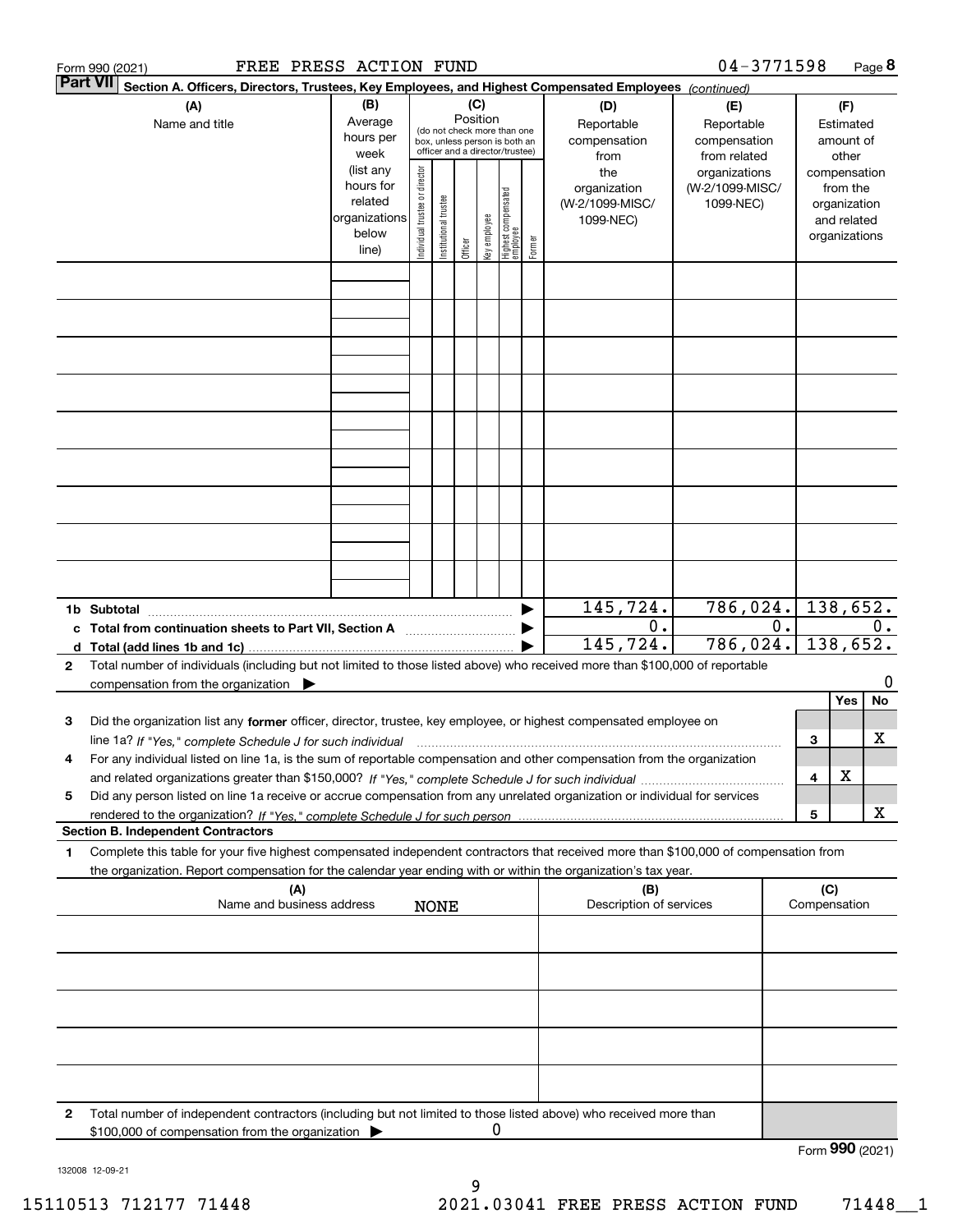Form 990 (2021) FREE PRESS ACTION FUND 04-3771598 Page 8

**Part VII** **Section A. Officers, Directors, Trustees, Key Employees, and Highest Compensated Employees** *(continued)*

| (A) Name and title | (B) Average hours per week (list any hours for related organizations below line) | (C) Position (do not check more than one box, unless person is both an officer and a director/trustee): Individual trustee or director | Institutional trustee | Officer | Key employee | Highest compensated employee | Former | (D) Reportable compensation from the organization (W-2/1099-MISC/1099-NEC) | (E) Reportable compensation from related organizations (W-2/1099-MISC/1099-NEC) | (F) Estimated amount of other compensation from the organization and related organizations |
|---|---|---|---|---|---|---|---|---|---|---|
| | | | | | | | | | | |
| | | | | | | | | | | |
| | | | | | | | | | | |
| | | | | | | | | | | |
| | | | | | | | | | | |
| | | | | | | | | | | |
| | | | | | | | | | | |
| | | | | | | | | | | |
| | | | | | | | | | | |
| **1b Subtotal** | | | | | | | | 145,724. | 786,024. | 138,652. |
| **c Total from continuation sheets to Part VII, Section A** | | | | | | | | 0. | 0. | 0. |
| **d Total (add lines 1b and 1c)** | | | | | | | | 145,724. | 786,024. | 138,652. |

**2** Total number of individuals (including but not limited to those listed above) who received more than $100,000 of reportable compensation from the organization ▶ 0

| | | | Yes | No |
|---|---|---|---|---|
| **3** | Did the organization list any **former** officer, director, trustee, key employee, or highest compensated employee on line 1a? *If "Yes," complete Schedule J for such individual* | 3 | | X |
| **4** | For any individual listed on line 1a, is the sum of reportable compensation and other compensation from the organization and related organizations greater than $150,000? *If "Yes," complete Schedule J for such individual* | 4 | X | |
| **5** | Did any person listed on line 1a receive or accrue compensation from any unrelated organization or individual for services rendered to the organization? *If "Yes," complete Schedule J for such person* | 5 | | X |

**Section B. Independent Contractors**

**1** Complete this table for your five highest compensated independent contractors that received more than $100,000 of compensation from the organization. Report compensation for the calendar year ending with or within the organization's tax year.

| (A) Name and business address | (B) Description of services | (C) Compensation |
|---|---|---|
| NONE | | |
| | | |
| | | |
| | | |
| | | |

**2** Total number of independent contractors (including but not limited to those listed above) who received more than $100,000 of compensation from the organization ▶ 0

Form **990** (2021)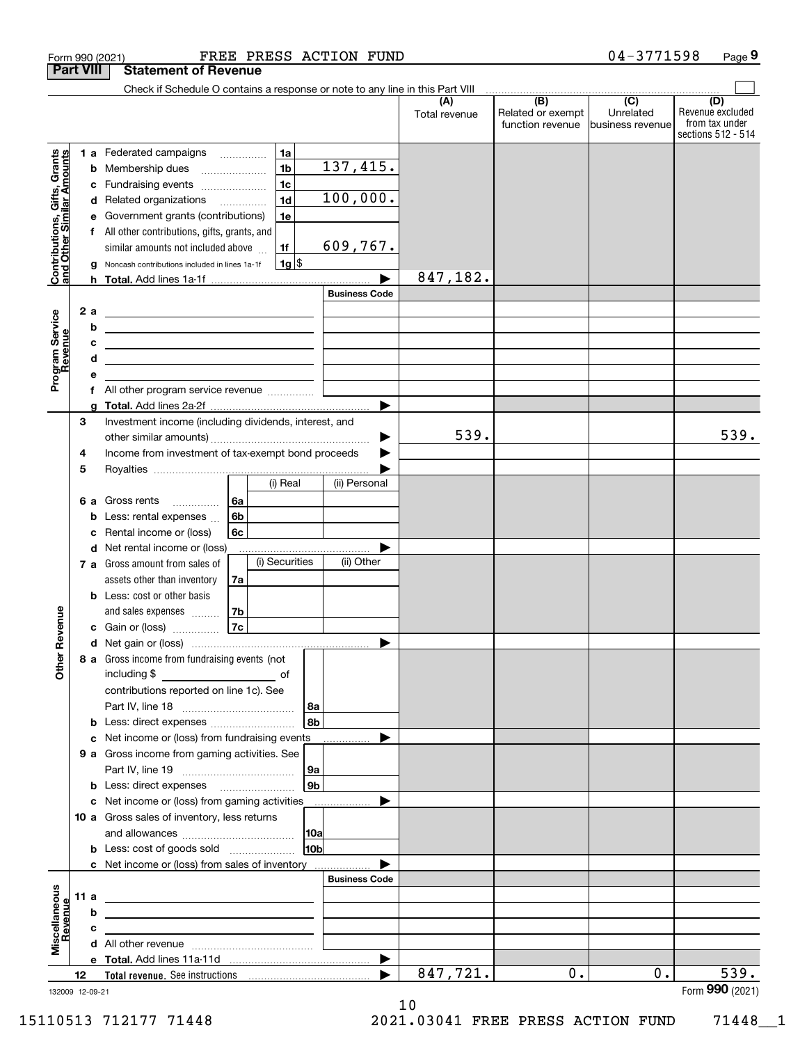Form 990 (2021) FREE PRESS ACTION FUND 04-3771598

## Part VIII Statement of Revenue

Check if Schedule O contains a response or note to any line in this Part VIII

| | | | (A) Total revenue | (B) Related or exempt function revenue | (C) Unrelated business revenue | (D) Revenue excluded from tax under sections 512 - 514 |
|---|---|---|---|---|---|---|
| **Contributions, Gifts, Grants and Other Similar Amounts** | | | | | | |
| 1 a Federated campaigns | 1a | | | | | |
| b Membership dues | 1b | 137,415. | | | | |
| c Fundraising events | 1c | | | | | |
| d Related organizations | 1d | 100,000. | | | | |
| e Government grants (contributions) | 1e | | | | | |
| f All other contributions, gifts, grants, and similar amounts not included above | 1f | 609,767. | | | | |
| g Noncash contributions included in lines 1a-1f | 1g | $ | | | | |
| h Total. Add lines 1a-1f | | | 847,182. | | | |
| **Program Service Revenue** | | Business Code | | | | |
| 2 a | | | | | | |
| b | | | | | | |
| c | | | | | | |
| d | | | | | | |
| e | | | | | | |
| f All other program service revenue | | | | | | |
| g Total. Add lines 2a-2f | | | | | | |
| **Other Revenue** | | | | | | |
| 3 Investment income (including dividends, interest, and other similar amounts) | | | 539. | | | 539. |
| 4 Income from investment of tax-exempt bond proceeds | | | | | | |
| 5 Royalties | | | | | | |
| | | (i) Real / (ii) Personal | | | | |
| 6 a Gross rents | 6a | | | | | |
| b Less: rental expenses | 6b | | | | | |
| c Rental income or (loss) | 6c | | | | | |
| d Net rental income or (loss) | | | | | | |
| | | (i) Securities / (ii) Other | | | | |
| 7 a Gross amount from sales of assets other than inventory | 7a | | | | | |
| b Less: cost or other basis and sales expenses | 7b | | | | | |
| c Gain or (loss) | 7c | | | | | |
| d Net gain or (loss) | | | | | | |
| 8 a Gross income from fundraising events (not including $ of contributions reported on line 1c). See Part IV, line 18 | 8a | | | | | |
| b Less: direct expenses | 8b | | | | | |
| c Net income or (loss) from fundraising events | | | | | | |
| 9 a Gross income from gaming activities. See Part IV, line 19 | 9a | | | | | |
| b Less: direct expenses | 9b | | | | | |
| c Net income or (loss) from gaming activities | | | | | | |
| 10 a Gross sales of inventory, less returns and allowances | 10a | | | | | |
| b Less: cost of goods sold | 10b | | | | | |
| c Net income or (loss) from sales of inventory | | | | | | |
| **Miscellaneous Revenue** | | Business Code | | | | |
| 11 a | | | | | | |
| b | | | | | | |
| c | | | | | | |
| d All other revenue | | | | | | |
| e Total. Add lines 11a-11d | | | | | | |
| 12 Total revenue. See instructions | | | 847,721. | 0. | 0. | 539. |

132009 12-09-21 Form 990 (2021)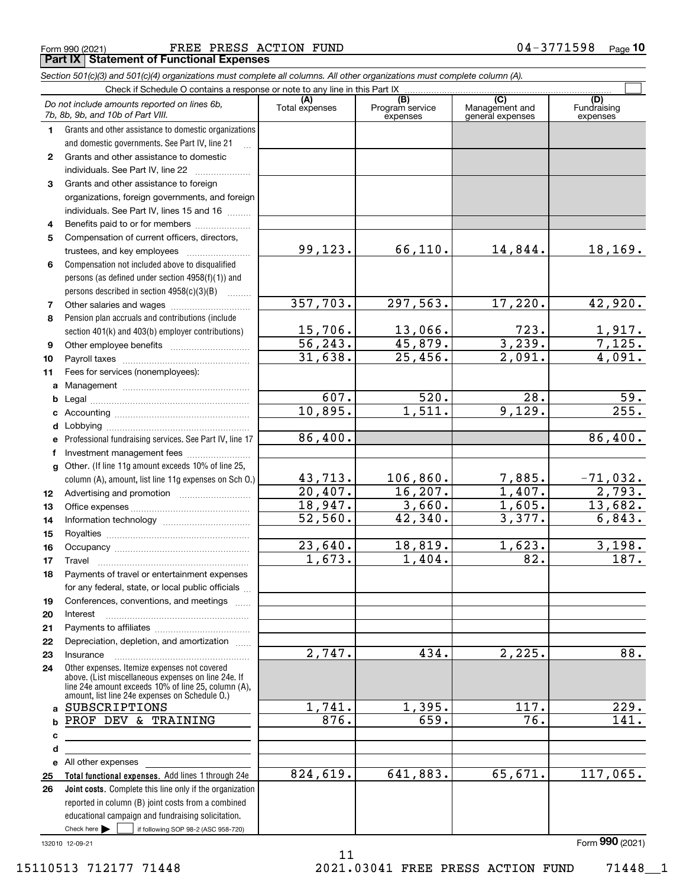Form 990 (2021) FREE PRESS ACTION FUND 04-3771598 Page **10**

**Part IX Statement of Functional Expenses**

*Section 501(c)(3) and 501(c)(4) organizations must complete all columns. All other organizations must complete column (A).*

Check if Schedule O contains a response or note to any line in this Part IX ☐

| *Do not include amounts reported on lines 6b, 7b, 8b, 9b, and 10b of Part VIII.* | (A) Total expenses | (B) Program service expenses | (C) Management and general expenses | (D) Fundraising expenses |
|---|---|---|---|---|
| **1** Grants and other assistance to domestic organizations and domestic governments. See Part IV, line 21 | | | | |
| **2** Grants and other assistance to domestic individuals. See Part IV, line 22 | | | | |
| **3** Grants and other assistance to foreign organizations, foreign governments, and foreign individuals. See Part IV, lines 15 and 16 | | | | |
| **4** Benefits paid to or for members | | | | |
| **5** Compensation of current officers, directors, trustees, and key employees | 99,123. | 66,110. | 14,844. | 18,169. |
| **6** Compensation not included above to disqualified persons (as defined under section 4958(f)(1)) and persons described in section 4958(c)(3)(B) | | | | |
| **7** Other salaries and wages | 357,703. | 297,563. | 17,220. | 42,920. |
| **8** Pension plan accruals and contributions (include section 401(k) and 403(b) employer contributions) | 15,706. | 13,066. | 723. | 1,917. |
| **9** Other employee benefits | 56,243. | 45,879. | 3,239. | 7,125. |
| **10** Payroll taxes | 31,638. | 25,456. | 2,091. | 4,091. |
| **11** Fees for services (nonemployees): | | | | |
| **a** Management | | | | |
| **b** Legal | 607. | 520. | 28. | 59. |
| **c** Accounting | 10,895. | 1,511. | 9,129. | 255. |
| **d** Lobbying | | | | |
| **e** Professional fundraising services. See Part IV, line 17 | 86,400. | | | 86,400. |
| **f** Investment management fees | | | | |
| **g** Other. (If line 11g amount exceeds 10% of line 25, column (A), amount, list line 11g expenses on Sch O.) | 43,713. | 106,860. | 7,885. | -71,032. |
| **12** Advertising and promotion | 20,407. | 16,207. | 1,407. | 2,793. |
| **13** Office expenses | 18,947. | 3,660. | 1,605. | 13,682. |
| **14** Information technology | 52,560. | 42,340. | 3,377. | 6,843. |
| **15** Royalties | | | | |
| **16** Occupancy | 23,640. | 18,819. | 1,623. | 3,198. |
| **17** Travel | 1,673. | 1,404. | 82. | 187. |
| **18** Payments of travel or entertainment expenses for any federal, state, or local public officials | | | | |
| **19** Conferences, conventions, and meetings | | | | |
| **20** Interest | | | | |
| **21** Payments to affiliates | | | | |
| **22** Depreciation, depletion, and amortization | | | | |
| **23** Insurance | 2,747. | 434. | 2,225. | 88. |
| **24** Other expenses. Itemize expenses not covered above. (List miscellaneous expenses on line 24e. If line 24e amount exceeds 10% of line 25, column (A), amount, list line 24e expenses on Schedule O.) | | | | |
| **a** SUBSCRIPTIONS | 1,741. | 1,395. | 117. | 229. |
| **b** PROF DEV & TRAINING | 876. | 659. | 76. | 141. |
| **c** | | | | |
| **d** | | | | |
| **e** All other expenses | | | | |
| **25 Total functional expenses.** Add lines 1 through 24e | 824,619. | 641,883. | 65,671. | 117,065. |
| **26 Joint costs.** Complete this line only if the organization reported in column (B) joint costs from a combined educational campaign and fundraising solicitation. Check here ☐ if following SOP 98-2 (ASC 958-720) | | | | |

132010 12-09-21

Form **990** (2021)

15110513 712177 71448 2021.03041 FREE PRESS ACTION FUND 71448__1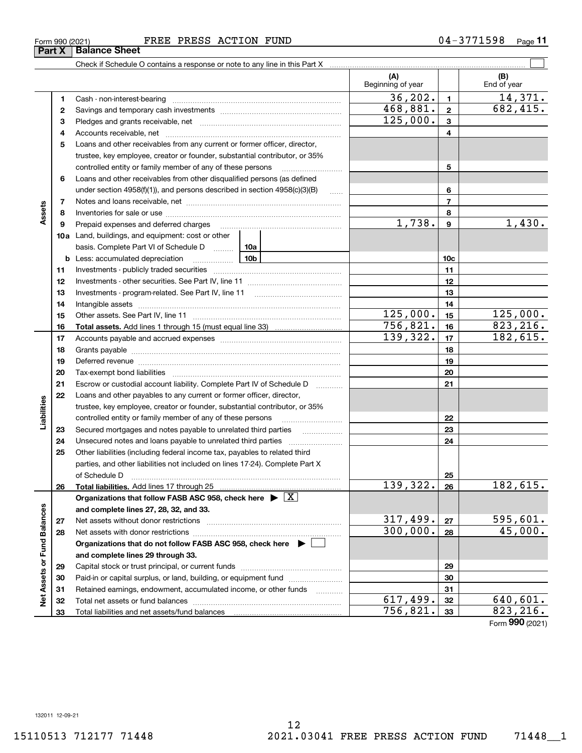Form 990 (2021) FREE PRESS ACTION FUND 04-3771598

## Part X Balance Sheet

Check if Schedule O contains a response or note to any line in this Part X

| | | | (A) Beginning of year | | (B) End of year |
|---|---|---|---|---|---|
| Assets | 1 | Cash - non-interest-bearing | 36,202. | 1 | 14,371. |
| | 2 | Savings and temporary cash investments | 468,881. | 2 | 682,415. |
| | 3 | Pledges and grants receivable, net | 125,000. | 3 | |
| | 4 | Accounts receivable, net | | 4 | |
| | 5 | Loans and other receivables from any current or former officer, director, trustee, key employee, creator or founder, substantial contributor, or 35% controlled entity or family member of any of these persons | | 5 | |
| | 6 | Loans and other receivables from other disqualified persons (as defined under section 4958(f)(1)), and persons described in section 4958(c)(3)(B) | | 6 | |
| | 7 | Notes and loans receivable, net | | 7 | |
| | 8 | Inventories for sale or use | | 8 | |
| | 9 | Prepaid expenses and deferred charges | 1,738. | 9 | 1,430. |
| | 10a | Land, buildings, and equipment: cost or other basis. Complete Part VI of Schedule D — 10a | | | |
| | b | Less: accumulated depreciation — 10b | | 10c | |
| | 11 | Investments - publicly traded securities | | 11 | |
| | 12 | Investments - other securities. See Part IV, line 11 | | 12 | |
| | 13 | Investments - program-related. See Part IV, line 11 | | 13 | |
| | 14 | Intangible assets | | 14 | |
| | 15 | Other assets. See Part IV, line 11 | 125,000. | 15 | 125,000. |
| | 16 | **Total assets.** Add lines 1 through 15 (must equal line 33) | 756,821. | 16 | 823,216. |
| Liabilities | 17 | Accounts payable and accrued expenses | 139,322. | 17 | 182,615. |
| | 18 | Grants payable | | 18 | |
| | 19 | Deferred revenue | | 19 | |
| | 20 | Tax-exempt bond liabilities | | 20 | |
| | 21 | Escrow or custodial account liability. Complete Part IV of Schedule D | | 21 | |
| | 22 | Loans and other payables to any current or former officer, director, trustee, key employee, creator or founder, substantial contributor, or 35% controlled entity or family member of any of these persons | | 22 | |
| | 23 | Secured mortgages and notes payable to unrelated third parties | | 23 | |
| | 24 | Unsecured notes and loans payable to unrelated third parties | | 24 | |
| | 25 | Other liabilities (including federal income tax, payables to related third parties, and other liabilities not included on lines 17-24). Complete Part X of Schedule D | | 25 | |
| | 26 | **Total liabilities.** Add lines 17 through 25 | 139,322. | 26 | 182,615. |
| Net Assets or Fund Balances | | **Organizations that follow FASB ASC 958, check here ▶ [X] and complete lines 27, 28, 32, and 33.** | | | |
| | 27 | Net assets without donor restrictions | 317,499. | 27 | 595,601. |
| | 28 | Net assets with donor restrictions | 300,000. | 28 | 45,000. |
| | | **Organizations that do not follow FASB ASC 958, check here ▶ [ ] and complete lines 29 through 33.** | | | |
| | 29 | Capital stock or trust principal, or current funds | | 29 | |
| | 30 | Paid-in or capital surplus, or land, building, or equipment fund | | 30 | |
| | 31 | Retained earnings, endowment, accumulated income, or other funds | | 31 | |
| | 32 | Total net assets or fund balances | 617,499. | 32 | 640,601. |
| | 33 | Total liabilities and net assets/fund balances | 756,821. | 33 | 823,216. |

Form **990** (2021)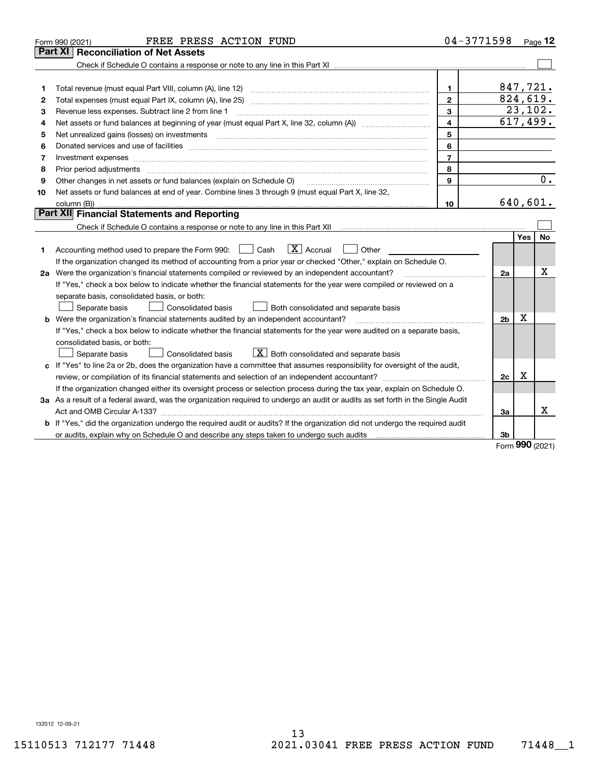Form 990 (2021) FREE PRESS ACTION FUND 04-3771598 Page 12

## Part XI Reconciliation of Net Assets

Check if Schedule O contains a response or note to any line in this Part XI ☐

| | | | |
|---|---|---|---|
| 1 | Total revenue (must equal Part VIII, column (A), line 12) | 1 | 847,721. |
| 2 | Total expenses (must equal Part IX, column (A), line 25) | 2 | 824,619. |
| 3 | Revenue less expenses. Subtract line 2 from line 1 | 3 | 23,102. |
| 4 | Net assets or fund balances at beginning of year (must equal Part X, line 32, column (A)) | 4 | 617,499. |
| 5 | Net unrealized gains (losses) on investments | 5 | |
| 6 | Donated services and use of facilities | 6 | |
| 7 | Investment expenses | 7 | |
| 8 | Prior period adjustments | 8 | |
| 9 | Other changes in net assets or fund balances (explain on Schedule O) | 9 | 0. |
| 10 | Net assets or fund balances at end of year. Combine lines 3 through 9 (must equal Part X, line 32, column (B)) | 10 | 640,601. |

## Part XII Financial Statements and Reporting

Check if Schedule O contains a response or note to any line in this Part XII ☐

| | | | Yes | No |
|---|---|---|---|---|
| 1 | Accounting method used to prepare the Form 990: ☐ Cash ☒ Accrual ☐ Other<br>If the organization changed its method of accounting from a prior year or checked "Other," explain on Schedule O. | | | |
| 2a | Were the organization's financial statements compiled or reviewed by an independent accountant?<br>If "Yes," check a box below to indicate whether the financial statements for the year were compiled or reviewed on a separate basis, consolidated basis, or both:<br>☐ Separate basis ☐ Consolidated basis ☐ Both consolidated and separate basis | 2a | | X |
| b | Were the organization's financial statements audited by an independent accountant?<br>If "Yes," check a box below to indicate whether the financial statements for the year were audited on a separate basis, consolidated basis, or both:<br>☐ Separate basis ☐ Consolidated basis ☒ Both consolidated and separate basis | 2b | X | |
| c | If "Yes" to line 2a or 2b, does the organization have a committee that assumes responsibility for oversight of the audit, review, or compilation of its financial statements and selection of an independent accountant?<br>If the organization changed either its oversight process or selection process during the tax year, explain on Schedule O. | 2c | X | |
| 3a | As a result of a federal award, was the organization required to undergo an audit or audits as set forth in the Single Audit Act and OMB Circular A-133? | 3a | | X |
| b | If "Yes," did the organization undergo the required audit or audits? If the organization did not undergo the required audit or audits, explain why on Schedule O and describe any steps taken to undergo such audits | 3b | | |

Form 990 (2021)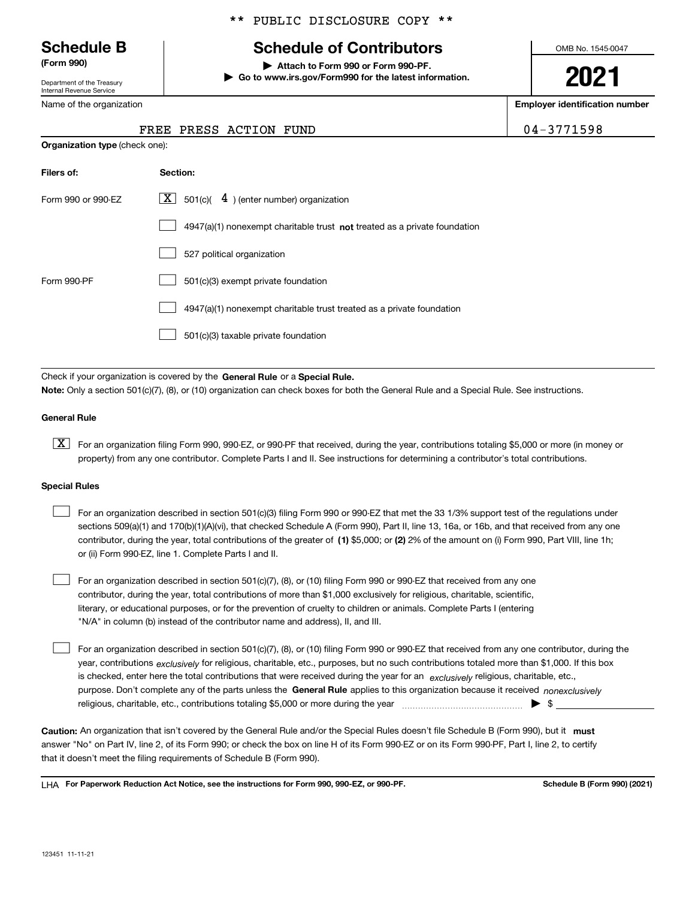** PUBLIC DISCLOSURE COPY **

# Schedule B
**(Form 990)**

Department of the Treasury
Internal Revenue Service

## Schedule of Contributors

▶ **Attach to Form 990 or Form 990-PF.**
▶ **Go to www.irs.gov/Form990 for the latest information.**

OMB No. 1545-0047

**2021**

Name of the organization: FREE PRESS ACTION FUND

**Employer identification number:** 04-3771598

**Organization type** (check one):

| **Filers of:** | **Section:** |
|---|---|
| Form 990 or 990-EZ | [X] 501(c)( 4 ) (enter number) organization |
| | [ ] 4947(a)(1) nonexempt charitable trust **not** treated as a private foundation |
| | [ ] 527 political organization |
| Form 990-PF | [ ] 501(c)(3) exempt private foundation |
| | [ ] 4947(a)(1) nonexempt charitable trust treated as a private foundation |
| | [ ] 501(c)(3) taxable private foundation |

Check if your organization is covered by the **General Rule** or a **Special Rule.**

**Note:** Only a section 501(c)(7), (8), or (10) organization can check boxes for both the General Rule and a Special Rule. See instructions.

**General Rule**

[X] For an organization filing Form 990, 990-EZ, or 990-PF that received, during the year, contributions totaling $5,000 or more (in money or property) from any one contributor. Complete Parts I and II. See instructions for determining a contributor's total contributions.

**Special Rules**

[ ] For an organization described in section 501(c)(3) filing Form 990 or 990-EZ that met the 33 1/3% support test of the regulations under sections 509(a)(1) and 170(b)(1)(A)(vi), that checked Schedule A (Form 990), Part II, line 13, 16a, or 16b, and that received from any one contributor, during the year, total contributions of the greater of **(1)** $5,000; or **(2)** 2% of the amount on (i) Form 990, Part VIII, line 1h; or (ii) Form 990-EZ, line 1. Complete Parts I and II.

[ ] For an organization described in section 501(c)(7), (8), or (10) filing Form 990 or 990-EZ that received from any one contributor, during the year, total contributions of more than $1,000 exclusively for religious, charitable, scientific, literary, or educational purposes, or for the prevention of cruelty to children or animals. Complete Parts I (entering "N/A" in column (b) instead of the contributor name and address), II, and III.

[ ] For an organization described in section 501(c)(7), (8), or (10) filing Form 990 or 990-EZ that received from any one contributor, during the year, contributions *exclusively* for religious, charitable, etc., purposes, but no such contributions totaled more than $1,000. If this box is checked, enter here the total contributions that were received during the year for an *exclusively* religious, charitable, etc., purpose. Don't complete any of the parts unless the **General Rule** applies to this organization because it received *nonexclusively* religious, charitable, etc., contributions totaling $5,000 or more during the year ▶ $

**Caution:** An organization that isn't covered by the General Rule and/or the Special Rules doesn't file Schedule B (Form 990), but it **must** answer "No" on Part IV, line 2, of its Form 990; or check the box on line H of its Form 990-EZ or on its Form 990-PF, Part I, line 2, to certify that it doesn't meet the filing requirements of Schedule B (Form 990).

LHA **For Paperwork Reduction Act Notice, see the instructions for Form 990, 990-EZ, or 990-PF.** **Schedule B (Form 990) (2021)**

123451 11-11-21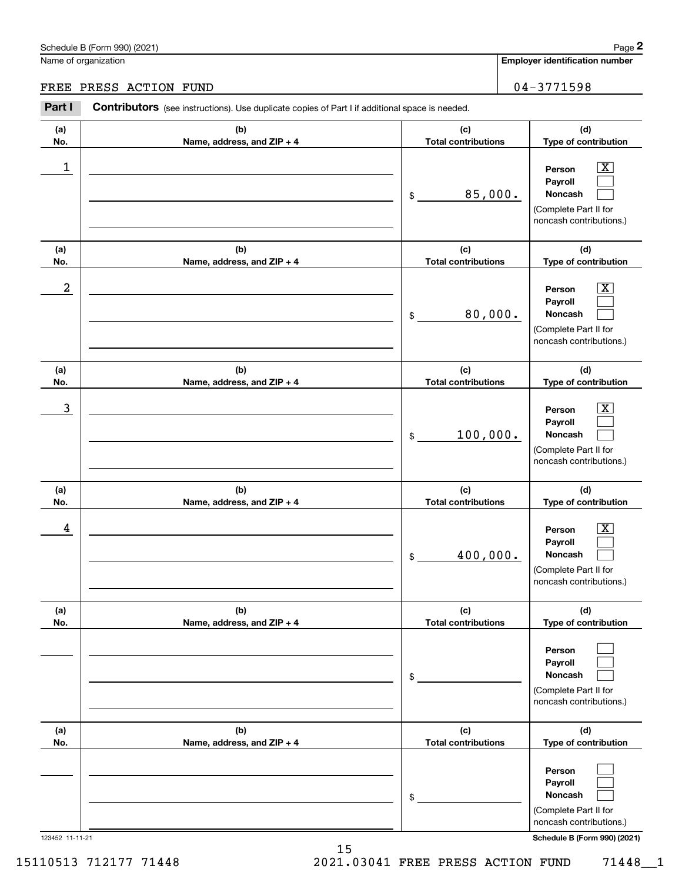Schedule B (Form 990) (2021)

Name of organization: FREE PRESS ACTION FUND

Employer identification number: 04-3771598

## Part I Contributors (see instructions). Use duplicate copies of Part I if additional space is needed.

| (a) No. | (b) Name, address, and ZIP + 4 | (c) Total contributions | (d) Type of contribution |
|---|---|---|---|
| 1 | | $ 85,000. | Person [X] Payroll [ ] Noncash [ ] (Complete Part II for noncash contributions.) |
| 2 | | $ 80,000. | Person [X] Payroll [ ] Noncash [ ] (Complete Part II for noncash contributions.) |
| 3 | | $ 100,000. | Person [X] Payroll [ ] Noncash [ ] (Complete Part II for noncash contributions.) |
| 4 | | $ 400,000. | Person [X] Payroll [ ] Noncash [ ] (Complete Part II for noncash contributions.) |
| | | $ | Person [ ] Payroll [ ] Noncash [ ] (Complete Part II for noncash contributions.) |
| | | $ | Person [ ] Payroll [ ] Noncash [ ] (Complete Part II for noncash contributions.) |

123452 11-11-21

Schedule B (Form 990) (2021)

15110513 712177 71448 2021.03041 FREE PRESS ACTION FUND 71448__1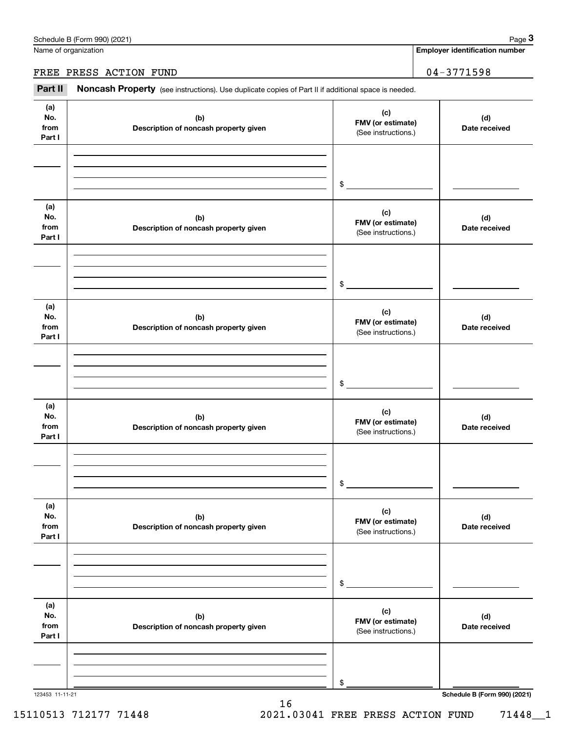Schedule B (Form 990) (2021)

Name of organization: FREE PRESS ACTION FUND

Employer identification number: 04-3771598

## Part II Noncash Property

(see instructions). Use duplicate copies of Part II if additional space is needed.

| (a) No. from Part I | (b) Description of noncash property given | (c) FMV (or estimate) (See instructions.) | (d) Date received |
|---|---|---|---|
| | | $ | |

| (a) No. from Part I | (b) Description of noncash property given | (c) FMV (or estimate) (See instructions.) | (d) Date received |
|---|---|---|---|
| | | $ | |

| (a) No. from Part I | (b) Description of noncash property given | (c) FMV (or estimate) (See instructions.) | (d) Date received |
|---|---|---|---|
| | | $ | |

| (a) No. from Part I | (b) Description of noncash property given | (c) FMV (or estimate) (See instructions.) | (d) Date received |
|---|---|---|---|
| | | $ | |

| (a) No. from Part I | (b) Description of noncash property given | (c) FMV (or estimate) (See instructions.) | (d) Date received |
|---|---|---|---|
| | | $ | |

| (a) No. from Part I | (b) Description of noncash property given | (c) FMV (or estimate) (See instructions.) | (d) Date received |
|---|---|---|---|
| | | $ | |

123453 11-11-21

Schedule B (Form 990) (2021)

15110513 712177 71448 2021.03041 FREE PRESS ACTION FUND 71448__1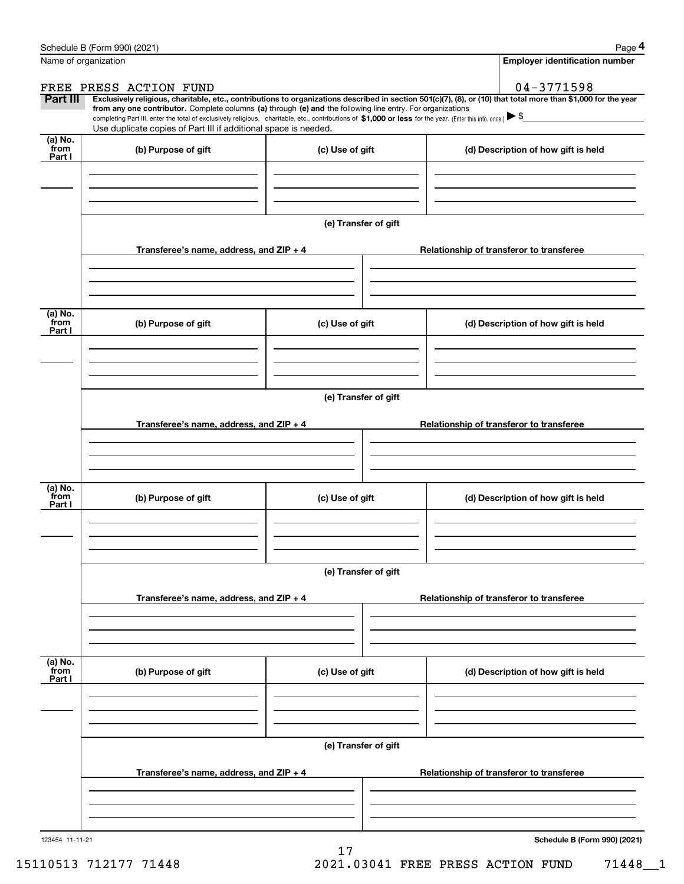Name of organization

FREE PRESS ACTION FUND

**Employer identification number**

04-3771598

**Part III** **Exclusively religious, charitable, etc., contributions to organizations described in section 501(c)(7), (8), or (10) that total more than $1,000 for the year from any one contributor.** Complete columns **(a)** through **(e) and** the following line entry. For organizations completing Part III, enter the total of exclusively religious, charitable, etc., contributions of **$1,000 or less** for the year. (Enter this info. once.) ▶ $

Use duplicate copies of Part III if additional space is needed.

| (a) No. from Part I | (b) Purpose of gift | (c) Use of gift | (d) Description of how gift is held |
|---|---|---|---|
| | | | |

**(e) Transfer of gift**

| Transferee's name, address, and ZIP + 4 | Relationship of transferor to transferee |
|---|---|
| | |

| (a) No. from Part I | (b) Purpose of gift | (c) Use of gift | (d) Description of how gift is held |
|---|---|---|---|
| | | | |

**(e) Transfer of gift**

| Transferee's name, address, and ZIP + 4 | Relationship of transferor to transferee |
|---|---|
| | |

| (a) No. from Part I | (b) Purpose of gift | (c) Use of gift | (d) Description of how gift is held |
|---|---|---|---|
| | | | |

**(e) Transfer of gift**

| Transferee's name, address, and ZIP + 4 | Relationship of transferor to transferee |
|---|---|
| | |

| (a) No. from Part I | (b) Purpose of gift | (c) Use of gift | (d) Description of how gift is held |
|---|---|---|---|
| | | | |

**(e) Transfer of gift**

| Transferee's name, address, and ZIP + 4 | Relationship of transferor to transferee |
|---|---|
| | |

123454 11-11-21

**Schedule B (Form 990) (2021)**

15110513 712177 71448 2021.03041 FREE PRESS ACTION FUND 71448__1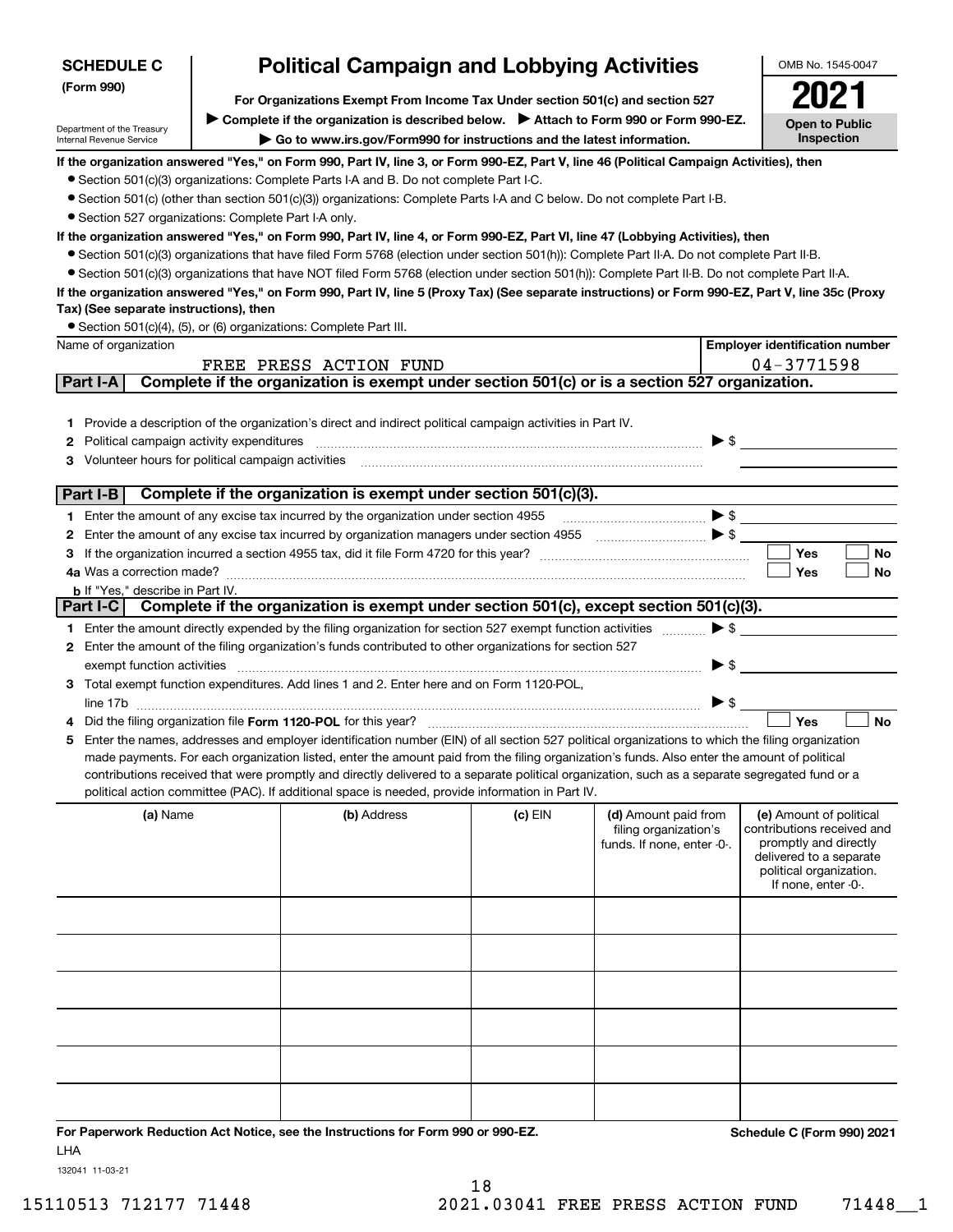**SCHEDULE C (Form 990)**

Department of the Treasury
Internal Revenue Service

# Political Campaign and Lobbying Activities

**For Organizations Exempt From Income Tax Under section 501(c) and section 527**

▶ Complete if the organization is described below. ▶ Attach to Form 990 or Form 990-EZ.

▶ Go to www.irs.gov/Form990 for instructions and the latest information.

OMB No. 1545-0047

**2021**

**Open to Public Inspection**

**If the organization answered "Yes," on Form 990, Part IV, line 3, or Form 990-EZ, Part V, line 46 (Political Campaign Activities), then**

- Section 501(c)(3) organizations: Complete Parts I-A and B. Do not complete Part I-C.
- Section 501(c) (other than section 501(c)(3)) organizations: Complete Parts I-A and C below. Do not complete Part I-B.
- Section 527 organizations: Complete Part I-A only.

**If the organization answered "Yes," on Form 990, Part IV, line 4, or Form 990-EZ, Part VI, line 47 (Lobbying Activities), then**

- Section 501(c)(3) organizations that have filed Form 5768 (election under section 501(h)): Complete Part II-A. Do not complete Part II-B.
- Section 501(c)(3) organizations that have NOT filed Form 5768 (election under section 501(h)): Complete Part II-B. Do not complete Part II-A.

**If the organization answered "Yes," on Form 990, Part IV, line 5 (Proxy Tax) (See separate instructions) or Form 990-EZ, Part V, line 35c (Proxy Tax) (See separate instructions), then**

- Section 501(c)(4), (5), or (6) organizations: Complete Part III.

| Name of organization | Employer identification number |
|---|---|
| FREE PRESS ACTION FUND | 04-3771598 |

## Part I-A Complete if the organization is exempt under section 501(c) or is a section 527 organization.

1. Provide a description of the organization's direct and indirect political campaign activities in Part IV.
2. Political campaign activity expenditures ▶ $
3. Volunteer hours for political campaign activities

## Part I-B Complete if the organization is exempt under section 501(c)(3).

1. Enter the amount of any excise tax incurred by the organization under section 4955 ▶ $
2. Enter the amount of any excise tax incurred by organization managers under section 4955 ▶ $
3. If the organization incurred a section 4955 tax, did it file Form 4720 for this year? ☐ Yes ☐ No
4. a Was a correction made? ☐ Yes ☐ No
   b If "Yes," describe in Part IV.

## Part I-C Complete if the organization is exempt under section 501(c), except section 501(c)(3).

1. Enter the amount directly expended by the filing organization for section 527 exempt function activities ▶ $
2. Enter the amount of the filing organization's funds contributed to other organizations for section 527 exempt function activities ▶ $
3. Total exempt function expenditures. Add lines 1 and 2. Enter here and on Form 1120-POL, line 17b ▶ $
4. Did the filing organization file **Form 1120-POL** for this year? ☐ Yes ☐ No
5. Enter the names, addresses and employer identification number (EIN) of all section 527 political organizations to which the filing organization made payments. For each organization listed, enter the amount paid from the filing organization's funds. Also enter the amount of political contributions received that were promptly and directly delivered to a separate political organization, such as a separate segregated fund or a political action committee (PAC). If additional space is needed, provide information in Part IV.

| (a) Name | (b) Address | (c) EIN | (d) Amount paid from filing organization's funds. If none, enter -0-. | (e) Amount of political contributions received and promptly and directly delivered to a separate political organization. If none, enter -0-. |
|---|---|---|---|---|
| | | | | |
| | | | | |
| | | | | |
| | | | | |
| | | | | |
| | | | | |

**For Paperwork Reduction Act Notice, see the Instructions for Form 990 or 990-EZ.** **Schedule C (Form 990) 2021**

LHA

132041 11-03-21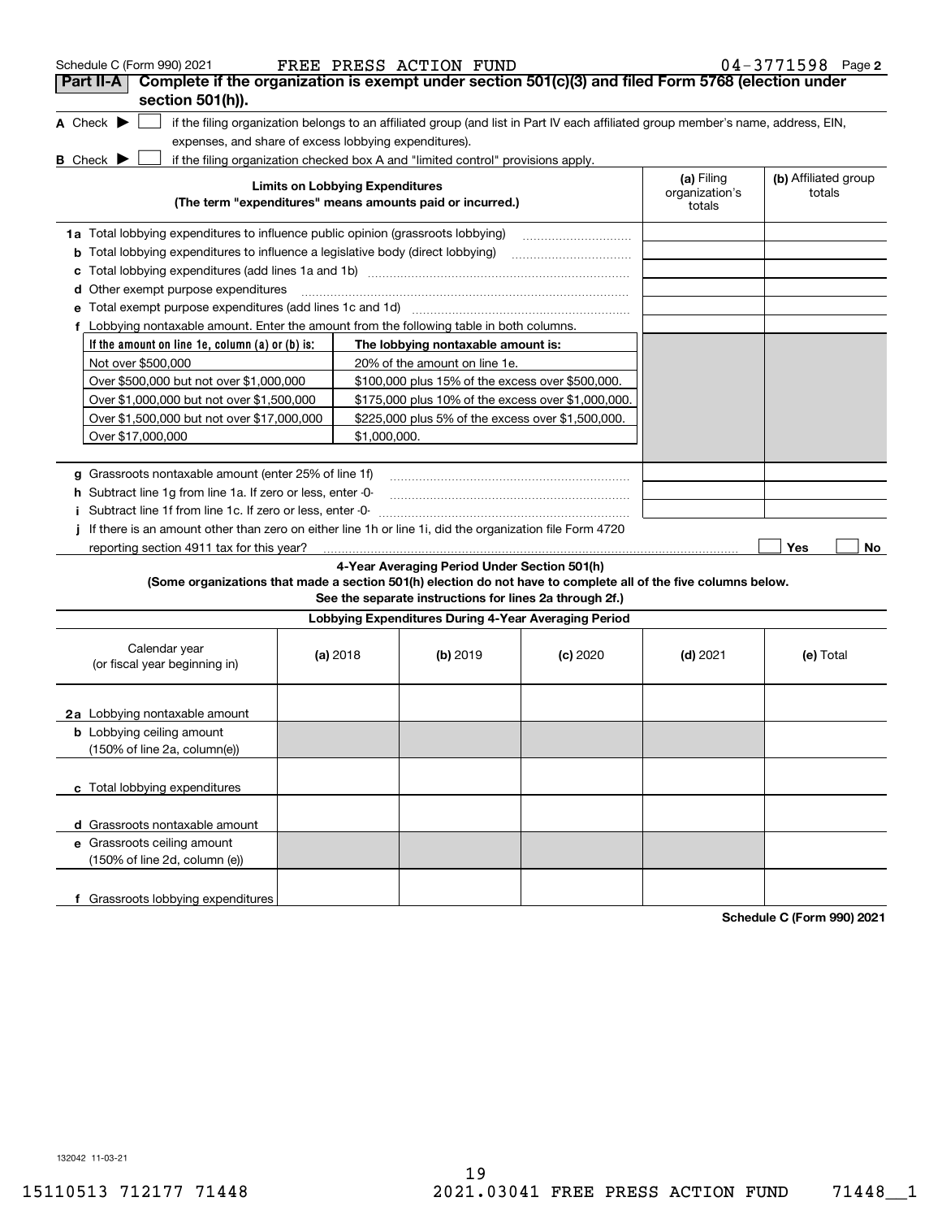Schedule C (Form 990) 2021 FREE PRESS ACTION FUND 04-3771598 Page 2

## Part II-A Complete if the organization is exempt under section 501(c)(3) and filed Form 5768 (election under section 501(h)).

**A** Check ▶ ☐ if the filing organization belongs to an affiliated group (and list in Part IV each affiliated group member's name, address, EIN, expenses, and share of excess lobbying expenditures).

**B** Check ▶ ☐ if the filing organization checked box A and "limited control" provisions apply.

| Limits on Lobbying Expenditures (The term "expenditures" means amounts paid or incurred.) | (a) Filing organization's totals | (b) Affiliated group totals |
|---|---|---|
| **1a** Total lobbying expenditures to influence public opinion (grassroots lobbying) | | |
| **b** Total lobbying expenditures to influence a legislative body (direct lobbying) | | |
| **c** Total lobbying expenditures (add lines 1a and 1b) | | |
| **d** Other exempt purpose expenditures | | |
| **e** Total exempt purpose expenditures (add lines 1c and 1d) | | |
| **f** Lobbying nontaxable amount. Enter the amount from the following table in both columns. | | |

| If the amount on line 1e, column (a) or (b) is: | The lobbying nontaxable amount is: |
|---|---|
| Not over $500,000 | 20% of the amount on line 1e. |
| Over $500,000 but not over $1,000,000 | $100,000 plus 15% of the excess over $500,000. |
| Over $1,000,000 but not over $1,500,000 | $175,000 plus 10% of the excess over $1,000,000. |
| Over $1,500,000 but not over $17,000,000 | $225,000 plus 5% of the excess over $1,500,000. |
| Over $17,000,000 | $1,000,000. |

| | (a) Filing organization's totals | (b) Affiliated group totals |
|---|---|---|
| **g** Grassroots nontaxable amount (enter 25% of line 1f) | | |
| **h** Subtract line 1g from line 1a. If zero or less, enter -0- | | |
| **i** Subtract line 1f from line 1c. If zero or less, enter -0- | | |

**j** If there is an amount other than zero on either line 1h or line 1i, did the organization file Form 4720 reporting section 4911 tax for this year? ☐ Yes ☐ No

### 4-Year Averaging Period Under Section 501(h)

**(Some organizations that made a section 501(h) election do not have to complete all of the five columns below. See the separate instructions for lines 2a through 2f.)**

| Lobbying Expenditures During 4-Year Averaging Period | | | | | |
|---|---|---|---|---|---|
| Calendar year (or fiscal year beginning in) | (a) 2018 | (b) 2019 | (c) 2020 | (d) 2021 | (e) Total |
| **2a** Lobbying nontaxable amount | | | | | |
| **b** Lobbying ceiling amount (150% of line 2a, column(e)) | | | | | |
| **c** Total lobbying expenditures | | | | | |
| **d** Grassroots nontaxable amount | | | | | |
| **e** Grassroots ceiling amount (150% of line 2d, column (e)) | | | | | |
| **f** Grassroots lobbying expenditures | | | | | |

**Schedule C (Form 990) 2021**

132042 11-03-21

15110513 712177 71448 2021.03041 FREE PRESS ACTION FUND 71448__1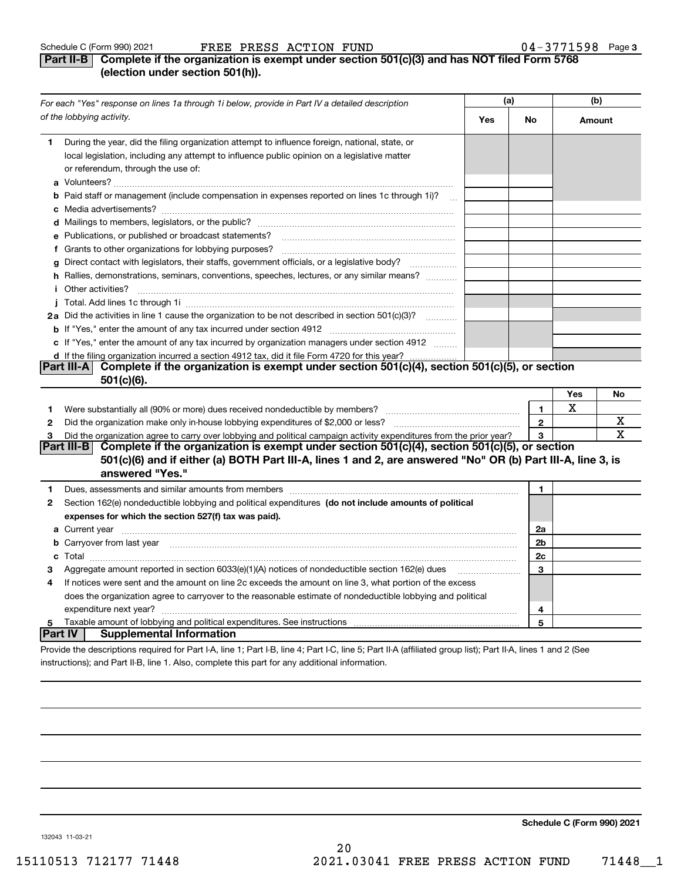Schedule C (Form 990) 2021 FREE PRESS ACTION FUND 04-3771598 Page 3

## Part II-B Complete if the organization is exempt under section 501(c)(3) and has NOT filed Form 5768 (election under section 501(h)).

| For each "Yes" response on lines 1a through 1i below, provide in Part IV a detailed description of the lobbying activity. | (a) Yes | (a) No | (b) Amount |
|---|---|---|---|
| **1** During the year, did the filing organization attempt to influence foreign, national, state, or local legislation, including any attempt to influence public opinion on a legislative matter or referendum, through the use of: | | | |
| **a** Volunteers? | | | |
| **b** Paid staff or management (include compensation in expenses reported on lines 1c through 1i)? | | | |
| **c** Media advertisements? | | | |
| **d** Mailings to members, legislators, or the public? | | | |
| **e** Publications, or published or broadcast statements? | | | |
| **f** Grants to other organizations for lobbying purposes? | | | |
| **g** Direct contact with legislators, their staffs, government officials, or a legislative body? | | | |
| **h** Rallies, demonstrations, seminars, conventions, speeches, lectures, or any similar means? | | | |
| **i** Other activities? | | | |
| **j** Total. Add lines 1c through 1i | | | |
| **2a** Did the activities in line 1 cause the organization to be not described in section 501(c)(3)? | | | |
| **b** If "Yes," enter the amount of any tax incurred under section 4912 | | | |
| **c** If "Yes," enter the amount of any tax incurred by organization managers under section 4912 | | | |
| **d** If the filing organization incurred a section 4912 tax, did it file Form 4720 for this year? | | | |

## Part III-A Complete if the organization is exempt under section 501(c)(4), section 501(c)(5), or section 501(c)(6).

| | | | Yes | No |
|---|---|---|---|---|
| **1** | Were substantially all (90% or more) dues received nondeductible by members? | 1 | X | |
| **2** | Did the organization make only in-house lobbying expenditures of $2,000 or less? | 2 | | X |
| **3** | Did the organization agree to carry over lobbying and political campaign activity expenditures from the prior year? | 3 | | X |

## Part III-B Complete if the organization is exempt under section 501(c)(4), section 501(c)(5), or section 501(c)(6) and if either (a) BOTH Part III-A, lines 1 and 2, are answered "No" OR (b) Part III-A, line 3, is answered "Yes."

| | | | |
|---|---|---|---|
| **1** | Dues, assessments and similar amounts from members | 1 | |
| **2** | Section 162(e) nondeductible lobbying and political expenditures **(do not include amounts of political expenses for which the section 527(f) tax was paid).** | | |
| **a** | Current year | 2a | |
| **b** | Carryover from last year | 2b | |
| **c** | Total | 2c | |
| **3** | Aggregate amount reported in section 6033(e)(1)(A) notices of nondeductible section 162(e) dues | 3 | |
| **4** | If notices were sent and the amount on line 2c exceeds the amount on line 3, what portion of the excess does the organization agree to carryover to the reasonable estimate of nondeductible lobbying and political expenditure next year? | 4 | |
| **5** | Taxable amount of lobbying and political expenditures. See instructions | 5 | |

## Part IV Supplemental Information

Provide the descriptions required for Part I-A, line 1; Part I-B, line 4; Part I-C, line 5; Part II-A (affiliated group list); Part II-A, lines 1 and 2 (See instructions); and Part II-B, line 1. Also, complete this part for any additional information.

**Schedule C (Form 990) 2021**

132043 11-03-21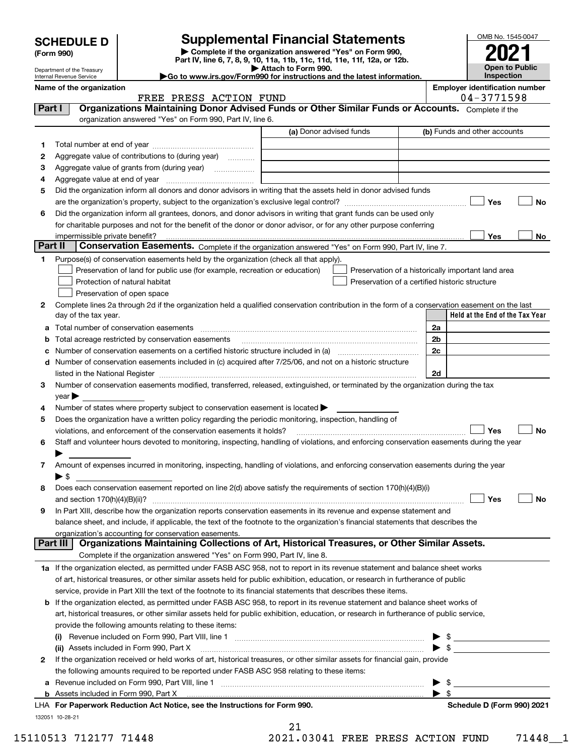# SCHEDULE D (Form 990)

Department of the Treasury
Internal Revenue Service

## Supplemental Financial Statements

▶ Complete if the organization answered "Yes" on Form 990, Part IV, line 6, 7, 8, 9, 10, 11a, 11b, 11c, 11d, 11e, 11f, 12a, or 12b.
▶ Attach to Form 990.
▶Go to www.irs.gov/Form990 for instructions and the latest information.

OMB No. 1545-0047
**2021**
**Open to Public Inspection**

**Name of the organization:** FREE PRESS ACTION FUND
**Employer identification number:** 04-3771598

### Part I — Organizations Maintaining Donor Advised Funds or Other Similar Funds or Accounts.
Complete if the organization answered "Yes" on Form 990, Part IV, line 6.

| | | (a) Donor advised funds | (b) Funds and other accounts |
|---|---|---|---|
| 1 | Total number at end of year | | |
| 2 | Aggregate value of contributions to (during year) | | |
| 3 | Aggregate value of grants from (during year) | | |
| 4 | Aggregate value at end of year | | |

5 Did the organization inform all donors and donor advisors in writing that the assets held in donor advised funds are the organization's property, subject to the organization's exclusive legal control? ☐ Yes ☐ No

6 Did the organization inform all grantees, donors, and donor advisors in writing that grant funds can be used only for charitable purposes and not for the benefit of the donor or donor advisor, or for any other purpose conferring impermissible private benefit? ☐ Yes ☐ No

### Part II — Conservation Easements.
Complete if the organization answered "Yes" on Form 990, Part IV, line 7.

1 Purpose(s) of conservation easements held by the organization (check all that apply).
- ☐ Preservation of land for public use (for example, recreation or education)
- ☐ Protection of natural habitat
- ☐ Preservation of open space
- ☐ Preservation of a historically important land area
- ☐ Preservation of a certified historic structure

2 Complete lines 2a through 2d if the organization held a qualified conservation contribution in the form of a conservation easement on the last day of the tax year.

| | | | Held at the End of the Tax Year |
|---|---|---|---|
| a | Total number of conservation easements | 2a | |
| b | Total acreage restricted by conservation easements | 2b | |
| c | Number of conservation easements on a certified historic structure included in (a) | 2c | |
| d | Number of conservation easements included in (c) acquired after 7/25/06, and not on a historic structure listed in the National Register | 2d | |

3 Number of conservation easements modified, transferred, released, extinguished, or terminated by the organization during the tax year ▶

4 Number of states where property subject to conservation easement is located ▶

5 Does the organization have a written policy regarding the periodic monitoring, inspection, handling of violations, and enforcement of the conservation easements it holds? ☐ Yes ☐ No

6 Staff and volunteer hours devoted to monitoring, inspecting, handling of violations, and enforcing conservation easements during the year ▶

7 Amount of expenses incurred in monitoring, inspecting, handling of violations, and enforcing conservation easements during the year ▶ $

8 Does each conservation easement reported on line 2(d) above satisfy the requirements of section 170(h)(4)(B)(i) and section 170(h)(4)(B)(ii)? ☐ Yes ☐ No

9 In Part XIII, describe how the organization reports conservation easements in its revenue and expense statement and balance sheet, and include, if applicable, the text of the footnote to the organization's financial statements that describes the organization's accounting for conservation easements.

### Part III — Organizations Maintaining Collections of Art, Historical Treasures, or Other Similar Assets.
Complete if the organization answered "Yes" on Form 990, Part IV, line 8.

1a If the organization elected, as permitted under FASB ASC 958, not to report in its revenue statement and balance sheet works of art, historical treasures, or other similar assets held for public exhibition, education, or research in furtherance of public service, provide in Part XIII the text of the footnote to its financial statements that describes these items.

b If the organization elected, as permitted under FASB ASC 958, to report in its revenue statement and balance sheet works of art, historical treasures, or other similar assets held for public exhibition, education, or research in furtherance of public service, provide the following amounts relating to these items:

(i) Revenue included on Form 990, Part VIII, line 1 ▶ $

(ii) Assets included in Form 990, Part X ▶ $

2 If the organization received or held works of art, historical treasures, or other similar assets for financial gain, provide the following amounts required to be reported under FASB ASC 958 relating to these items:

a Revenue included on Form 990, Part VIII, line 1 ▶ $

b Assets included in Form 990, Part X ▶ $

LHA For Paperwork Reduction Act Notice, see the Instructions for Form 990. Schedule D (Form 990) 2021

132051 10-28-21

15110513 712177 71448 2021.03041 FREE PRESS ACTION FUND 71448__1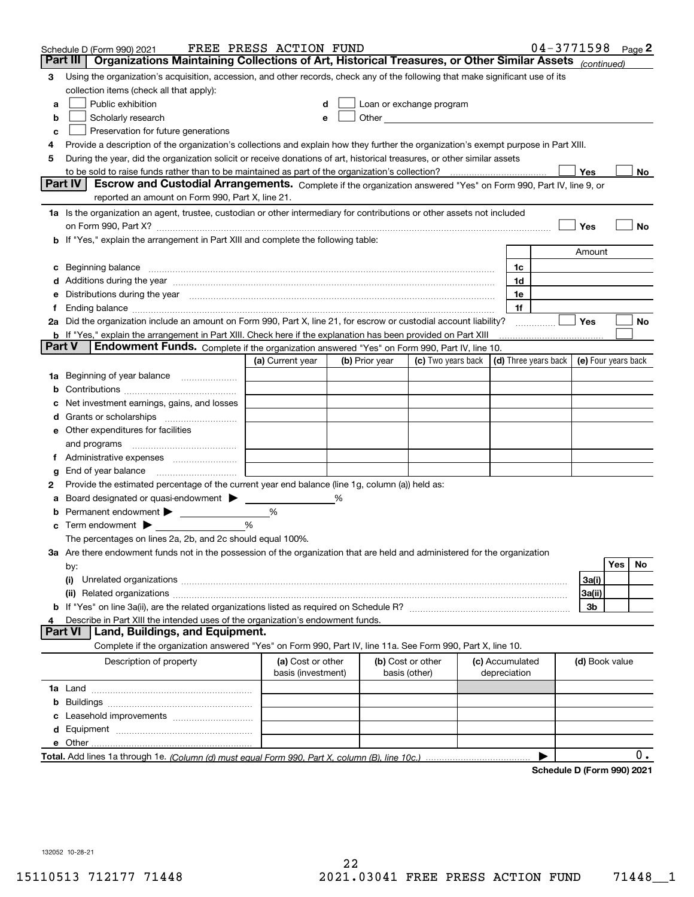Schedule D (Form 990) 2021 FREE PRESS ACTION FUND 04-3771598 Page 2

## Part III Organizations Maintaining Collections of Art, Historical Treasures, or Other Similar Assets *(continued)*

**3** Using the organization's acquisition, accession, and other records, check any of the following that make significant use of its collection items (check all that apply):

- **a** ☐ Public exhibition
- **b** ☐ Scholarly research
- **c** ☐ Preservation for future generations
- **d** ☐ Loan or exchange program
- **e** ☐ Other

**4** Provide a description of the organization's collections and explain how they further the organization's exempt purpose in Part XIII.

**5** During the year, did the organization solicit or receive donations of art, historical treasures, or other similar assets to be sold to raise funds rather than to be maintained as part of the organization's collection? ☐ Yes ☐ No

## Part IV Escrow and Custodial Arrangements.

Complete if the organization answered "Yes" on Form 990, Part IV, line 9, or reported an amount on Form 990, Part X, line 21.

**1a** Is the organization an agent, trustee, custodian or other intermediary for contributions or other assets not included on Form 990, Part X? ☐ Yes ☐ No

**b** If "Yes," explain the arrangement in Part XIII and complete the following table:

| | | Amount |
|---|---|---|
| **c** Beginning balance | 1c | |
| **d** Additions during the year | 1d | |
| **e** Distributions during the year | 1e | |
| **f** Ending balance | 1f | |

**2a** Did the organization include an amount on Form 990, Part X, line 21, for escrow or custodial account liability? ☐ Yes ☐ No

**b** If "Yes," explain the arrangement in Part XIII. Check here if the explanation has been provided on Part XIII ☐

## Part V Endowment Funds.

Complete if the organization answered "Yes" on Form 990, Part IV, line 10.

| | (a) Current year | (b) Prior year | (c) Two years back | (d) Three years back | (e) Four years back |
|---|---|---|---|---|---|
| **1a** Beginning of year balance | | | | | |
| **b** Contributions | | | | | |
| **c** Net investment earnings, gains, and losses | | | | | |
| **d** Grants or scholarships | | | | | |
| **e** Other expenditures for facilities and programs | | | | | |
| **f** Administrative expenses | | | | | |
| **g** End of year balance | | | | | |

**2** Provide the estimated percentage of the current year end balance (line 1g, column (a)) held as:

- **a** Board designated or quasi-endowment ▶ ______ %
- **b** Permanent endowment ▶ ______ %
- **c** Term endowment ▶ ______ %

The percentages on lines 2a, 2b, and 2c should equal 100%.

**3a** Are there endowment funds not in the possession of the organization that are held and administered for the organization by:

| | | Yes | No |
|---|---|---|---|
| **(i)** Unrelated organizations | 3a(i) | | |
| **(ii)** Related organizations | 3a(ii) | | |
| **b** If "Yes" on line 3a(ii), are the related organizations listed as required on Schedule R? | 3b | | |

**4** Describe in Part XIII the intended uses of the organization's endowment funds.

## Part VI Land, Buildings, and Equipment.

Complete if the organization answered "Yes" on Form 990, Part IV, line 11a. See Form 990, Part X, line 10.

| Description of property | (a) Cost or other basis (investment) | (b) Cost or other basis (other) | (c) Accumulated depreciation | (d) Book value |
|---|---|---|---|---|
| **1a** Land | | | | |
| **b** Buildings | | | | |
| **c** Leasehold improvements | | | | |
| **d** Equipment | | | | |
| **e** Other | | | | |

**Total.** Add lines 1a through 1e. *(Column (d) must equal Form 990, Part X, column (B), line 10c.)* ▶ 0.

**Schedule D (Form 990) 2021**

132052 10-28-21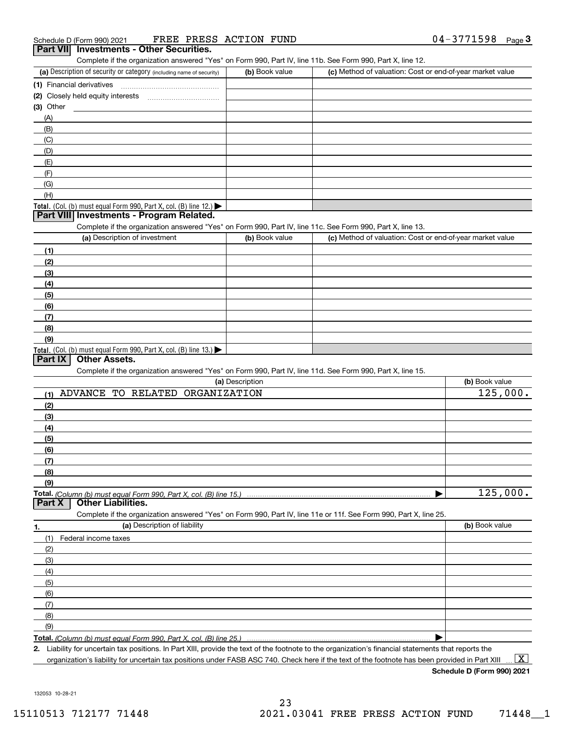Schedule D (Form 990) 2021 FREE PRESS ACTION FUND 04-3771598

## Part VII Investments - Other Securities.

Complete if the organization answered "Yes" on Form 990, Part IV, line 11b. See Form 990, Part X, line 12.

| (a) Description of security or category (including name of security) | (b) Book value | (c) Method of valuation: Cost or end-of-year market value |
|---|---|---|
| (1) Financial derivatives | | |
| (2) Closely held equity interests | | |
| (3) Other | | |
| (A) | | |
| (B) | | |
| (C) | | |
| (D) | | |
| (E) | | |
| (F) | | |
| (G) | | |
| (H) | | |
| **Total.** (Col. (b) must equal Form 990, Part X, col. (B) line 12.) | | |

## Part VIII Investments - Program Related.

Complete if the organization answered "Yes" on Form 990, Part IV, line 11c. See Form 990, Part X, line 13.

| (a) Description of investment | (b) Book value | (c) Method of valuation: Cost or end-of-year market value |
|---|---|---|
| (1) | | |
| (2) | | |
| (3) | | |
| (4) | | |
| (5) | | |
| (6) | | |
| (7) | | |
| (8) | | |
| (9) | | |
| **Total.** (Col. (b) must equal Form 990, Part X, col. (B) line 13.) | | |

## Part IX Other Assets.

Complete if the organization answered "Yes" on Form 990, Part IV, line 11d. See Form 990, Part X, line 15.

| (a) Description | (b) Book value |
|---|---|
| (1) ADVANCE TO RELATED ORGANIZATION | 125,000. |
| (2) | |
| (3) | |
| (4) | |
| (5) | |
| (6) | |
| (7) | |
| (8) | |
| (9) | |
| **Total.** *(Column (b) must equal Form 990, Part X, col. (B) line 15.)* | 125,000. |

## Part X Other Liabilities.

Complete if the organization answered "Yes" on Form 990, Part IV, line 11e or 11f. See Form 990, Part X, line 25.

| 1. (a) Description of liability | (b) Book value |
|---|---|
| (1) Federal income taxes | |
| (2) | |
| (3) | |
| (4) | |
| (5) | |
| (6) | |
| (7) | |
| (8) | |
| (9) | |
| **Total.** *(Column (b) must equal Form 990, Part X, col. (B) line 25.)* | |

2. Liability for uncertain tax positions. In Part XIII, provide the text of the footnote to the organization's financial statements that reports the organization's liability for uncertain tax positions under FASB ASC 740. Check here if the text of the footnote has been provided in Part XIII ... [X]

**Schedule D (Form 990) 2021**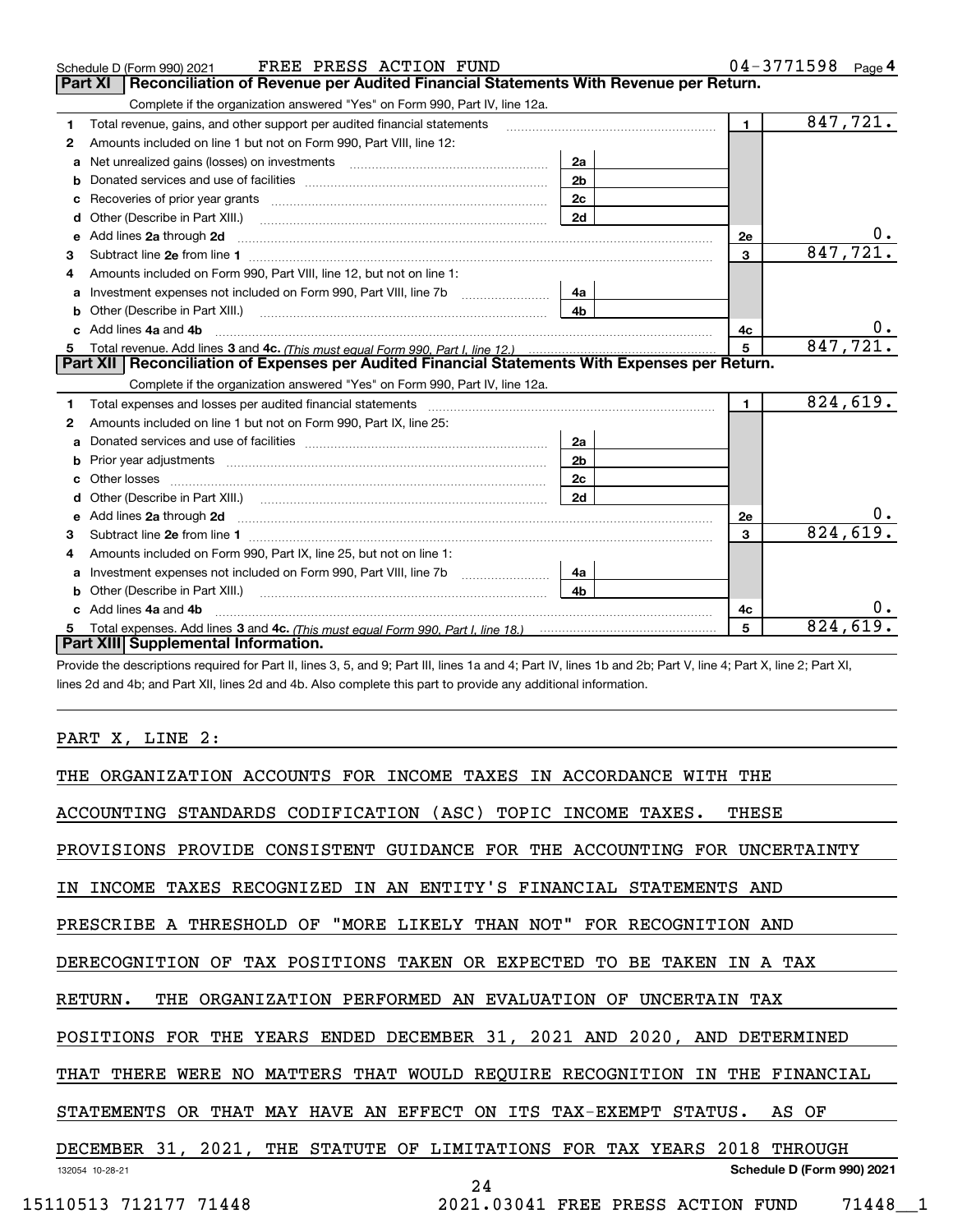Schedule D (Form 990) 2021 FREE PRESS ACTION FUND 04-3771598 Page 4

## Part XI | Reconciliation of Revenue per Audited Financial Statements With Revenue per Return.

Complete if the organization answered "Yes" on Form 990, Part IV, line 12a.

| | | | | | |
|---|---|---|---|---|---|
| 1 | Total revenue, gains, and other support per audited financial statements | | | 1 | 847,721. |
| 2 | Amounts included on line 1 but not on Form 990, Part VIII, line 12: | | | | |
| a | Net unrealized gains (losses) on investments | 2a | | | |
| b | Donated services and use of facilities | 2b | | | |
| c | Recoveries of prior year grants | 2c | | | |
| d | Other (Describe in Part XIII.) | 2d | | | |
| e | Add lines 2a through 2d | | | 2e | 0. |
| 3 | Subtract line 2e from line 1 | | | 3 | 847,721. |
| 4 | Amounts included on Form 990, Part VIII, line 12, but not on line 1: | | | | |
| a | Investment expenses not included on Form 990, Part VIII, line 7b | 4a | | | |
| b | Other (Describe in Part XIII.) | 4b | | | |
| c | Add lines 4a and 4b | | | 4c | 0. |
| 5 | Total revenue. Add lines 3 and 4c. *(This must equal Form 990, Part I, line 12.)* | | | 5 | 847,721. |

## Part XII | Reconciliation of Expenses per Audited Financial Statements With Expenses per Return.

Complete if the organization answered "Yes" on Form 990, Part IV, line 12a.

| | | | | | |
|---|---|---|---|---|---|
| 1 | Total expenses and losses per audited financial statements | | | 1 | 824,619. |
| 2 | Amounts included on line 1 but not on Form 990, Part IX, line 25: | | | | |
| a | Donated services and use of facilities | 2a | | | |
| b | Prior year adjustments | 2b | | | |
| c | Other losses | 2c | | | |
| d | Other (Describe in Part XIII.) | 2d | | | |
| e | Add lines 2a through 2d | | | 2e | 0. |
| 3 | Subtract line 2e from line 1 | | | 3 | 824,619. |
| 4 | Amounts included on Form 990, Part IX, line 25, but not on line 1: | | | | |
| a | Investment expenses not included on Form 990, Part VIII, line 7b | 4a | | | |
| b | Other (Describe in Part XIII.) | 4b | | | |
| c | Add lines 4a and 4b | | | 4c | 0. |
| 5 | Total expenses. Add lines 3 and 4c. *(This must equal Form 990, Part I, line 18.)* | | | 5 | 824,619. |

## Part XIII | Supplemental Information.

Provide the descriptions required for Part II, lines 3, 5, and 9; Part III, lines 1a and 4; Part IV, lines 1b and 2b; Part V, line 4; Part X, line 2; Part XI, lines 2d and 4b; and Part XII, lines 2d and 4b. Also complete this part to provide any additional information.

PART X, LINE 2:

THE ORGANIZATION ACCOUNTS FOR INCOME TAXES IN ACCORDANCE WITH THE ACCOUNTING STANDARDS CODIFICATION (ASC) TOPIC INCOME TAXES. THESE PROVISIONS PROVIDE CONSISTENT GUIDANCE FOR THE ACCOUNTING FOR UNCERTAINTY IN INCOME TAXES RECOGNIZED IN AN ENTITY'S FINANCIAL STATEMENTS AND PRESCRIBE A THRESHOLD OF "MORE LIKELY THAN NOT" FOR RECOGNITION AND DERECOGNITION OF TAX POSITIONS TAKEN OR EXPECTED TO BE TAKEN IN A TAX RETURN. THE ORGANIZATION PERFORMED AN EVALUATION OF UNCERTAIN TAX POSITIONS FOR THE YEARS ENDED DECEMBER 31, 2021 AND 2020, AND DETERMINED THAT THERE WERE NO MATTERS THAT WOULD REQUIRE RECOGNITION IN THE FINANCIAL STATEMENTS OR THAT MAY HAVE AN EFFECT ON ITS TAX-EXEMPT STATUS. AS OF DECEMBER 31, 2021, THE STATUTE OF LIMITATIONS FOR TAX YEARS 2018 THROUGH

132054 10-28-21 Schedule D (Form 990) 2021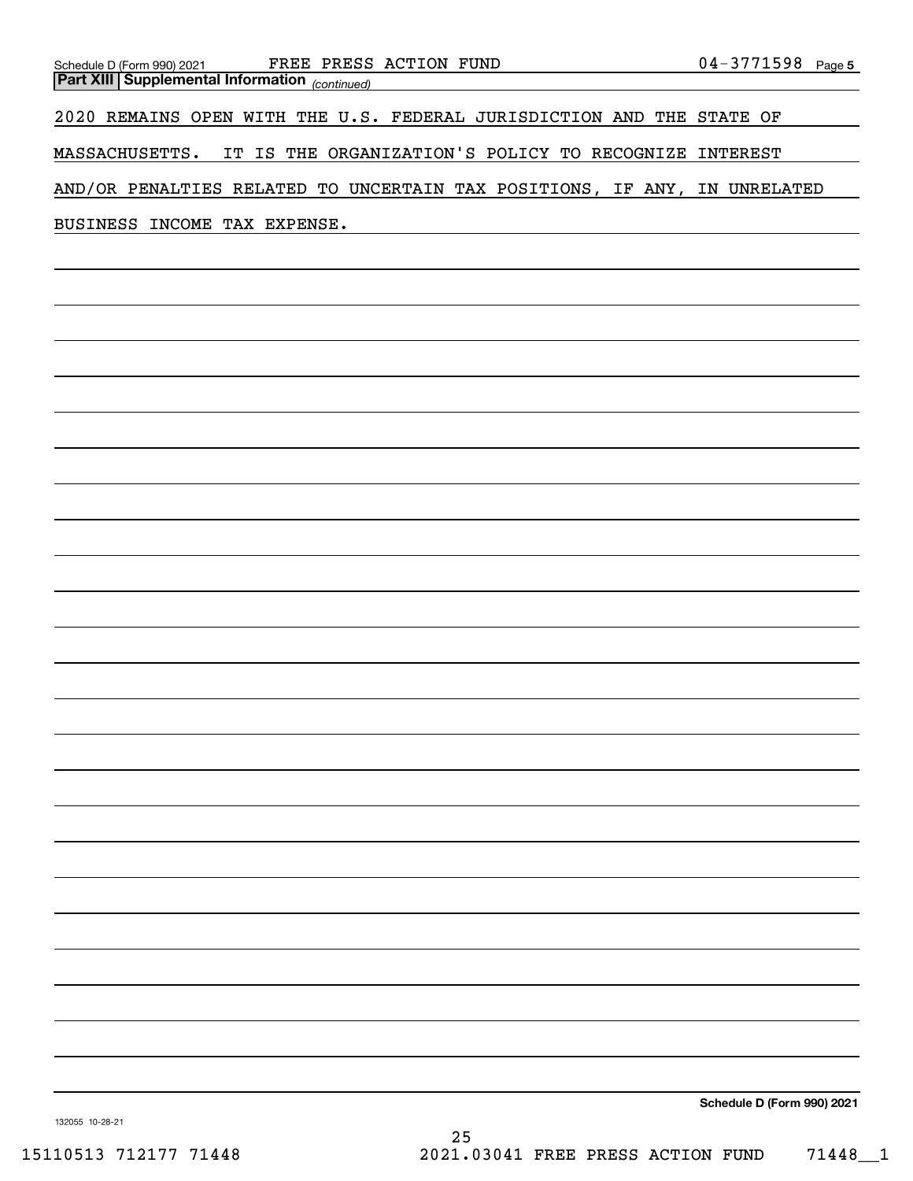**Part XIII Supplemental Information** *(continued)*

2020 REMAINS OPEN WITH THE U.S. FEDERAL JURISDICTION AND THE STATE OF MASSACHUSETTS. IT IS THE ORGANIZATION'S POLICY TO RECOGNIZE INTEREST AND/OR PENALTIES RELATED TO UNCERTAIN TAX POSITIONS, IF ANY, IN UNRELATED BUSINESS INCOME TAX EXPENSE.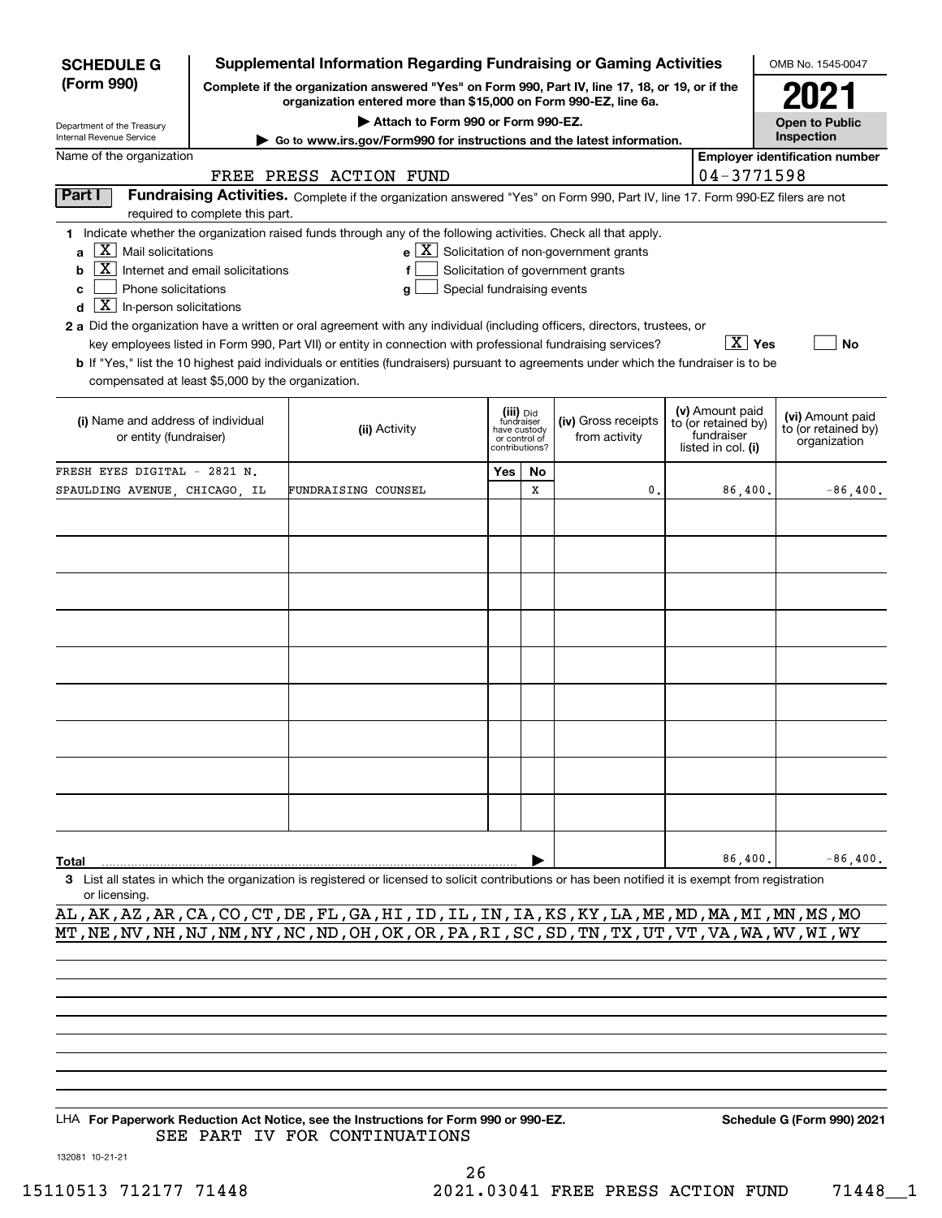# SCHEDULE G (Form 990)

Department of the Treasury
Internal Revenue Service

## Supplemental Information Regarding Fundraising or Gaming Activities

**Complete if the organization answered "Yes" on Form 990, Part IV, line 17, 18, or 19, or if the organization entered more than $15,000 on Form 990-EZ, line 6a.**

▶ Attach to Form 990 or Form 990-EZ.

▶ Go to www.irs.gov/Form990 for instructions and the latest information.

OMB No. 1545-0047

**2021**

**Open to Public Inspection**

Name of the organization: FREE PRESS ACTION FUND

Employer identification number: 04-3771598

**Part I** **Fundraising Activities.** Complete if the organization answered "Yes" on Form 990, Part IV, line 17. Form 990-EZ filers are not required to complete this part.

1 Indicate whether the organization raised funds through any of the following activities. Check all that apply.

- a [X] Mail solicitations
- b [X] Internet and email solicitations
- c [ ] Phone solicitations
- d [X] In-person solicitations
- e [X] Solicitation of non-government grants
- f [ ] Solicitation of government grants
- g [ ] Special fundraising events

2 a Did the organization have a written or oral agreement with any individual (including officers, directors, trustees, or key employees listed in Form 990, Part VII) or entity in connection with professional fundraising services? [X] Yes [ ] No

b If "Yes," list the 10 highest paid individuals or entities (fundraisers) pursuant to agreements under which the fundraiser is to be compensated at least $5,000 by the organization.

| (i) Name and address of individual or entity (fundraiser) | (ii) Activity | (iii) Did fundraiser have custody or control of contributions? Yes | No | (iv) Gross receipts from activity | (v) Amount paid to (or retained by) fundraiser listed in col. (i) | (vi) Amount paid to (or retained by) organization |
|---|---|---|---|---|---|---|
| FRESH EYES DIGITAL - 2821 N. SPAULDING AVENUE, CHICAGO, IL | FUNDRAISING COUNSEL | | X | 0. | 86,400. | -86,400. |
| | | | | | | |
| | | | | | | |
| | | | | | | |
| | | | | | | |
| | | | | | | |
| | | | | | | |
| | | | | | | |
| | | | | | | |
| | | | | | | |
| **Total** | | | | | 86,400. | -86,400. |

3 List all states in which the organization is registered or licensed to solicit contributions or has been notified it is exempt from registration or licensing.

AL,AK,AZ,AR,CA,CO,CT,DE,FL,GA,HI,ID,IL,IN,IA,KS,KY,LA,ME,MD,MA,MI,MN,MS,MO
MT,NE,NV,NH,NJ,NM,NY,NC,ND,OH,OK,OR,PA,RI,SC,SD,TN,TX,UT,VT,VA,WA,WV,WI,WY

LHA **For Paperwork Reduction Act Notice, see the Instructions for Form 990 or 990-EZ.** **Schedule G (Form 990) 2021**

SEE PART IV FOR CONTINUATIONS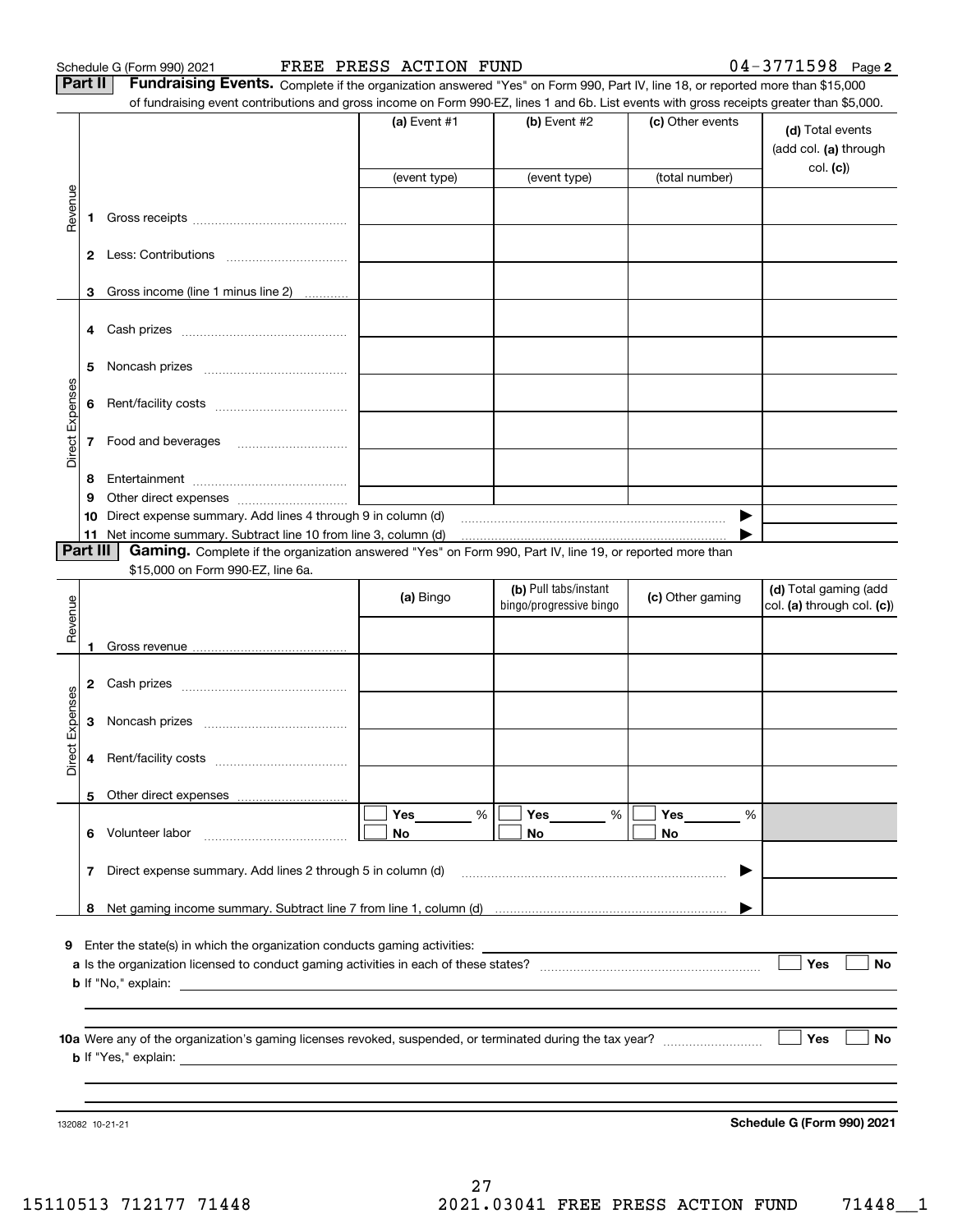Schedule G (Form 990) 2021 FREE PRESS ACTION FUND 04-3771598 Page 2

**Part II** **Fundraising Events.** Complete if the organization answered "Yes" on Form 990, Part IV, line 18, or reported more than $15,000 of fundraising event contributions and gross income on Form 990-EZ, lines 1 and 6b. List events with gross receipts greater than $5,000.

| | | (a) Event #1 | (b) Event #2 | (c) Other events | (d) Total events (add col. (a) through col. (c)) |
|---|---|---|---|---|---|
| | | (event type) | (event type) | (total number) | |
| Revenue | 1 Gross receipts | | | | |
| | 2 Less: Contributions | | | | |
| | 3 Gross income (line 1 minus line 2) | | | | |
| Direct Expenses | 4 Cash prizes | | | | |
| | 5 Noncash prizes | | | | |
| | 6 Rent/facility costs | | | | |
| | 7 Food and beverages | | | | |
| | 8 Entertainment | | | | |
| | 9 Other direct expenses | | | | |
| | 10 Direct expense summary. Add lines 4 through 9 in column (d) | | | ▶ | |
| | 11 Net income summary. Subtract line 10 from line 3, column (d) | | | ▶ | |

**Part III** **Gaming.** Complete if the organization answered "Yes" on Form 990, Part IV, line 19, or reported more than $15,000 on Form 990-EZ, line 6a.

| | | (a) Bingo | (b) Pull tabs/instant bingo/progressive bingo | (c) Other gaming | (d) Total gaming (add col. (a) through col. (c)) |
|---|---|---|---|---|---|
| Revenue | 1 Gross revenue | | | | |
| Direct Expenses | 2 Cash prizes | | | | |
| | 3 Noncash prizes | | | | |
| | 4 Rent/facility costs | | | | |
| | 5 Other direct expenses | | | | |
| | 6 Volunteer labor | ☐ Yes ____ % ☐ No | ☐ Yes ____ % ☐ No | ☐ Yes ____ % ☐ No | |
| | 7 Direct expense summary. Add lines 2 through 5 in column (d) | | | ▶ | |
| | 8 Net gaming income summary. Subtract line 7 from line 1, column (d) | | | ▶ | |

9 Enter the state(s) in which the organization conducts gaming activities:

a Is the organization licensed to conduct gaming activities in each of these states? ☐ Yes ☐ No

b If "No," explain:

10a Were any of the organization's gaming licenses revoked, suspended, or terminated during the tax year? ☐ Yes ☐ No

b If "Yes," explain:

132082 10-21-21 **Schedule G (Form 990) 2021**

15110513 712177 71448 2021.03041 FREE PRESS ACTION FUND 71448__1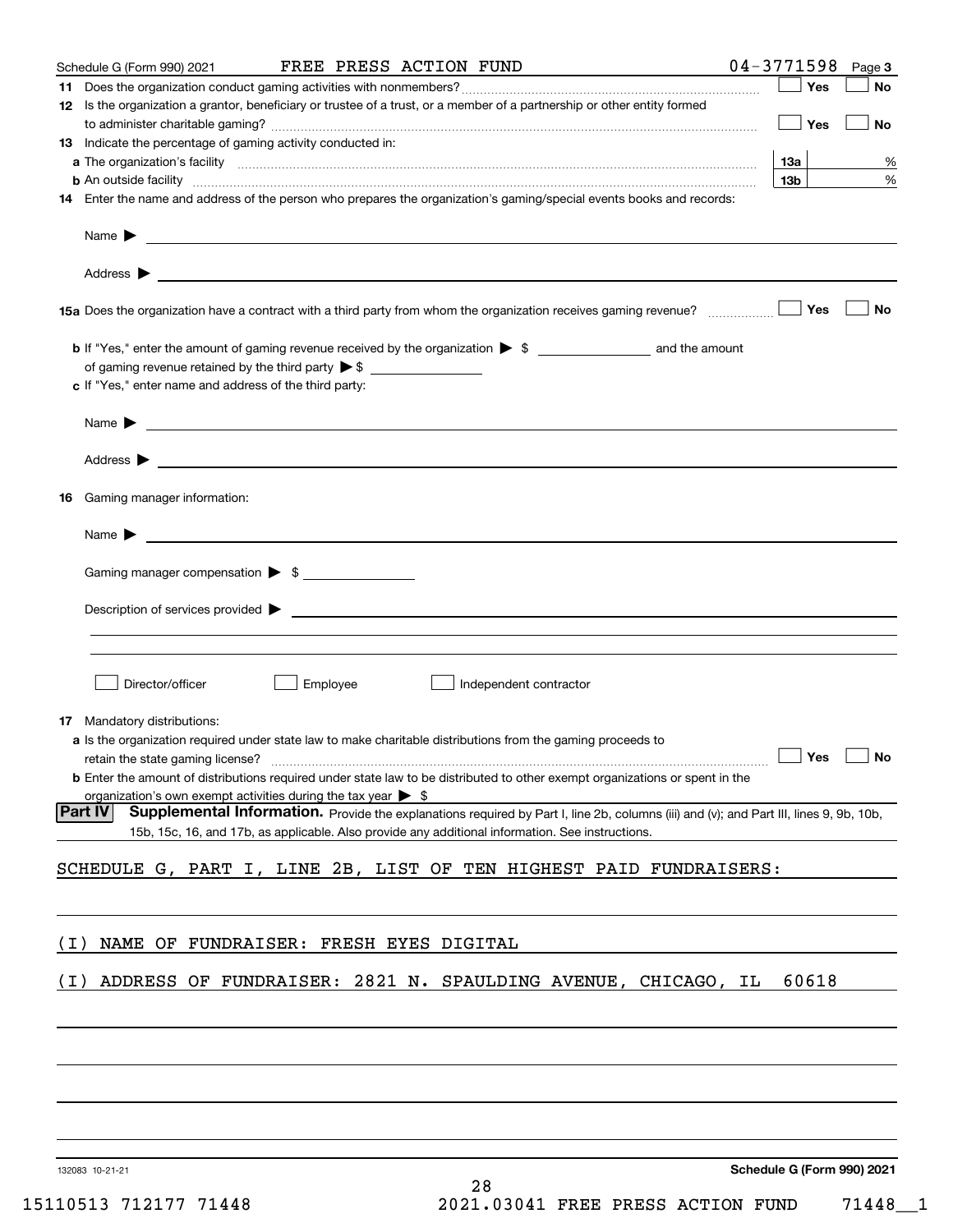Schedule G (Form 990) 2021 FREE PRESS ACTION FUND 04-3771598 Page 3

**11** Does the organization conduct gaming activities with nonmembers? ☐ Yes ☐ No

**12** Is the organization a grantor, beneficiary or trustee of a trust, or a member of a partnership or other entity formed to administer charitable gaming? ☐ Yes ☐ No

**13** Indicate the percentage of gaming activity conducted in:

**a** The organization's facility **13a** %

**b** An outside facility **13b** %

**14** Enter the name and address of the person who prepares the organization's gaming/special events books and records:

Name ▶

Address ▶

**15a** Does the organization have a contract with a third party from whom the organization receives gaming revenue? ☐ Yes ☐ No

**b** If "Yes," enter the amount of gaming revenue received by the organization ▶ $ ________ and the amount of gaming revenue retained by the third party ▶ $ ________

**c** If "Yes," enter name and address of the third party:

Name ▶

Address ▶

**16** Gaming manager information:

Name ▶

Gaming manager compensation ▶ $

Description of services provided ▶

☐ Director/officer ☐ Employee ☐ Independent contractor

**17** Mandatory distributions:

**a** Is the organization required under state law to make charitable distributions from the gaming proceeds to retain the state gaming license? ☐ Yes ☐ No

**b** Enter the amount of distributions required under state law to be distributed to other exempt organizations or spent in the organization's own exempt activities during the tax year ▶ $

**Part IV** **Supplemental Information.** Provide the explanations required by Part I, line 2b, columns (iii) and (v); and Part III, lines 9, 9b, 10b, 15b, 15c, 16, and 17b, as applicable. Also provide any additional information. See instructions.

SCHEDULE G, PART I, LINE 2B, LIST OF TEN HIGHEST PAID FUNDRAISERS:

(I) NAME OF FUNDRAISER: FRESH EYES DIGITAL

(I) ADDRESS OF FUNDRAISER: 2821 N. SPAULDING AVENUE, CHICAGO, IL 60618

132083 10-21-21 **Schedule G (Form 990) 2021**

15110513 712177 71448 2021.03041 FREE PRESS ACTION FUND 71448__1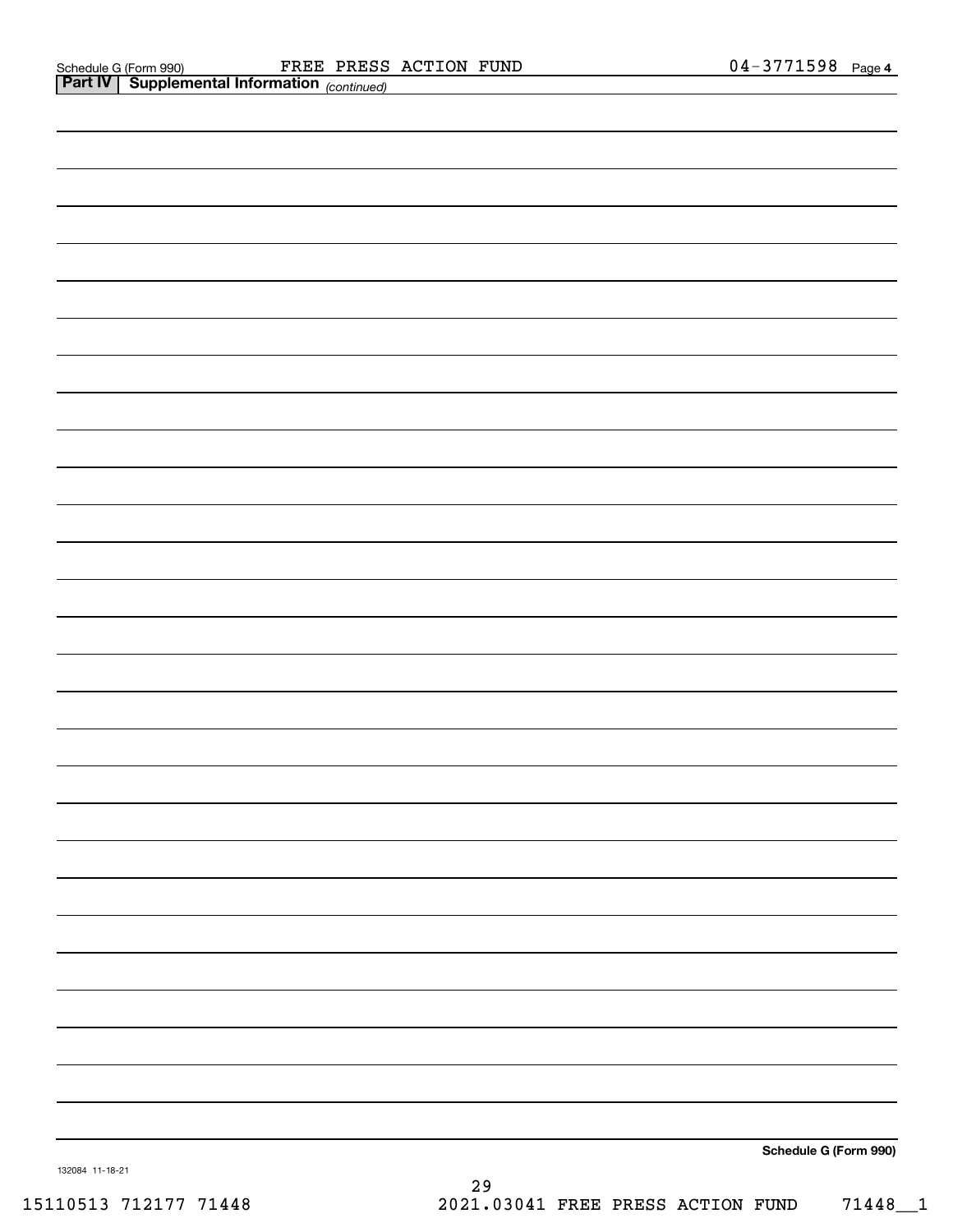**Part IV | Supplemental Information** *(continued)*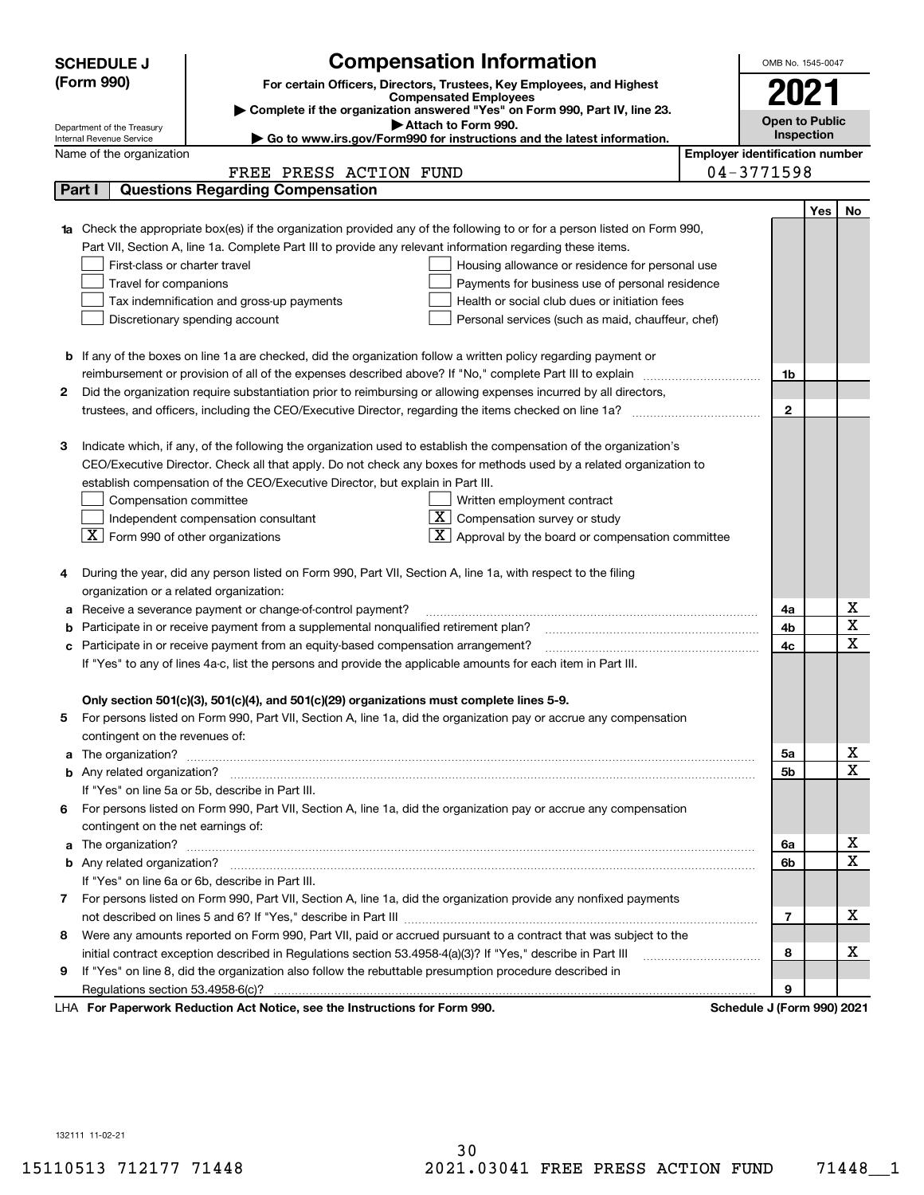**SCHEDULE J (Form 990)**

Department of the Treasury
Internal Revenue Service

# Compensation Information

**For certain Officers, Directors, Trustees, Key Employees, and Highest Compensated Employees**

▶ Complete if the organization answered "Yes" on Form 990, Part IV, line 23.
▶ Attach to Form 990.
▶ Go to www.irs.gov/Form990 for instructions and the latest information.

OMB No. 1545-0047

**2021**

**Open to Public Inspection**

Name of the organization: FREE PRESS ACTION FUND

Employer identification number: 04-3771598

## Part I Questions Regarding Compensation

| | | | Yes | No |
|---|---|---|---|---|
| **1a** | Check the appropriate box(es) if the organization provided any of the following to or for a person listed on Form 990, Part VII, Section A, line 1a. Complete Part III to provide any relevant information regarding these items.<br>☐ First-class or charter travel ☐ Housing allowance or residence for personal use<br>☐ Travel for companions ☐ Payments for business use of personal residence<br>☐ Tax indemnification and gross-up payments ☐ Health or social club dues or initiation fees<br>☐ Discretionary spending account ☐ Personal services (such as maid, chauffeur, chef) | | | |
| **b** | If any of the boxes on line 1a are checked, did the organization follow a written policy regarding payment or reimbursement or provision of all of the expenses described above? If "No," complete Part III to explain | 1b | | |
| **2** | Did the organization require substantiation prior to reimbursing or allowing expenses incurred by all directors, trustees, and officers, including the CEO/Executive Director, regarding the items checked on line 1a? | 2 | | |
| **3** | Indicate which, if any, of the following the organization used to establish the compensation of the organization's CEO/Executive Director. Check all that apply. Do not check any boxes for methods used by a related organization to establish compensation of the CEO/Executive Director, but explain in Part III.<br>☐ Compensation committee ☐ Written employment contract<br>☐ Independent compensation consultant ☒ Compensation survey or study<br>☒ Form 990 of other organizations ☒ Approval by the board or compensation committee | | | |
| **4** | During the year, did any person listed on Form 990, Part VII, Section A, line 1a, with respect to the filing organization or a related organization: | | | |
| **a** | Receive a severance payment or change-of-control payment? | 4a | | X |
| **b** | Participate in or receive payment from a supplemental nonqualified retirement plan? | 4b | | X |
| **c** | Participate in or receive payment from an equity-based compensation arrangement? | 4c | | X |
| | If "Yes" to any of lines 4a-c, list the persons and provide the applicable amounts for each item in Part III. | | | |
| | **Only section 501(c)(3), 501(c)(4), and 501(c)(29) organizations must complete lines 5-9.** | | | |
| **5** | For persons listed on Form 990, Part VII, Section A, line 1a, did the organization pay or accrue any compensation contingent on the revenues of: | | | |
| **a** | The organization? | 5a | | X |
| **b** | Any related organization? | 5b | | X |
| | If "Yes" on line 5a or 5b, describe in Part III. | | | |
| **6** | For persons listed on Form 990, Part VII, Section A, line 1a, did the organization pay or accrue any compensation contingent on the net earnings of: | | | |
| **a** | The organization? | 6a | | X |
| **b** | Any related organization? | 6b | | X |
| | If "Yes" on line 6a or 6b, describe in Part III. | | | |
| **7** | For persons listed on Form 990, Part VII, Section A, line 1a, did the organization provide any nonfixed payments not described on lines 5 and 6? If "Yes," describe in Part III | 7 | | X |
| **8** | Were any amounts reported on Form 990, Part VII, paid or accrued pursuant to a contract that was subject to the initial contract exception described in Regulations section 53.4958-4(a)(3)? If "Yes," describe in Part III | 8 | | X |
| **9** | If "Yes" on line 8, did the organization also follow the rebuttable presumption procedure described in Regulations section 53.4958-6(c)? | 9 | | |

LHA **For Paperwork Reduction Act Notice, see the Instructions for Form 990.** **Schedule J (Form 990) 2021**

132111 11-02-21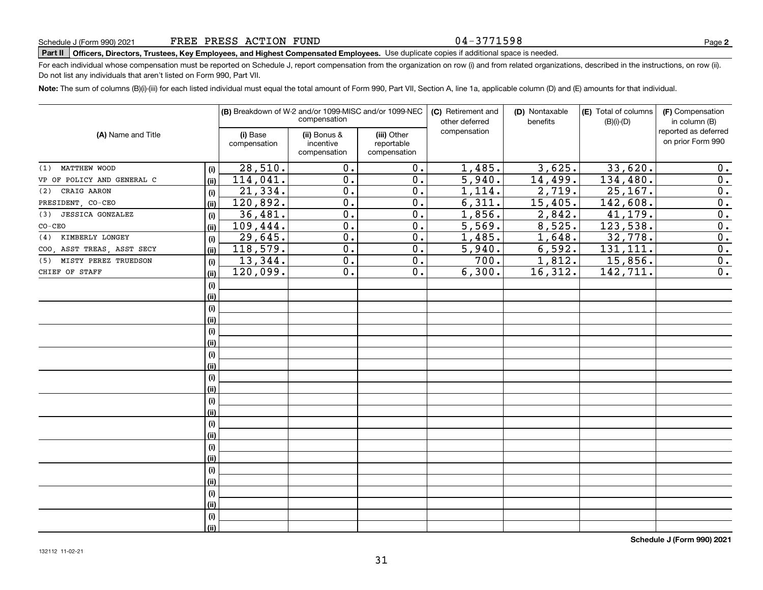Schedule J (Form 990) 2021 FREE PRESS ACTION FUND 04-3771598

**Part II Officers, Directors, Trustees, Key Employees, and Highest Compensated Employees.** Use duplicate copies if additional space is needed.

For each individual whose compensation must be reported on Schedule J, report compensation from the organization on row (i) and from related organizations, described in the instructions, on row (ii). Do not list any individuals that aren't listed on Form 990, Part VII.

**Note:** The sum of columns (B)(i)-(iii) for each listed individual must equal the total amount of Form 990, Part VII, Section A, line 1a, applicable column (D) and (E) amounts for that individual.

| (A) Name and Title | | (B) Breakdown of W-2 and/or 1099-MISC and/or 1099-NEC compensation | | | (C) Retirement and other deferred compensation | (D) Nontaxable benefits | (E) Total of columns (B)(i)-(D) | (F) Compensation in column (B) reported as deferred on prior Form 990 |
|---|---|---|---|---|---|---|---|---|
| | | (i) Base compensation | (ii) Bonus & incentive compensation | (iii) Other reportable compensation | | | | |
| (1) MATTHEW WOOD | (i) | 28,510. | 0. | 0. | 1,485. | 3,625. | 33,620. | 0. |
| VP OF POLICY AND GENERAL C | (ii) | 114,041. | 0. | 0. | 5,940. | 14,499. | 134,480. | 0. |
| (2) CRAIG AARON | (i) | 21,334. | 0. | 0. | 1,114. | 2,719. | 25,167. | 0. |
| PRESIDENT, CO-CEO | (ii) | 120,892. | 0. | 0. | 6,311. | 15,405. | 142,608. | 0. |
| (3) JESSICA GONZALEZ | (i) | 36,481. | 0. | 0. | 1,856. | 2,842. | 41,179. | 0. |
| CO-CEO | (ii) | 109,444. | 0. | 0. | 5,569. | 8,525. | 123,538. | 0. |
| (4) KIMBERLY LONGEY | (i) | 29,645. | 0. | 0. | 1,485. | 1,648. | 32,778. | 0. |
| COO, ASST TREAS, ASST SECY | (ii) | 118,579. | 0. | 0. | 5,940. | 6,592. | 131,111. | 0. |
| (5) MISTY PEREZ TRUEDSON | (i) | 13,344. | 0. | 0. | 700. | 1,812. | 15,856. | 0. |
| CHIEF OF STAFF | (ii) | 120,099. | 0. | 0. | 6,300. | 16,312. | 142,711. | 0. |
| | (i) | | | | | | | |
| | (ii) | | | | | | | |
| | (i) | | | | | | | |
| | (ii) | | | | | | | |
| | (i) | | | | | | | |
| | (ii) | | | | | | | |
| | (i) | | | | | | | |
| | (ii) | | | | | | | |
| | (i) | | | | | | | |
| | (ii) | | | | | | | |
| | (i) | | | | | | | |
| | (ii) | | | | | | | |
| | (i) | | | | | | | |
| | (ii) | | | | | | | |
| | (i) | | | | | | | |
| | (ii) | | | | | | | |
| | (i) | | | | | | | |
| | (ii) | | | | | | | |
| | (i) | | | | | | | |
| | (ii) | | | | | | | |
| | (i) | | | | | | | |
| | (ii) | | | | | | | |

**Schedule J (Form 990) 2021**

132112 11-02-21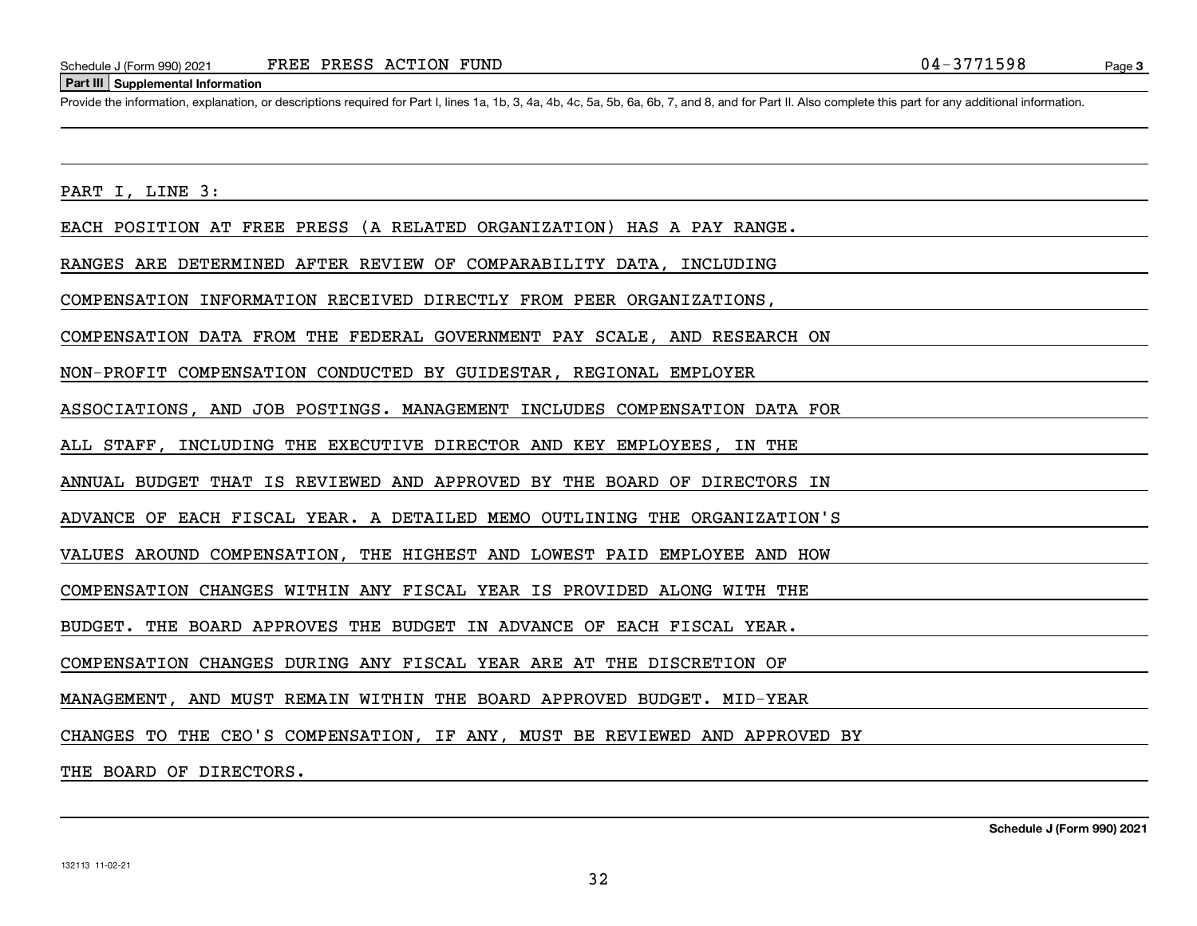Schedule J (Form 990) 2021 FREE PRESS ACTION FUND 04-3771598

## Part III Supplemental Information

Provide the information, explanation, or descriptions required for Part I, lines 1a, 1b, 3, 4a, 4b, 4c, 5a, 5b, 6a, 6b, 7, and 8, and for Part II. Also complete this part for any additional information.

PART I, LINE 3:

EACH POSITION AT FREE PRESS (A RELATED ORGANIZATION) HAS A PAY RANGE. RANGES ARE DETERMINED AFTER REVIEW OF COMPARABILITY DATA, INCLUDING COMPENSATION INFORMATION RECEIVED DIRECTLY FROM PEER ORGANIZATIONS, COMPENSATION DATA FROM THE FEDERAL GOVERNMENT PAY SCALE, AND RESEARCH ON NON-PROFIT COMPENSATION CONDUCTED BY GUIDESTAR, REGIONAL EMPLOYER ASSOCIATIONS, AND JOB POSTINGS. MANAGEMENT INCLUDES COMPENSATION DATA FOR ALL STAFF, INCLUDING THE EXECUTIVE DIRECTOR AND KEY EMPLOYEES, IN THE ANNUAL BUDGET THAT IS REVIEWED AND APPROVED BY THE BOARD OF DIRECTORS IN ADVANCE OF EACH FISCAL YEAR. A DETAILED MEMO OUTLINING THE ORGANIZATION'S VALUES AROUND COMPENSATION, THE HIGHEST AND LOWEST PAID EMPLOYEE AND HOW COMPENSATION CHANGES WITHIN ANY FISCAL YEAR IS PROVIDED ALONG WITH THE BUDGET. THE BOARD APPROVES THE BUDGET IN ADVANCE OF EACH FISCAL YEAR. COMPENSATION CHANGES DURING ANY FISCAL YEAR ARE AT THE DISCRETION OF MANAGEMENT, AND MUST REMAIN WITHIN THE BOARD APPROVED BUDGET. MID-YEAR CHANGES TO THE CEO'S COMPENSATION, IF ANY, MUST BE REVIEWED AND APPROVED BY THE BOARD OF DIRECTORS.

Schedule J (Form 990) 2021

132113 11-02-21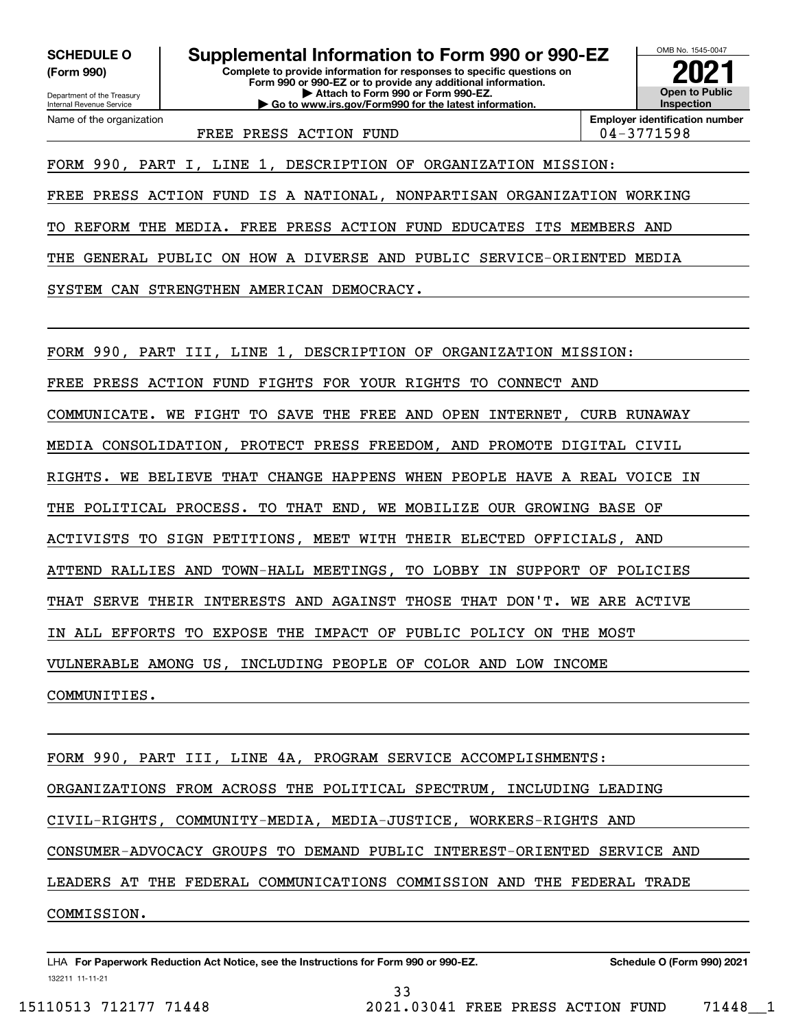**SCHEDULE O (Form 990)**

Department of the Treasury
Internal Revenue Service

# Supplemental Information to Form 990 or 990-EZ

**Complete to provide information for responses to specific questions on Form 990 or 990-EZ or to provide any additional information.**
**▶ Attach to Form 990 or Form 990-EZ.**
**▶ Go to www.irs.gov/Form990 for the latest information.**

OMB No. 1545-0047

**2021**

**Open to Public Inspection**

Name of the organization: FREE PRESS ACTION FUND

**Employer identification number** 04-3771598

FORM 990, PART I, LINE 1, DESCRIPTION OF ORGANIZATION MISSION:

FREE PRESS ACTION FUND IS A NATIONAL, NONPARTISAN ORGANIZATION WORKING TO REFORM THE MEDIA. FREE PRESS ACTION FUND EDUCATES ITS MEMBERS AND THE GENERAL PUBLIC ON HOW A DIVERSE AND PUBLIC SERVICE-ORIENTED MEDIA SYSTEM CAN STRENGTHEN AMERICAN DEMOCRACY.

FORM 990, PART III, LINE 1, DESCRIPTION OF ORGANIZATION MISSION:

FREE PRESS ACTION FUND FIGHTS FOR YOUR RIGHTS TO CONNECT AND COMMUNICATE. WE FIGHT TO SAVE THE FREE AND OPEN INTERNET, CURB RUNAWAY MEDIA CONSOLIDATION, PROTECT PRESS FREEDOM, AND PROMOTE DIGITAL CIVIL RIGHTS. WE BELIEVE THAT CHANGE HAPPENS WHEN PEOPLE HAVE A REAL VOICE IN THE POLITICAL PROCESS. TO THAT END, WE MOBILIZE OUR GROWING BASE OF ACTIVISTS TO SIGN PETITIONS, MEET WITH THEIR ELECTED OFFICIALS, AND ATTEND RALLIES AND TOWN-HALL MEETINGS, TO LOBBY IN SUPPORT OF POLICIES THAT SERVE THEIR INTERESTS AND AGAINST THOSE THAT DON'T. WE ARE ACTIVE IN ALL EFFORTS TO EXPOSE THE IMPACT OF PUBLIC POLICY ON THE MOST VULNERABLE AMONG US, INCLUDING PEOPLE OF COLOR AND LOW INCOME COMMUNITIES.

FORM 990, PART III, LINE 4A, PROGRAM SERVICE ACCOMPLISHMENTS:

ORGANIZATIONS FROM ACROSS THE POLITICAL SPECTRUM, INCLUDING LEADING CIVIL-RIGHTS, COMMUNITY-MEDIA, MEDIA-JUSTICE, WORKERS-RIGHTS AND CONSUMER-ADVOCACY GROUPS TO DEMAND PUBLIC INTEREST-ORIENTED SERVICE AND LEADERS AT THE FEDERAL COMMUNICATIONS COMMISSION AND THE FEDERAL TRADE COMMISSION.

LHA **For Paperwork Reduction Act Notice, see the Instructions for Form 990 or 990-EZ.** **Schedule O (Form 990) 2021**

132211 11-11-21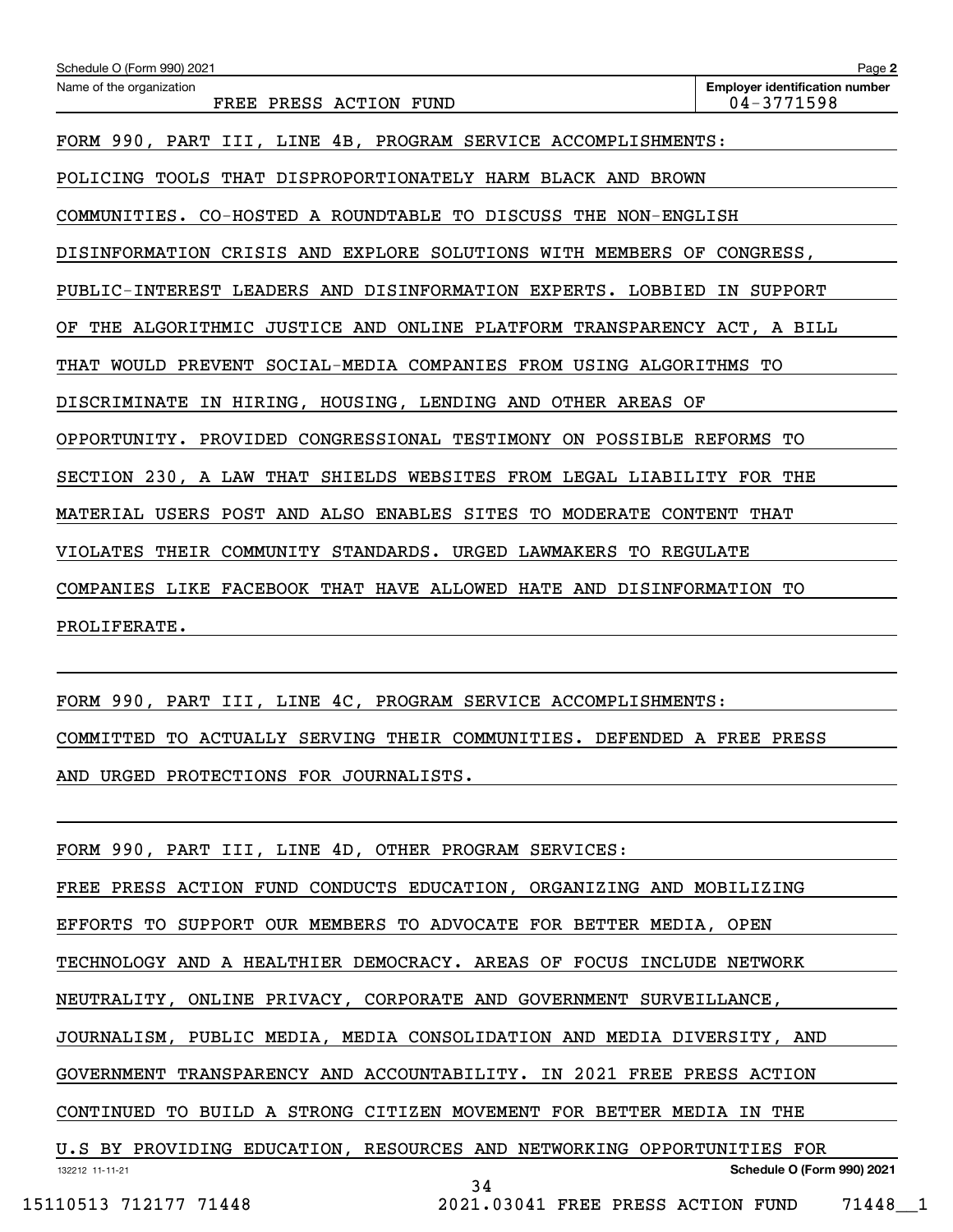Schedule O (Form 990) 2021

Name of the organization: FREE PRESS ACTION FUND

Employer identification number: 04-3771598

FORM 990, PART III, LINE 4B, PROGRAM SERVICE ACCOMPLISHMENTS:

POLICING TOOLS THAT DISPROPORTIONATELY HARM BLACK AND BROWN COMMUNITIES. CO-HOSTED A ROUNDTABLE TO DISCUSS THE NON-ENGLISH DISINFORMATION CRISIS AND EXPLORE SOLUTIONS WITH MEMBERS OF CONGRESS, PUBLIC-INTEREST LEADERS AND DISINFORMATION EXPERTS. LOBBIED IN SUPPORT OF THE ALGORITHMIC JUSTICE AND ONLINE PLATFORM TRANSPARENCY ACT, A BILL THAT WOULD PREVENT SOCIAL-MEDIA COMPANIES FROM USING ALGORITHMS TO DISCRIMINATE IN HIRING, HOUSING, LENDING AND OTHER AREAS OF OPPORTUNITY. PROVIDED CONGRESSIONAL TESTIMONY ON POSSIBLE REFORMS TO SECTION 230, A LAW THAT SHIELDS WEBSITES FROM LEGAL LIABILITY FOR THE MATERIAL USERS POST AND ALSO ENABLES SITES TO MODERATE CONTENT THAT VIOLATES THEIR COMMUNITY STANDARDS. URGED LAWMAKERS TO REGULATE COMPANIES LIKE FACEBOOK THAT HAVE ALLOWED HATE AND DISINFORMATION TO PROLIFERATE.

FORM 990, PART III, LINE 4C, PROGRAM SERVICE ACCOMPLISHMENTS:

COMMITTED TO ACTUALLY SERVING THEIR COMMUNITIES. DEFENDED A FREE PRESS AND URGED PROTECTIONS FOR JOURNALISTS.

FORM 990, PART III, LINE 4D, OTHER PROGRAM SERVICES:

FREE PRESS ACTION FUND CONDUCTS EDUCATION, ORGANIZING AND MOBILIZING EFFORTS TO SUPPORT OUR MEMBERS TO ADVOCATE FOR BETTER MEDIA, OPEN TECHNOLOGY AND A HEALTHIER DEMOCRACY. AREAS OF FOCUS INCLUDE NETWORK NEUTRALITY, ONLINE PRIVACY, CORPORATE AND GOVERNMENT SURVEILLANCE, JOURNALISM, PUBLIC MEDIA, MEDIA CONSOLIDATION AND MEDIA DIVERSITY, AND GOVERNMENT TRANSPARENCY AND ACCOUNTABILITY. IN 2021 FREE PRESS ACTION CONTINUED TO BUILD A STRONG CITIZEN MOVEMENT FOR BETTER MEDIA IN THE U.S BY PROVIDING EDUCATION, RESOURCES AND NETWORKING OPPORTUNITIES FOR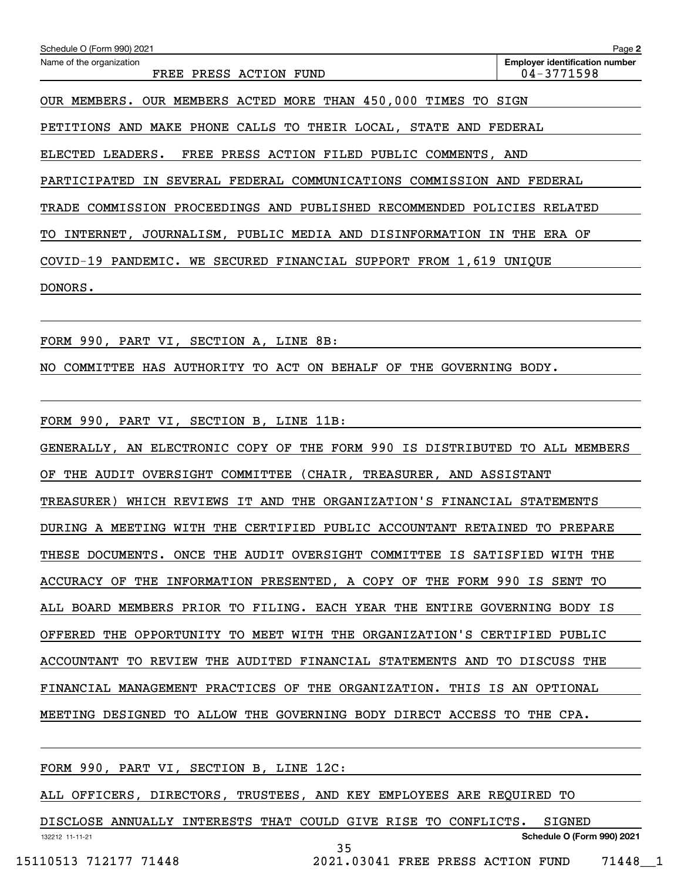Schedule O (Form 990) 2021

Name of the organization: FREE PRESS ACTION FUND

Employer identification number: 04-3771598

OUR MEMBERS. OUR MEMBERS ACTED MORE THAN 450,000 TIMES TO SIGN PETITIONS AND MAKE PHONE CALLS TO THEIR LOCAL, STATE AND FEDERAL ELECTED LEADERS. FREE PRESS ACTION FILED PUBLIC COMMENTS, AND PARTICIPATED IN SEVERAL FEDERAL COMMUNICATIONS COMMISSION AND FEDERAL TRADE COMMISSION PROCEEDINGS AND PUBLISHED RECOMMENDED POLICIES RELATED TO INTERNET, JOURNALISM, PUBLIC MEDIA AND DISINFORMATION IN THE ERA OF COVID-19 PANDEMIC. WE SECURED FINANCIAL SUPPORT FROM 1,619 UNIQUE DONORS.

FORM 990, PART VI, SECTION A, LINE 8B:

NO COMMITTEE HAS AUTHORITY TO ACT ON BEHALF OF THE GOVERNING BODY.

FORM 990, PART VI, SECTION B, LINE 11B:

GENERALLY, AN ELECTRONIC COPY OF THE FORM 990 IS DISTRIBUTED TO ALL MEMBERS OF THE AUDIT OVERSIGHT COMMITTEE (CHAIR, TREASURER, AND ASSISTANT TREASURER) WHICH REVIEWS IT AND THE ORGANIZATION'S FINANCIAL STATEMENTS DURING A MEETING WITH THE CERTIFIED PUBLIC ACCOUNTANT RETAINED TO PREPARE THESE DOCUMENTS. ONCE THE AUDIT OVERSIGHT COMMITTEE IS SATISFIED WITH THE ACCURACY OF THE INFORMATION PRESENTED, A COPY OF THE FORM 990 IS SENT TO ALL BOARD MEMBERS PRIOR TO FILING. EACH YEAR THE ENTIRE GOVERNING BODY IS OFFERED THE OPPORTUNITY TO MEET WITH THE ORGANIZATION'S CERTIFIED PUBLIC ACCOUNTANT TO REVIEW THE AUDITED FINANCIAL STATEMENTS AND TO DISCUSS THE FINANCIAL MANAGEMENT PRACTICES OF THE ORGANIZATION. THIS IS AN OPTIONAL MEETING DESIGNED TO ALLOW THE GOVERNING BODY DIRECT ACCESS TO THE CPA.

FORM 990, PART VI, SECTION B, LINE 12C:

ALL OFFICERS, DIRECTORS, TRUSTEES, AND KEY EMPLOYEES ARE REQUIRED TO DISCLOSE ANNUALLY INTERESTS THAT COULD GIVE RISE TO CONFLICTS. SIGNED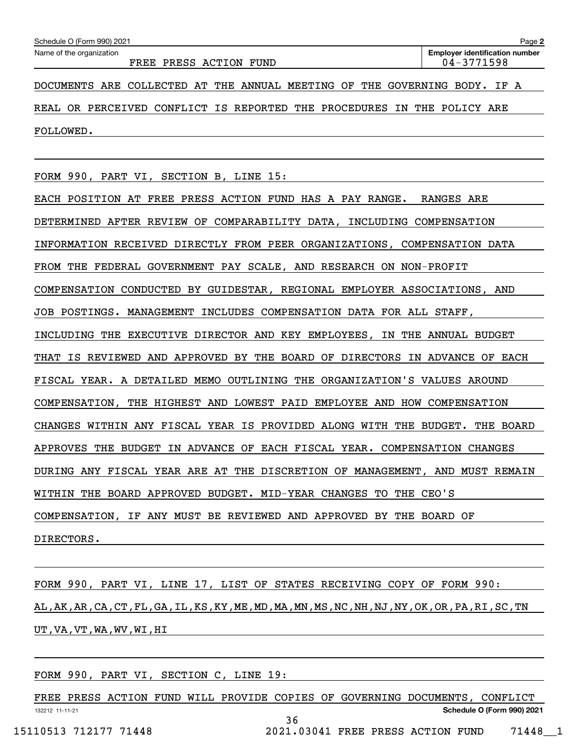Schedule O (Form 990) 2021

Name of the organization: FREE PRESS ACTION FUND

Employer identification number: 04-3771598

DOCUMENTS ARE COLLECTED AT THE ANNUAL MEETING OF THE GOVERNING BODY. IF A REAL OR PERCEIVED CONFLICT IS REPORTED THE PROCEDURES IN THE POLICY ARE FOLLOWED.

FORM 990, PART VI, SECTION B, LINE 15:

EACH POSITION AT FREE PRESS ACTION FUND HAS A PAY RANGE.  RANGES ARE DETERMINED AFTER REVIEW OF COMPARABILITY DATA, INCLUDING COMPENSATION INFORMATION RECEIVED DIRECTLY FROM PEER ORGANIZATIONS, COMPENSATION DATA FROM THE FEDERAL GOVERNMENT PAY SCALE, AND RESEARCH ON NON-PROFIT COMPENSATION CONDUCTED BY GUIDESTAR, REGIONAL EMPLOYER ASSOCIATIONS, AND JOB POSTINGS. MANAGEMENT INCLUDES COMPENSATION DATA FOR ALL STAFF, INCLUDING THE EXECUTIVE DIRECTOR AND KEY EMPLOYEES, IN THE ANNUAL BUDGET THAT IS REVIEWED AND APPROVED BY THE BOARD OF DIRECTORS IN ADVANCE OF EACH FISCAL YEAR. A DETAILED MEMO OUTLINING THE ORGANIZATION'S VALUES AROUND COMPENSATION, THE HIGHEST AND LOWEST PAID EMPLOYEE AND HOW COMPENSATION CHANGES WITHIN ANY FISCAL YEAR IS PROVIDED ALONG WITH THE BUDGET. THE BOARD APPROVES THE BUDGET IN ADVANCE OF EACH FISCAL YEAR. COMPENSATION CHANGES DURING ANY FISCAL YEAR ARE AT THE DISCRETION OF MANAGEMENT, AND MUST REMAIN WITHIN THE BOARD APPROVED BUDGET. MID-YEAR CHANGES TO THE CEO'S COMPENSATION, IF ANY MUST BE REVIEWED AND APPROVED BY THE BOARD OF DIRECTORS.

FORM 990, PART VI, LINE 17, LIST OF STATES RECEIVING COPY OF FORM 990:

AL,AK,AR,CA,CT,FL,GA,IL,KS,KY,ME,MD,MA,MN,MS,NC,NH,NJ,NY,OK,OR,PA,RI,SC,TN UT,VA,VT,WA,WV,WI,HI

FORM 990, PART VI, SECTION C, LINE 19:

FREE PRESS ACTION FUND WILL PROVIDE COPIES OF GOVERNING DOCUMENTS, CONFLICT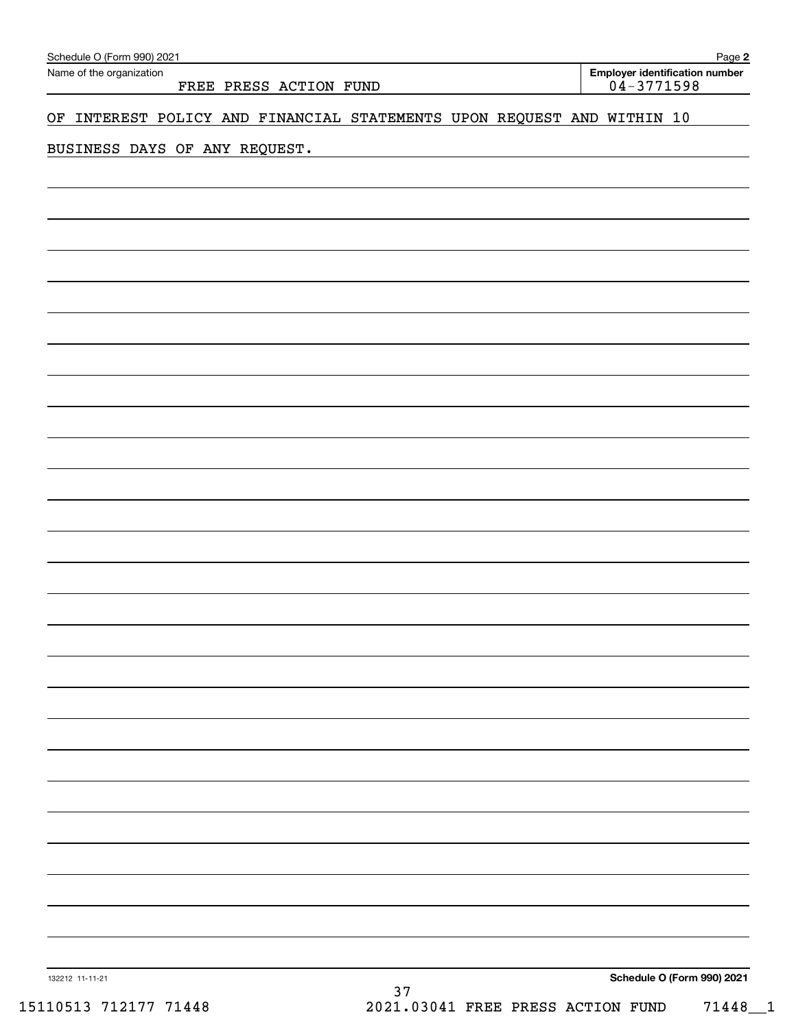Name of the organization: FREE PRESS ACTION FUND

Employer identification number: 04-3771598

OF INTEREST POLICY AND FINANCIAL STATEMENTS UPON REQUEST AND WITHIN 10

BUSINESS DAYS OF ANY REQUEST.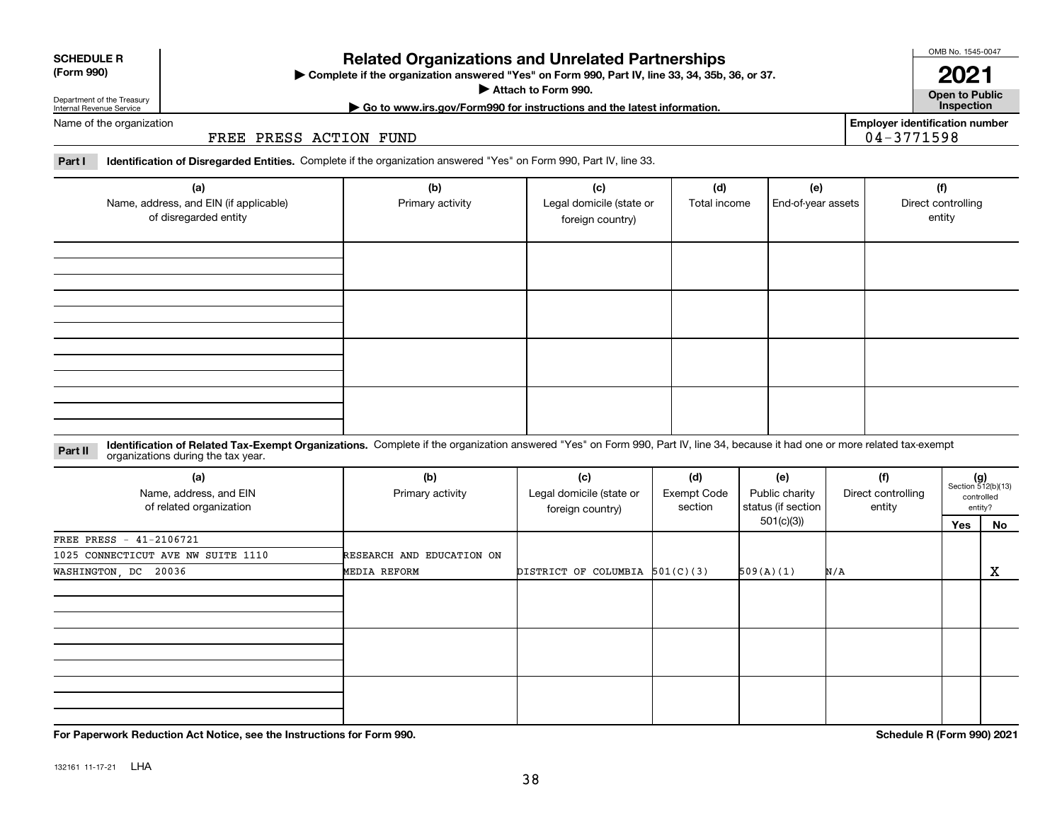**SCHEDULE R (Form 990)**

Department of the Treasury Internal Revenue Service

# Related Organizations and Unrelated Partnerships

▶ Complete if the organization answered "Yes" on Form 990, Part IV, line 33, 34, 35b, 36, or 37.

▶ Attach to Form 990.

▶ Go to www.irs.gov/Form990 for instructions and the latest information.

OMB No. 1545-0047

**2021**

**Open to Public Inspection**

Name of the organization: FREE PRESS ACTION FUND

Employer identification number: 04-3771598

**Part I Identification of Disregarded Entities.** Complete if the organization answered "Yes" on Form 990, Part IV, line 33.

| (a) Name, address, and EIN (if applicable) of disregarded entity | (b) Primary activity | (c) Legal domicile (state or foreign country) | (d) Total income | (e) End-of-year assets | (f) Direct controlling entity |
|---|---|---|---|---|---|
| | | | | | |
| | | | | | |
| | | | | | |
| | | | | | |

**Part II Identification of Related Tax-Exempt Organizations.** Complete if the organization answered "Yes" on Form 990, Part IV, line 34, because it had one or more related tax-exempt organizations during the tax year.

| (a) Name, address, and EIN of related organization | (b) Primary activity | (c) Legal domicile (state or foreign country) | (d) Exempt Code section | (e) Public charity status (if section 501(c)(3)) | (f) Direct controlling entity | (g) Section 512(b)(13) controlled entity? Yes | No |
|---|---|---|---|---|---|---|---|
| FREE PRESS - 41-2106721<br>1025 CONNECTICUT AVE NW SUITE 1110<br>WASHINGTON, DC 20036 | RESEARCH AND EDUCATION ON MEDIA REFORM | DISTRICT OF COLUMBIA | 501(C)(3) | 509(A)(1) | N/A | | X |
| | | | | | | | |
| | | | | | | | |
| | | | | | | | |

**For Paperwork Reduction Act Notice, see the Instructions for Form 990.**

**Schedule R (Form 990) 2021**

132161 11-17-21 LHA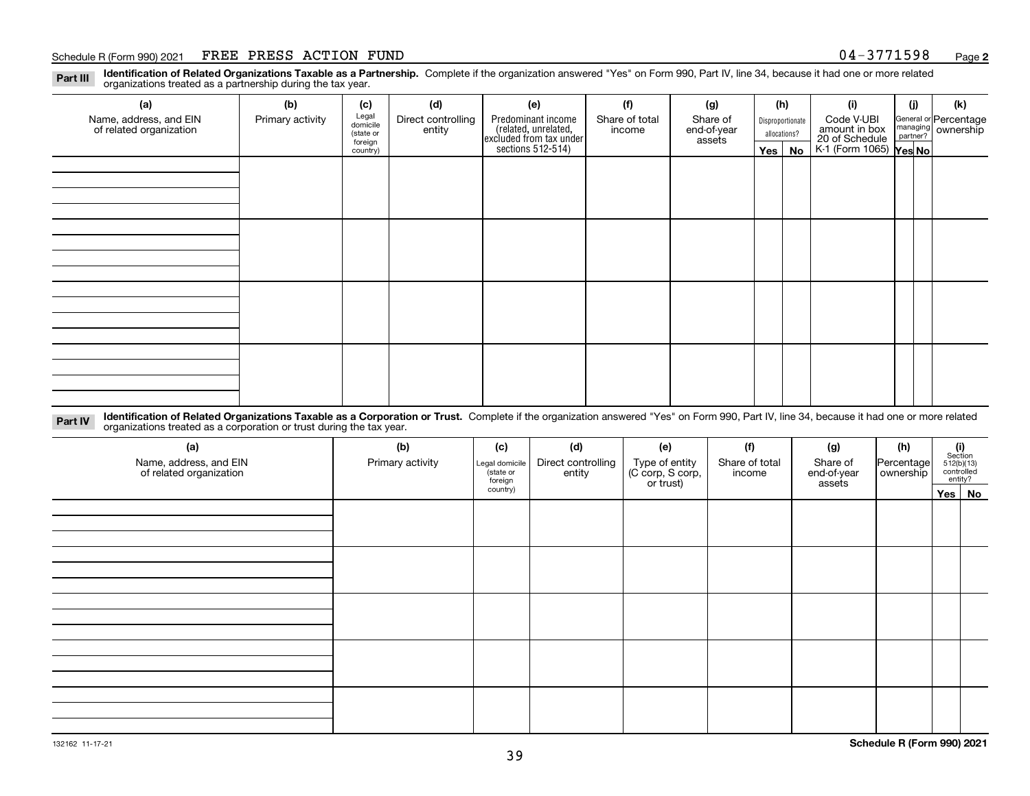Schedule R (Form 990) 2021 FREE PRESS ACTION FUND 04-3771598

**Part III** **Identification of Related Organizations Taxable as a Partnership.** Complete if the organization answered "Yes" on Form 990, Part IV, line 34, because it had one or more related organizations treated as a partnership during the tax year.

| (a) Name, address, and EIN of related organization | (b) Primary activity | (c) Legal domicile (state or foreign country) | (d) Direct controlling entity | (e) Predominant income (related, unrelated, excluded from tax under sections 512-514) | (f) Share of total income | (g) Share of end-of-year assets | (h) Disproportionate allocations? Yes | No | (i) Code V-UBI amount in box 20 of Schedule K-1 (Form 1065) | (j) General or managing partner? Yes | No | (k) Percentage ownership |
|---|---|---|---|---|---|---|---|---|---|---|---|---|
| | | | | | | | | | | | | |
| | | | | | | | | | | | | |
| | | | | | | | | | | | | |
| | | | | | | | | | | | | |

**Part IV** **Identification of Related Organizations Taxable as a Corporation or Trust.** Complete if the organization answered "Yes" on Form 990, Part IV, line 34, because it had one or more related organizations treated as a corporation or trust during the tax year.

| (a) Name, address, and EIN of related organization | (b) Primary activity | (c) Legal domicile (state or foreign country) | (d) Direct controlling entity | (e) Type of entity (C corp, S corp, or trust) | (f) Share of total income | (g) Share of end-of-year assets | (h) Percentage ownership | (i) Section 512(b)(13) controlled entity? Yes | No |
|---|---|---|---|---|---|---|---|---|---|
| | | | | | | | | | |
| | | | | | | | | | |
| | | | | | | | | | |
| | | | | | | | | | |
| | | | | | | | | | |

132162 11-17-21 **Schedule R (Form 990) 2021**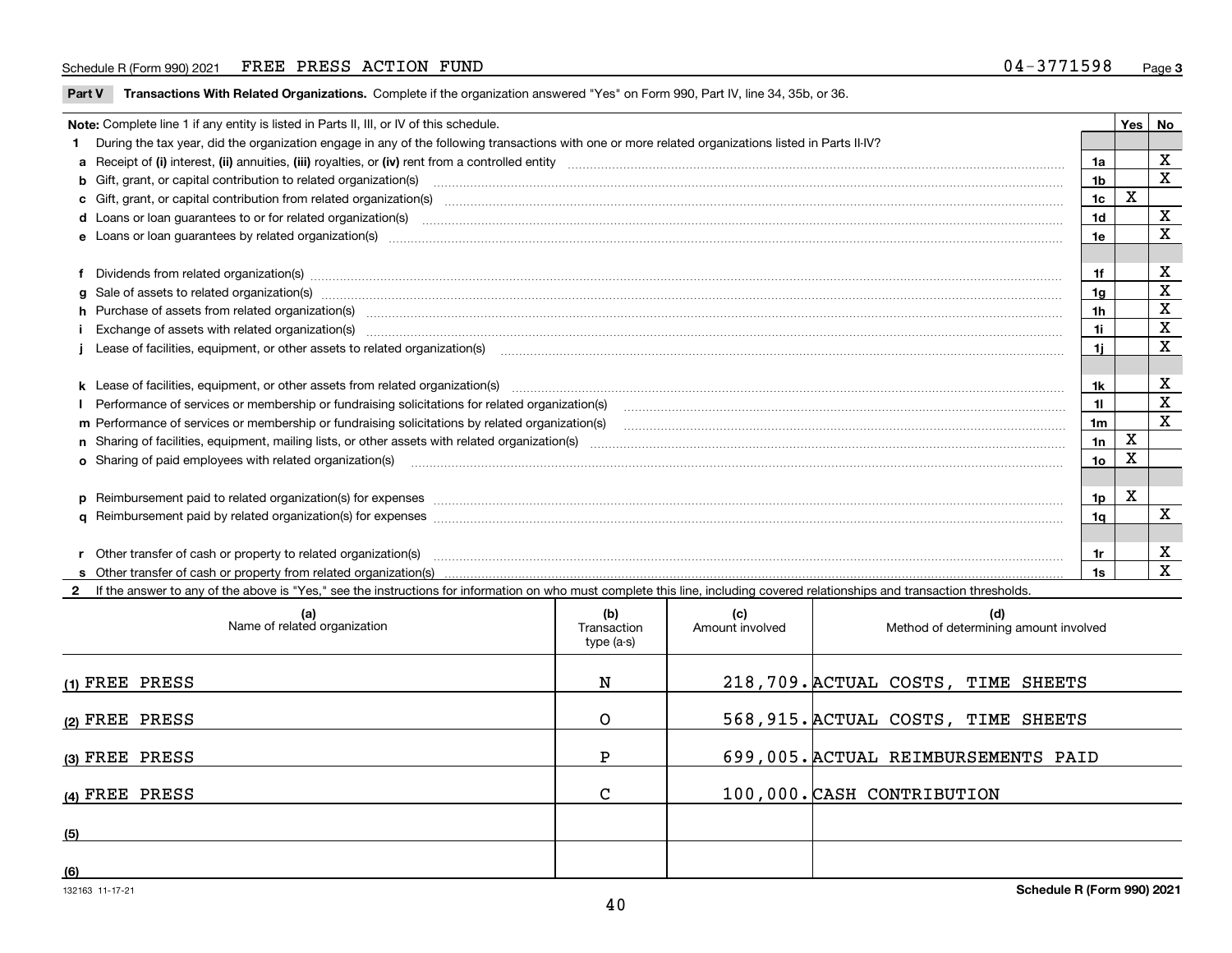Schedule R (Form 990) 2021 FREE PRESS ACTION FUND 04-3771598 Page 3

**Part V** **Transactions With Related Organizations.** Complete if the organization answered "Yes" on Form 990, Part IV, line 34, 35b, or 36.

| Note: Complete line 1 if any entity is listed in Parts II, III, or IV of this schedule. | | Yes | No |
|---|---|---|---|
| **1** During the tax year, did the organization engage in any of the following transactions with one or more related organizations listed in Parts II-IV? | | | |
| **a** Receipt of **(i)** interest, **(ii)** annuities, **(iii)** royalties, or **(iv)** rent from a controlled entity | 1a | | X |
| **b** Gift, grant, or capital contribution to related organization(s) | 1b | | X |
| **c** Gift, grant, or capital contribution from related organization(s) | 1c | X | |
| **d** Loans or loan guarantees to or for related organization(s) | 1d | | X |
| **e** Loans or loan guarantees by related organization(s) | 1e | | X |
| **f** Dividends from related organization(s) | 1f | | X |
| **g** Sale of assets to related organization(s) | 1g | | X |
| **h** Purchase of assets from related organization(s) | 1h | | X |
| **i** Exchange of assets with related organization(s) | 1i | | X |
| **j** Lease of facilities, equipment, or other assets to related organization(s) | 1j | | X |
| **k** Lease of facilities, equipment, or other assets from related organization(s) | 1k | | X |
| **l** Performance of services or membership or fundraising solicitations for related organization(s) | 1l | | X |
| **m** Performance of services or membership or fundraising solicitations by related organization(s) | 1m | | X |
| **n** Sharing of facilities, equipment, mailing lists, or other assets with related organization(s) | 1n | X | |
| **o** Sharing of paid employees with related organization(s) | 1o | X | |
| **p** Reimbursement paid to related organization(s) for expenses | 1p | X | |
| **q** Reimbursement paid by related organization(s) for expenses | 1q | | X |
| **r** Other transfer of cash or property to related organization(s) | 1r | | X |
| **s** Other transfer of cash or property from related organization(s) | 1s | | X |

**2** If the answer to any of the above is "Yes," see the instructions for information on who must complete this line, including covered relationships and transaction thresholds.

| | (a) Name of related organization | (b) Transaction type (a-s) | (c) Amount involved | (d) Method of determining amount involved |
|---|---|---|---|---|
| (1) | FREE PRESS | N | 218,709. | ACTUAL COSTS, TIME SHEETS |
| (2) | FREE PRESS | O | 568,915. | ACTUAL COSTS, TIME SHEETS |
| (3) | FREE PRESS | P | 699,005. | ACTUAL REIMBURSEMENTS PAID |
| (4) | FREE PRESS | C | 100,000. | CASH CONTRIBUTION |
| (5) | | | | |
| (6) | | | | |

132163 11-17-21 **Schedule R (Form 990) 2021**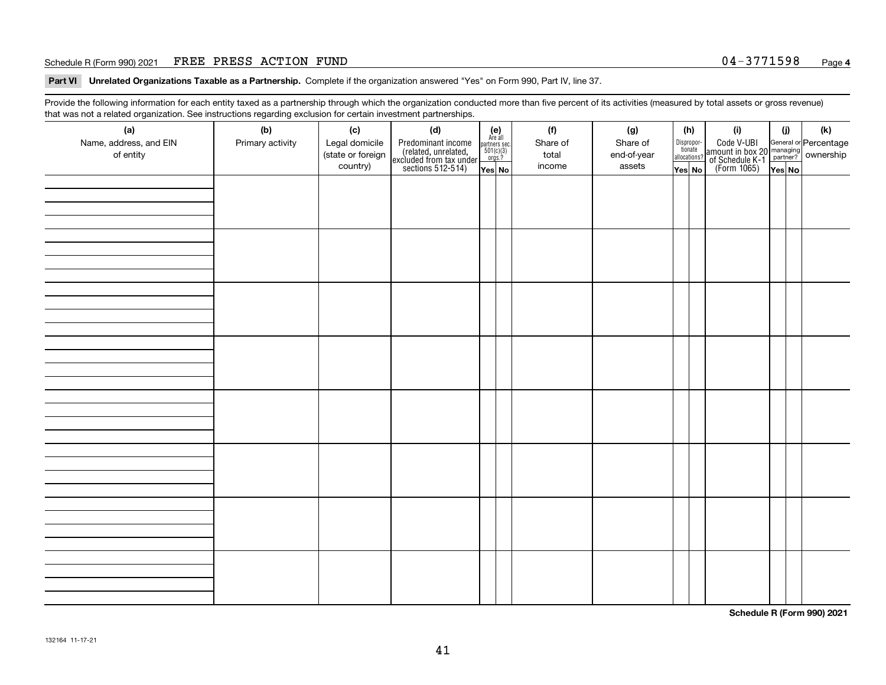Schedule R (Form 990) 2021 FREE PRESS ACTION FUND 04-3771598

## Part VI Unrelated Organizations Taxable as a Partnership.

Complete if the organization answered "Yes" on Form 990, Part IV, line 37.

Provide the following information for each entity taxed as a partnership through which the organization conducted more than five percent of its activities (measured by total assets or gross revenue) that was not a related organization. See instructions regarding exclusion for certain investment partnerships.

| (a) Name, address, and EIN of entity | (b) Primary activity | (c) Legal domicile (state or foreign country) | (d) Predominant income (related, unrelated, excluded from tax under sections 512-514) | (e) Are all partners sec. 501(c)(3) orgs.? | | (f) Share of total income | (g) Share of end-of-year assets | (h) Disproportionate allocations? | | (i) Code V-UBI amount in box 20 of Schedule K-1 (Form 1065) | (j) General or managing partner? | | (k) Percentage ownership |
|---|---|---|---|---|---|---|---|---|---|---|---|---|---|
| | | | | Yes | No | | | Yes | No | | Yes | No | |
| | | | | | | | | | | | | | |
| | | | | | | | | | | | | | |
| | | | | | | | | | | | | | |
| | | | | | | | | | | | | | |
| | | | | | | | | | | | | | |
| | | | | | | | | | | | | | |
| | | | | | | | | | | | | | |
| | | | | | | | | | | | | | |

Schedule R (Form 990) 2021

132164 11-17-21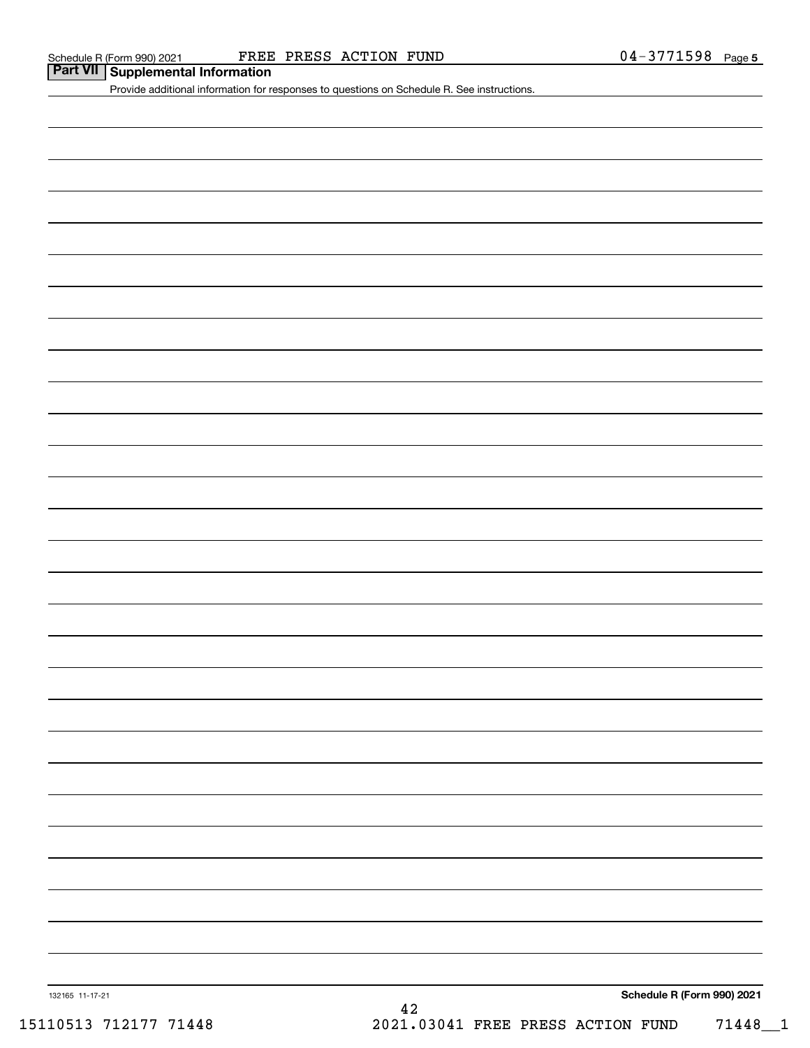Schedule R (Form 990) 2021 FREE PRESS ACTION FUND 04-3771598

## Part VII Supplemental Information

Provide additional information for responses to questions on Schedule R. See instructions.

132165 11-17-21

**Schedule R (Form 990) 2021**

15110513 712177 71448 2021.03041 FREE PRESS ACTION FUND 71448__1